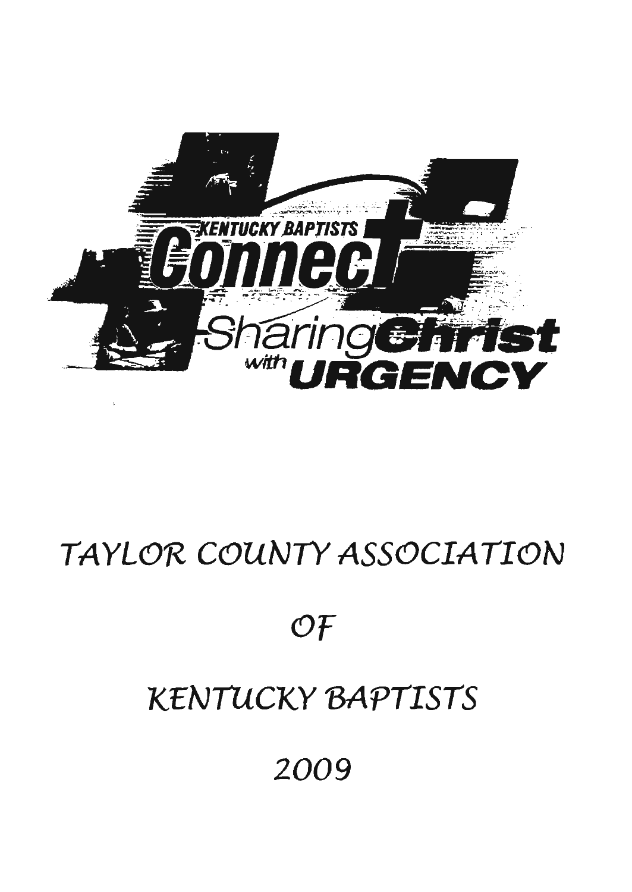KENTUCKY BAPTISTS

Connect

Sharing Christ with URGENCY

# TAYLOR COUNTY ASSOCIATION

# OF

# KENTUCKY BAPTISTS

# 2009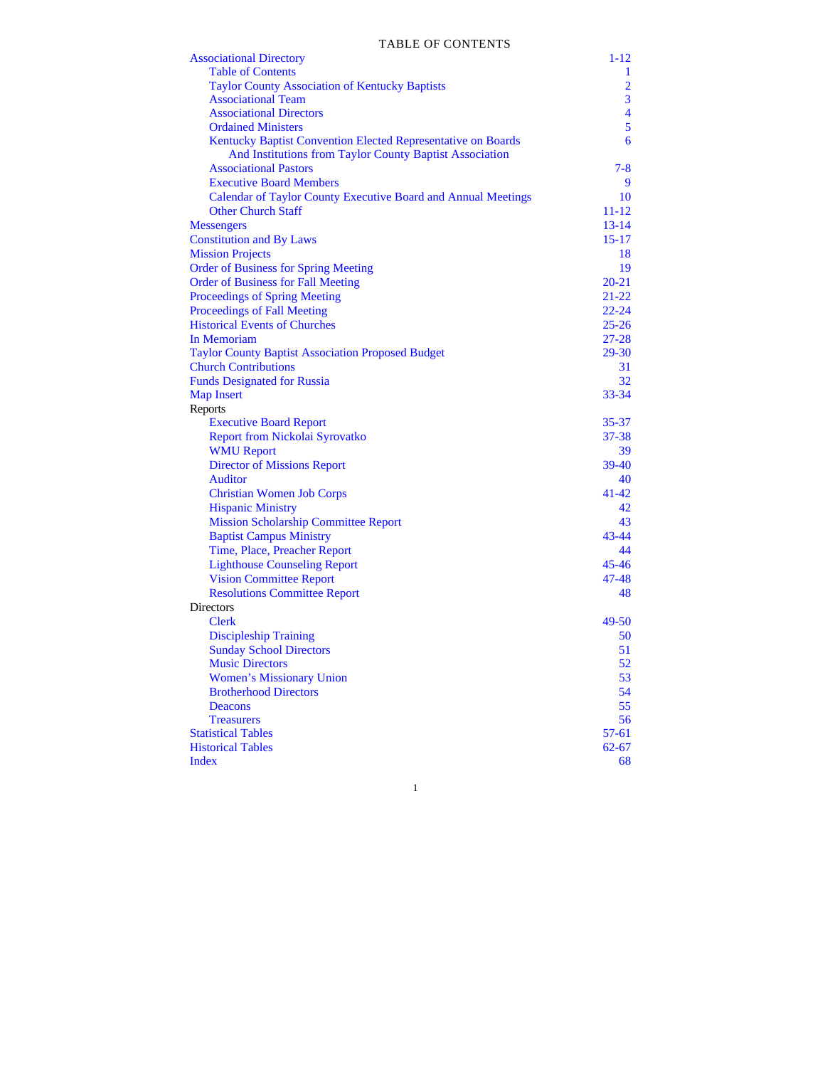# TABLE OF CONTENTS

| | |
|---|---|
| Associational Directory | 1-12 |
| &nbsp;&nbsp;&nbsp;&nbsp;Table of Contents | 1 |
| &nbsp;&nbsp;&nbsp;&nbsp;Taylor County Association of Kentucky Baptists | 2 |
| &nbsp;&nbsp;&nbsp;&nbsp;Associational Team | 3 |
| &nbsp;&nbsp;&nbsp;&nbsp;Associational Directors | 4 |
| &nbsp;&nbsp;&nbsp;&nbsp;Ordained Ministers | 5 |
| &nbsp;&nbsp;&nbsp;&nbsp;Kentucky Baptist Convention Elected Representative on Boards And Institutions from Taylor County Baptist Association | 6 |
| &nbsp;&nbsp;&nbsp;&nbsp;Associational Pastors | 7-8 |
| &nbsp;&nbsp;&nbsp;&nbsp;Executive Board Members | 9 |
| &nbsp;&nbsp;&nbsp;&nbsp;Calendar of Taylor County Executive Board and Annual Meetings | 10 |
| &nbsp;&nbsp;&nbsp;&nbsp;Other Church Staff | 11-12 |
| Messengers | 13-14 |
| Constitution and By Laws | 15-17 |
| Mission Projects | 18 |
| Order of Business for Spring Meeting | 19 |
| Order of Business for Fall Meeting | 20-21 |
| Proceedings of Spring Meeting | 21-22 |
| Proceedings of Fall Meeting | 22-24 |
| Historical Events of Churches | 25-26 |
| In Memoriam | 27-28 |
| Taylor County Baptist Association Proposed Budget | 29-30 |
| Church Contributions | 31 |
| Funds Designated for Russia | 32 |
| Map Insert | 33-34 |
| Reports | |
| &nbsp;&nbsp;&nbsp;&nbsp;Executive Board Report | 35-37 |
| &nbsp;&nbsp;&nbsp;&nbsp;Report from Nickolai Syrovatko | 37-38 |
| &nbsp;&nbsp;&nbsp;&nbsp;WMU Report | 39 |
| &nbsp;&nbsp;&nbsp;&nbsp;Director of Missions Report | 39-40 |
| &nbsp;&nbsp;&nbsp;&nbsp;Auditor | 40 |
| &nbsp;&nbsp;&nbsp;&nbsp;Christian Women Job Corps | 41-42 |
| &nbsp;&nbsp;&nbsp;&nbsp;Hispanic Ministry | 42 |
| &nbsp;&nbsp;&nbsp;&nbsp;Mission Scholarship Committee Report | 43 |
| &nbsp;&nbsp;&nbsp;&nbsp;Baptist Campus Ministry | 43-44 |
| &nbsp;&nbsp;&nbsp;&nbsp;Time, Place, Preacher Report | 44 |
| &nbsp;&nbsp;&nbsp;&nbsp;Lighthouse Counseling Report | 45-46 |
| &nbsp;&nbsp;&nbsp;&nbsp;Vision Committee Report | 47-48 |
| &nbsp;&nbsp;&nbsp;&nbsp;Resolutions Committee Report | 48 |
| Directors | |
| &nbsp;&nbsp;&nbsp;&nbsp;Clerk | 49-50 |
| &nbsp;&nbsp;&nbsp;&nbsp;Discipleship Training | 50 |
| &nbsp;&nbsp;&nbsp;&nbsp;Sunday School Directors | 51 |
| &nbsp;&nbsp;&nbsp;&nbsp;Music Directors | 52 |
| &nbsp;&nbsp;&nbsp;&nbsp;Women's Missionary Union | 53 |
| &nbsp;&nbsp;&nbsp;&nbsp;Brotherhood Directors | 54 |
| &nbsp;&nbsp;&nbsp;&nbsp;Deacons | 55 |
| &nbsp;&nbsp;&nbsp;&nbsp;Treasurers | 56 |
| Statistical Tables | 57-61 |
| Historical Tables | 62-67 |
| Index | 68 |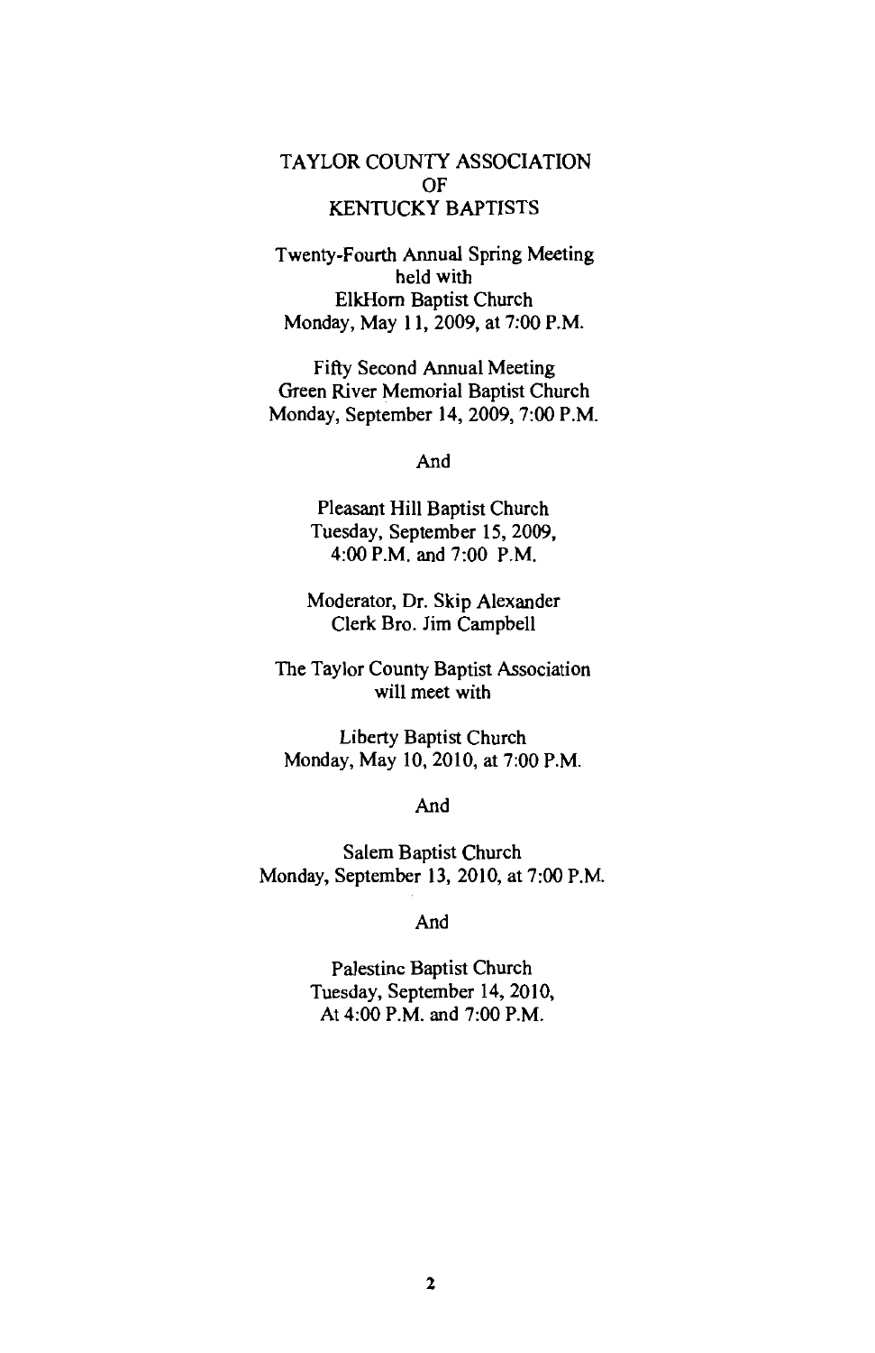# TAYLOR COUNTY ASSOCIATION OF KENTUCKY BAPTISTS

Twenty-Fourth Annual Spring Meeting
held with
ElkHorn Baptist Church
Monday, May 11, 2009, at 7:00 P.M.

Fifty Second Annual Meeting
Green River Memorial Baptist Church
Monday, September 14, 2009, 7:00 P.M.

And

Pleasant Hill Baptist Church
Tuesday, September 15, 2009,
4:00 P.M. and 7:00 P.M.

Moderator, Dr. Skip Alexander
Clerk Bro. Jim Campbell

The Taylor County Baptist Association
will meet with

Liberty Baptist Church
Monday, May 10, 2010, at 7:00 P.M.

And

Salem Baptist Church
Monday, September 13, 2010, at 7:00 P.M.

And

Palestine Baptist Church
Tuesday, September 14, 2010,
At 4:00 P.M. and 7:00 P.M.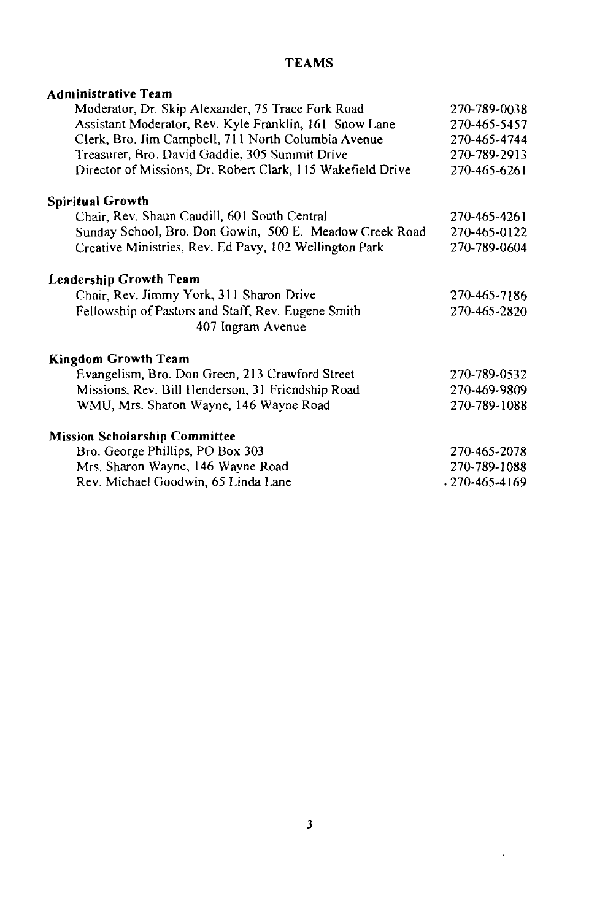# TEAMS

**Administrative Team**

| | |
|---|---|
| Moderator, Dr. Skip Alexander, 75 Trace Fork Road | 270-789-0038 |
| Assistant Moderator, Rev. Kyle Franklin, 161 Snow Lane | 270-465-5457 |
| Clerk, Bro. Jim Campbell, 711 North Columbia Avenue | 270-465-4744 |
| Treasurer, Bro. David Gaddie, 305 Summit Drive | 270-789-2913 |
| Director of Missions, Dr. Robert Clark, 115 Wakefield Drive | 270-465-6261 |

**Spiritual Growth**

| | |
|---|---|
| Chair, Rev. Shaun Caudill, 601 South Central | 270-465-4261 |
| Sunday School, Bro. Don Gowin, 500 E. Meadow Creek Road | 270-465-0122 |
| Creative Ministries, Rev. Ed Pavy, 102 Wellington Park | 270-789-0604 |

**Leadership Growth Team**

| | |
|---|---|
| Chair, Rev. Jimmy York, 311 Sharon Drive | 270-465-7186 |
| Fellowship of Pastors and Staff, Rev. Eugene Smith 407 Ingram Avenue | 270-465-2820 |

**Kingdom Growth Team**

| | |
|---|---|
| Evangelism, Bro. Don Green, 213 Crawford Street | 270-789-0532 |
| Missions, Rev. Bill Henderson, 31 Friendship Road | 270-469-9809 |
| WMU, Mrs. Sharon Wayne, 146 Wayne Road | 270-789-1088 |

**Mission Scholarship Committee**

| | |
|---|---|
| Bro. George Phillips, PO Box 303 | 270-465-2078 |
| Mrs. Sharon Wayne, 146 Wayne Road | 270-789-1088 |
| Rev. Michael Goodwin, 65 Linda Lane | 270-465-4169 |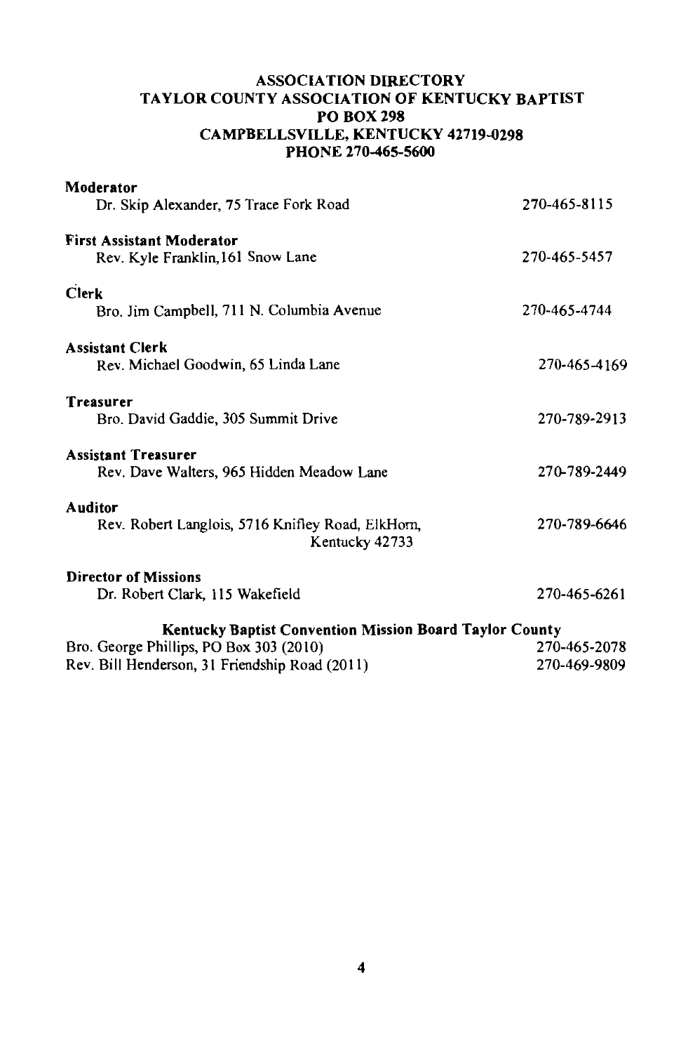# ASSOCIATION DIRECTORY
## TAYLOR COUNTY ASSOCIATION OF KENTUCKY BAPTIST
### PO BOX 298
### CAMPBELLSVILLE, KENTUCKY 42719-0298
### PHONE 270-465-5600

**Moderator**
Dr. Skip Alexander, 75 Trace Fork Road — 270-465-8115

**First Assistant Moderator**
Rev. Kyle Franklin, 161 Snow Lane — 270-465-5457

**Clerk**
Bro. Jim Campbell, 711 N. Columbia Avenue — 270-465-4744

**Assistant Clerk**
Rev. Michael Goodwin, 65 Linda Lane — 270-465-4169

**Treasurer**
Bro. David Gaddie, 305 Summit Drive — 270-789-2913

**Assistant Treasurer**
Rev. Dave Walters, 965 Hidden Meadow Lane — 270-789-2449

**Auditor**
Rev. Robert Langlois, 5716 Knifley Road, ElkHorn, Kentucky 42733 — 270-789-6646

**Director of Missions**
Dr. Robert Clark, 115 Wakefield — 270-465-6261

**Kentucky Baptist Convention Mission Board Taylor County**

Bro. George Phillips, PO Box 303 (2010) — 270-465-2078
Rev. Bill Henderson, 31 Friendship Road (2011) — 270-469-9809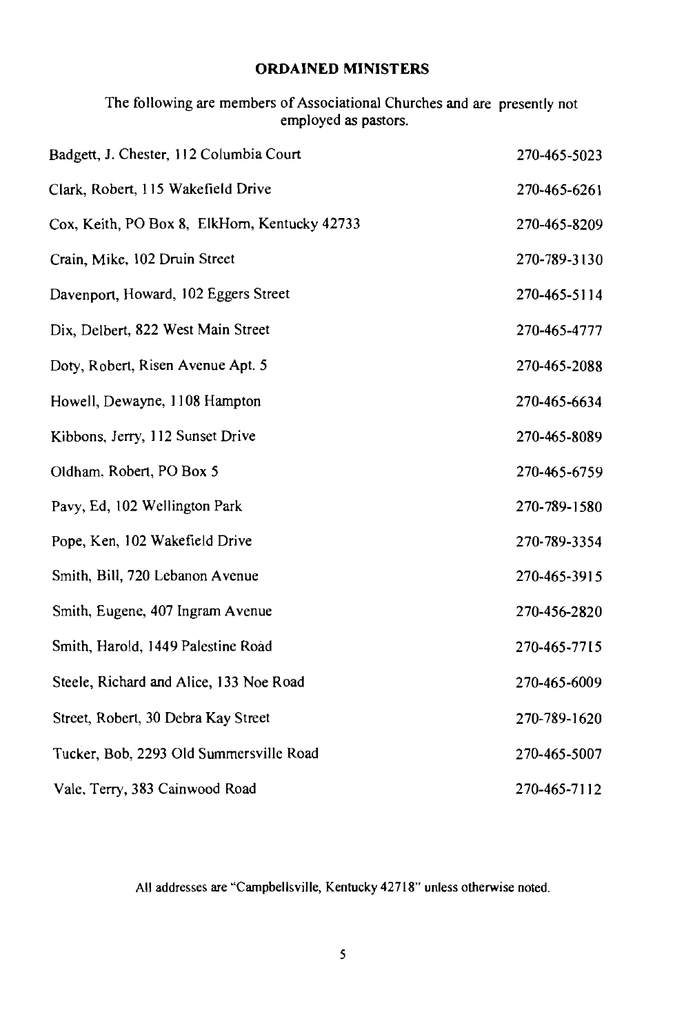# ORDAINED MINISTERS

The following are members of Associational Churches and are presently not employed as pastors.

| | |
|---|---|
| Badgett, J. Chester, 112 Columbia Court | 270-465-5023 |
| Clark, Robert, 115 Wakefield Drive | 270-465-6261 |
| Cox, Keith, PO Box 8, ElkHorn, Kentucky 42733 | 270-465-8209 |
| Crain, Mike, 102 Druin Street | 270-789-3130 |
| Davenport, Howard, 102 Eggers Street | 270-465-5114 |
| Dix, Delbert, 822 West Main Street | 270-465-4777 |
| Doty, Robert, Risen Avenue Apt. 5 | 270-465-2088 |
| Howell, Dewayne, 1108 Hampton | 270-465-6634 |
| Kibbons, Jerry, 112 Sunset Drive | 270-465-8089 |
| Oldham, Robert, PO Box 5 | 270-465-6759 |
| Pavy, Ed, 102 Wellington Park | 270-789-1580 |
| Pope, Ken, 102 Wakefield Drive | 270-789-3354 |
| Smith, Bill, 720 Lebanon Avenue | 270-465-3915 |
| Smith, Eugene, 407 Ingram Avenue | 270-456-2820 |
| Smith, Harold, 1449 Palestine Road | 270-465-7715 |
| Steele, Richard and Alice, 133 Noe Road | 270-465-6009 |
| Street, Robert, 30 Debra Kay Street | 270-789-1620 |
| Tucker, Bob, 2293 Old Summersville Road | 270-465-5007 |
| Vale, Terry, 383 Cainwood Road | 270-465-7112 |

All addresses are "Campbellsville, Kentucky 42718" unless otherwise noted.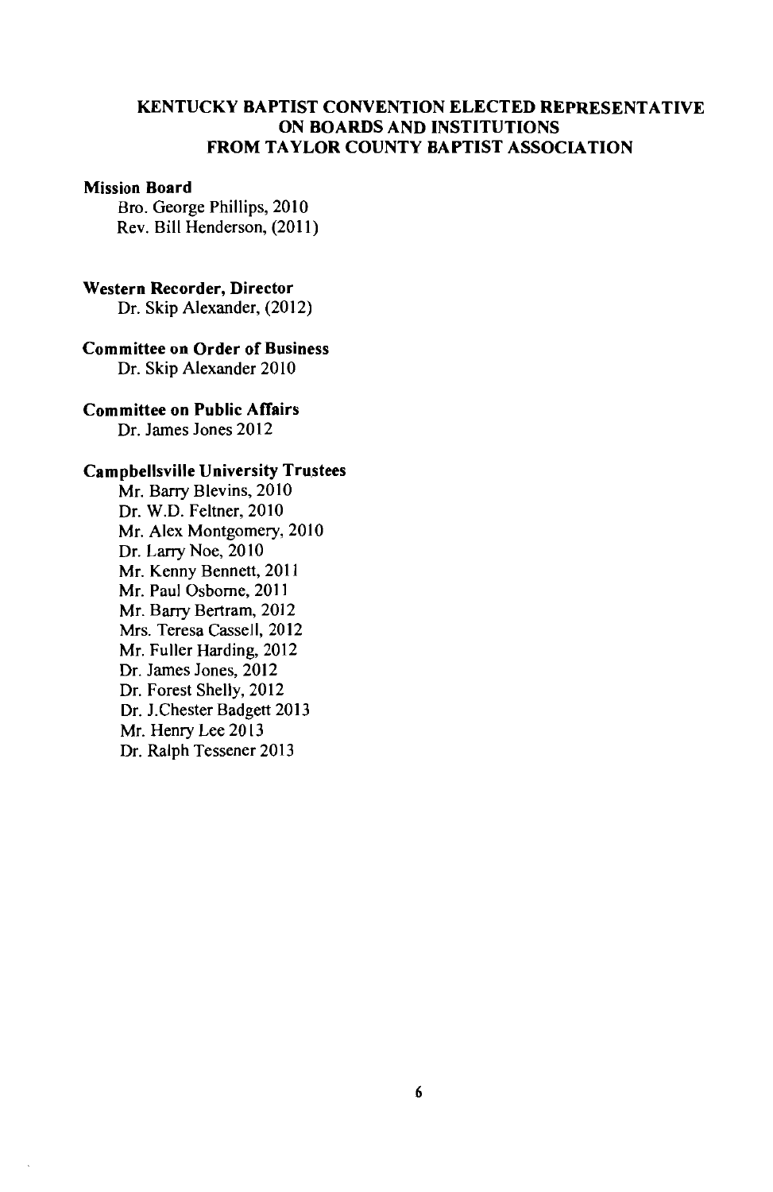## KENTUCKY BAPTIST CONVENTION ELECTED REPRESENTATIVE ON BOARDS AND INSTITUTIONS FROM TAYLOR COUNTY BAPTIST ASSOCIATION

**Mission Board**

Bro. George Phillips, 2010
Rev. Bill Henderson, (2011)

**Western Recorder, Director**

Dr. Skip Alexander, (2012)

**Committee on Order of Business**

Dr. Skip Alexander 2010

**Committee on Public Affairs**

Dr. James Jones 2012

**Campbellsville University Trustees**

Mr. Barry Blevins, 2010
Dr. W.D. Feltner, 2010
Mr. Alex Montgomery, 2010
Dr. Larry Noe, 2010
Mr. Kenny Bennett, 2011
Mr. Paul Osborne, 2011
Mr. Barry Bertram, 2012
Mrs. Teresa Cassell, 2012
Mr. Fuller Harding, 2012
Dr. James Jones, 2012
Dr. Forest Shelly, 2012
Dr. J.Chester Badgett 2013
Mr. Henry Lee 2013
Dr. Ralph Tessener 2013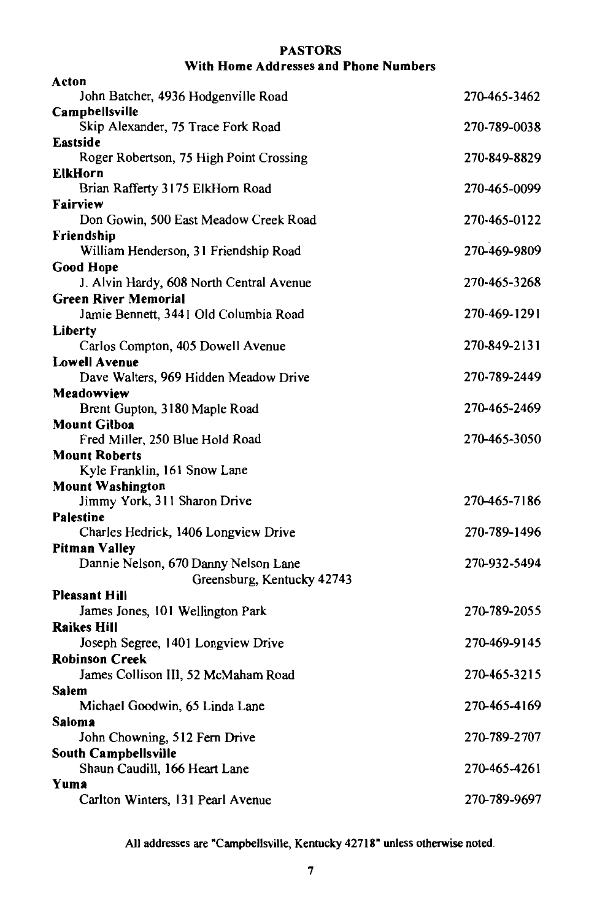# PASTORS

## With Home Addresses and Phone Numbers

**Acton**
John Batcher, 4936 Hodgenville Road — 270-465-3462

**Campbellsville**
Skip Alexander, 75 Trace Fork Road — 270-789-0038

**Eastside**
Roger Robertson, 75 High Point Crossing — 270-849-8829

**ElkHorn**
Brian Rafferty 3175 ElkHorn Road — 270-465-0099

**Fairview**
Don Gowin, 500 East Meadow Creek Road — 270-465-0122

**Friendship**
William Henderson, 31 Friendship Road — 270-469-9809

**Good Hope**
J. Alvin Hardy, 608 North Central Avenue — 270-465-3268

**Green River Memorial**
Jamie Bennett, 3441 Old Columbia Road — 270-469-1291

**Liberty**
Carlos Compton, 405 Dowell Avenue — 270-849-2131

**Lowell Avenue**
Dave Walters, 969 Hidden Meadow Drive — 270-789-2449

**Meadowview**
Brent Gupton, 3180 Maple Road — 270-465-2469

**Mount Gilboa**
Fred Miller, 250 Blue Hold Road — 270-465-3050

**Mount Roberts**
Kyle Franklin, 161 Snow Lane

**Mount Washington**
Jimmy York, 311 Sharon Drive — 270-465-7186

**Palestine**
Charles Hedrick, 1406 Longview Drive — 270-789-1496

**Pitman Valley**
Dannie Nelson, 670 Danny Nelson Lane — 270-932-5494
Greensburg, Kentucky 42743

**Pleasant Hill**
James Jones, 101 Wellington Park — 270-789-2055

**Raikes Hill**
Joseph Segree, 1401 Longview Drive — 270-469-9145

**Robinson Creek**
James Collison III, 52 McMaham Road — 270-465-3215

**Salem**
Michael Goodwin, 65 Linda Lane — 270-465-4169

**Saloma**
John Chowning, 512 Fern Drive — 270-789-2707

**South Campbellsville**
Shaun Caudill, 166 Heart Lane — 270-465-4261

**Yuma**
Carlton Winters, 131 Pearl Avenue — 270-789-9697

All addresses are "Campbellsville, Kentucky 42718" unless otherwise noted.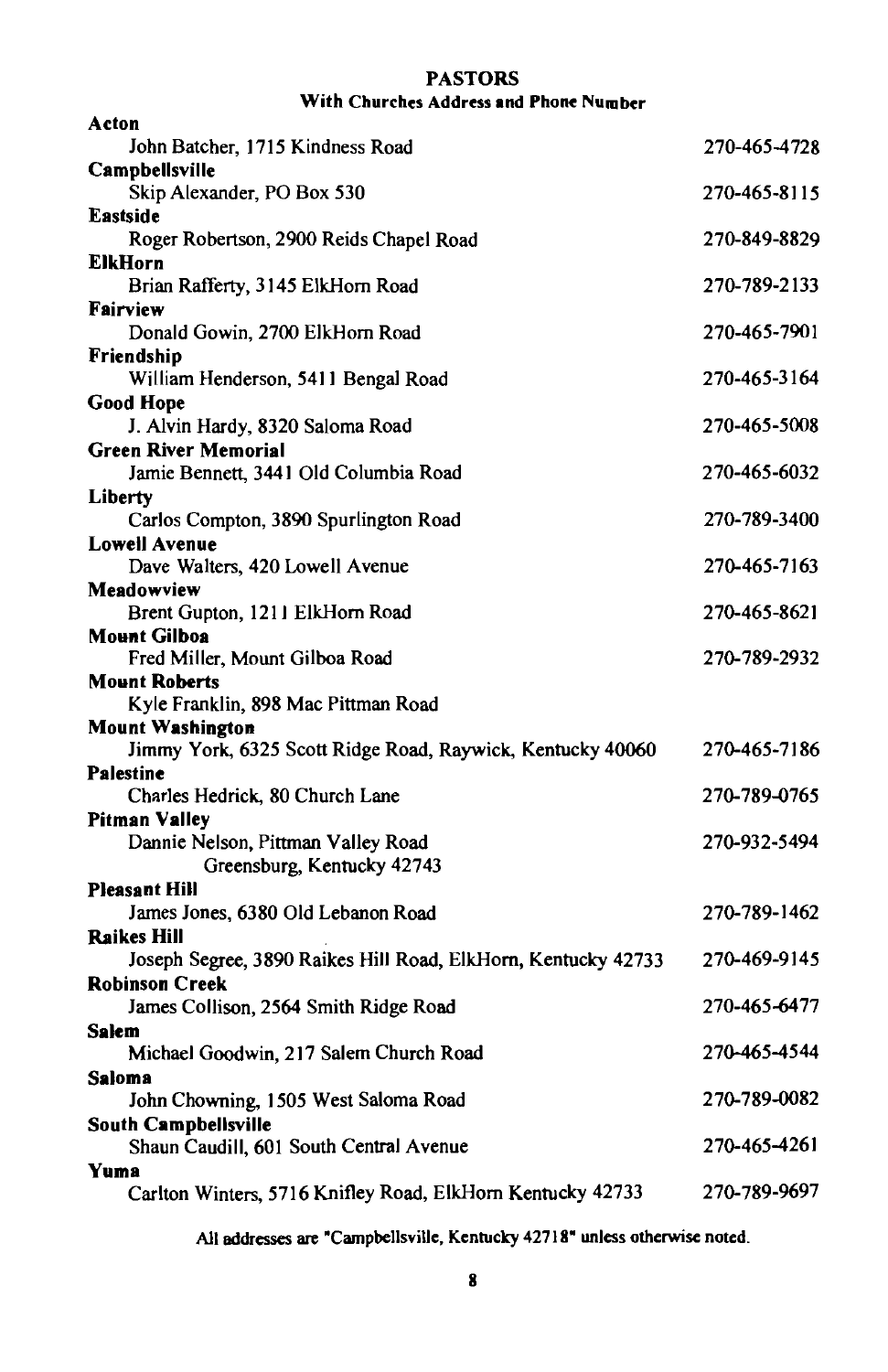## PASTORS

### With Churches Address and Phone Number

**Acton**
John Batcher, 1715 Kindness Road — 270-465-4728

**Campbellsville**
Skip Alexander, PO Box 530 — 270-465-8115

**Eastside**
Roger Robertson, 2900 Reids Chapel Road — 270-849-8829

**ElkHorn**
Brian Rafferty, 3145 ElkHorn Road — 270-789-2133

**Fairview**
Donald Gowin, 2700 ElkHorn Road — 270-465-7901

**Friendship**
William Henderson, 5411 Bengal Road — 270-465-3164

**Good Hope**
J. Alvin Hardy, 8320 Saloma Road — 270-465-5008

**Green River Memorial**
Jamie Bennett, 3441 Old Columbia Road — 270-465-6032

**Liberty**
Carlos Compton, 3890 Spurlington Road — 270-789-3400

**Lowell Avenue**
Dave Walters, 420 Lowell Avenue — 270-465-7163

**Meadowview**
Brent Gupton, 1211 ElkHorn Road — 270-465-8621

**Mount Gilboa**
Fred Miller, Mount Gilboa Road — 270-789-2932

**Mount Roberts**
Kyle Franklin, 898 Mac Pittman Road

**Mount Washington**
Jimmy York, 6325 Scott Ridge Road, Raywick, Kentucky 40060 — 270-465-7186

**Palestine**
Charles Hedrick, 80 Church Lane — 270-789-0765

**Pitman Valley**
Dannie Nelson, Pittman Valley Road, Greensburg, Kentucky 42743 — 270-932-5494

**Pleasant Hill**
James Jones, 6380 Old Lebanon Road — 270-789-1462

**Raikes Hill**
Joseph Segree, 3890 Raikes Hill Road, ElkHorn, Kentucky 42733 — 270-469-9145

**Robinson Creek**
James Collison, 2564 Smith Ridge Road — 270-465-6477

**Salem**
Michael Goodwin, 217 Salem Church Road — 270-465-4544

**Saloma**
John Chowning, 1505 West Saloma Road — 270-789-0082

**South Campbellsville**
Shaun Caudill, 601 South Central Avenue — 270-465-4261

**Yuma**
Carlton Winters, 5716 Knifley Road, ElkHorn Kentucky 42733 — 270-789-9697

All addresses are "Campbellsville, Kentucky 42718" unless otherwise noted.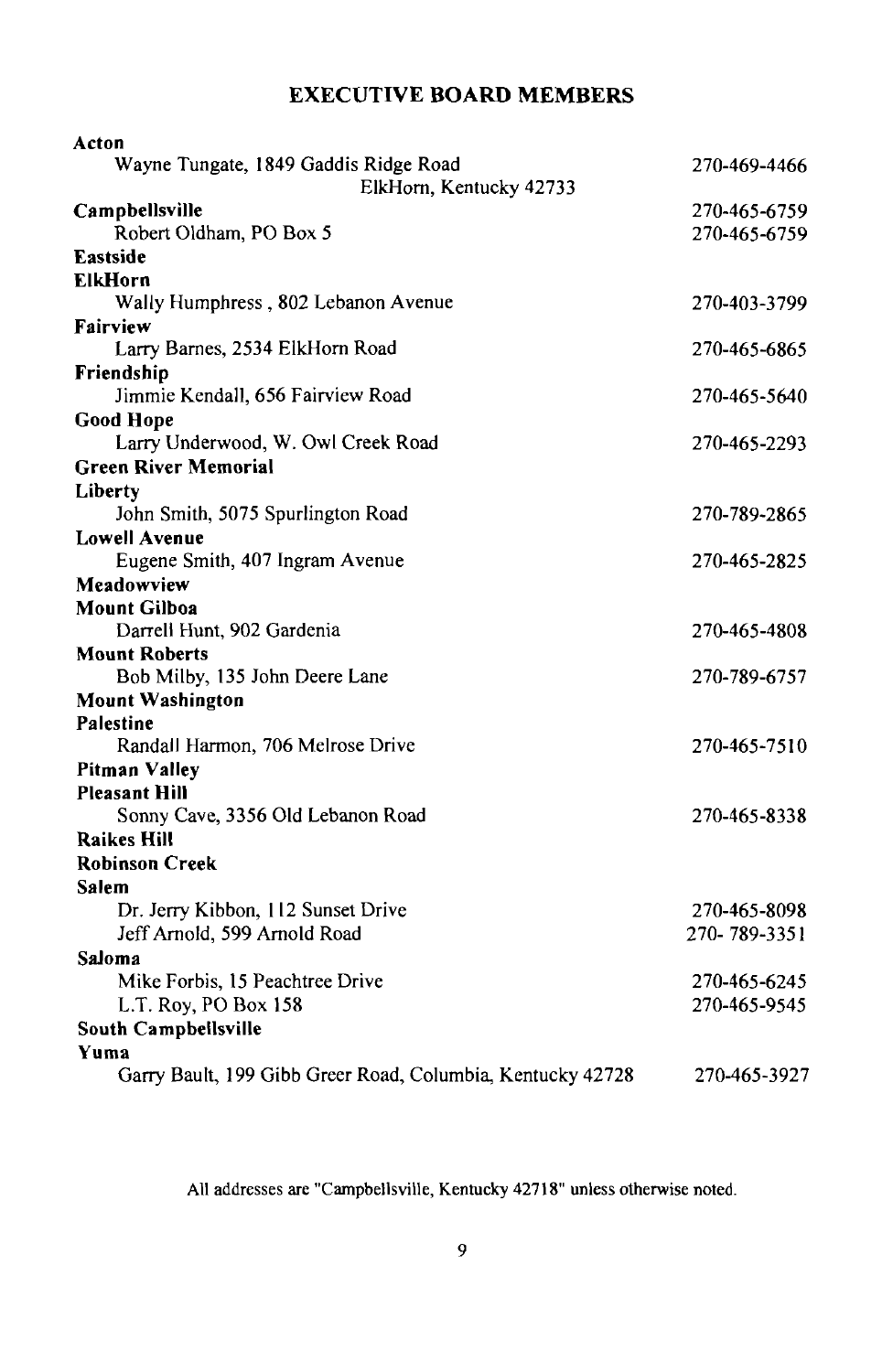## EXECUTIVE BOARD MEMBERS

**Acton**
Wayne Tungate, 1849 Gaddis Ridge Road — 270-469-4466
ElkHorn, Kentucky 42733

**Campbellsville** — 270-465-6759
Robert Oldham, PO Box 5 — 270-465-6759

**Eastside**

**ElkHorn**
Wally Humphress , 802 Lebanon Avenue — 270-403-3799

**Fairview**
Larry Barnes, 2534 ElkHorn Road — 270-465-6865

**Friendship**
Jimmie Kendall, 656 Fairview Road — 270-465-5640

**Good Hope**
Larry Underwood, W. Owl Creek Road — 270-465-2293

**Green River Memorial**

**Liberty**
John Smith, 5075 Spurlington Road — 270-789-2865

**Lowell Avenue**
Eugene Smith, 407 Ingram Avenue — 270-465-2825

**Meadowview**

**Mount Gilboa**
Darrell Hunt, 902 Gardenia — 270-465-4808

**Mount Roberts**
Bob Milby, 135 John Deere Lane — 270-789-6757

**Mount Washington**

**Palestine**
Randall Harmon, 706 Melrose Drive — 270-465-7510

**Pitman Valley**

**Pleasant Hill**
Sonny Cave, 3356 Old Lebanon Road — 270-465-8338

**Raikes Hill**

**Robinson Creek**

**Salem**
Dr. Jerry Kibbon, 112 Sunset Drive — 270-465-8098
Jeff Arnold, 599 Arnold Road — 270- 789-3351

**Saloma**
Mike Forbis, 15 Peachtree Drive — 270-465-6245
L.T. Roy, PO Box 158 — 270-465-9545

**South Campbellsville**

**Yuma**
Garry Bault, 199 Gibb Greer Road, Columbia, Kentucky 42728 — 270-465-3927

All addresses are "Campbellsville, Kentucky 42718" unless otherwise noted.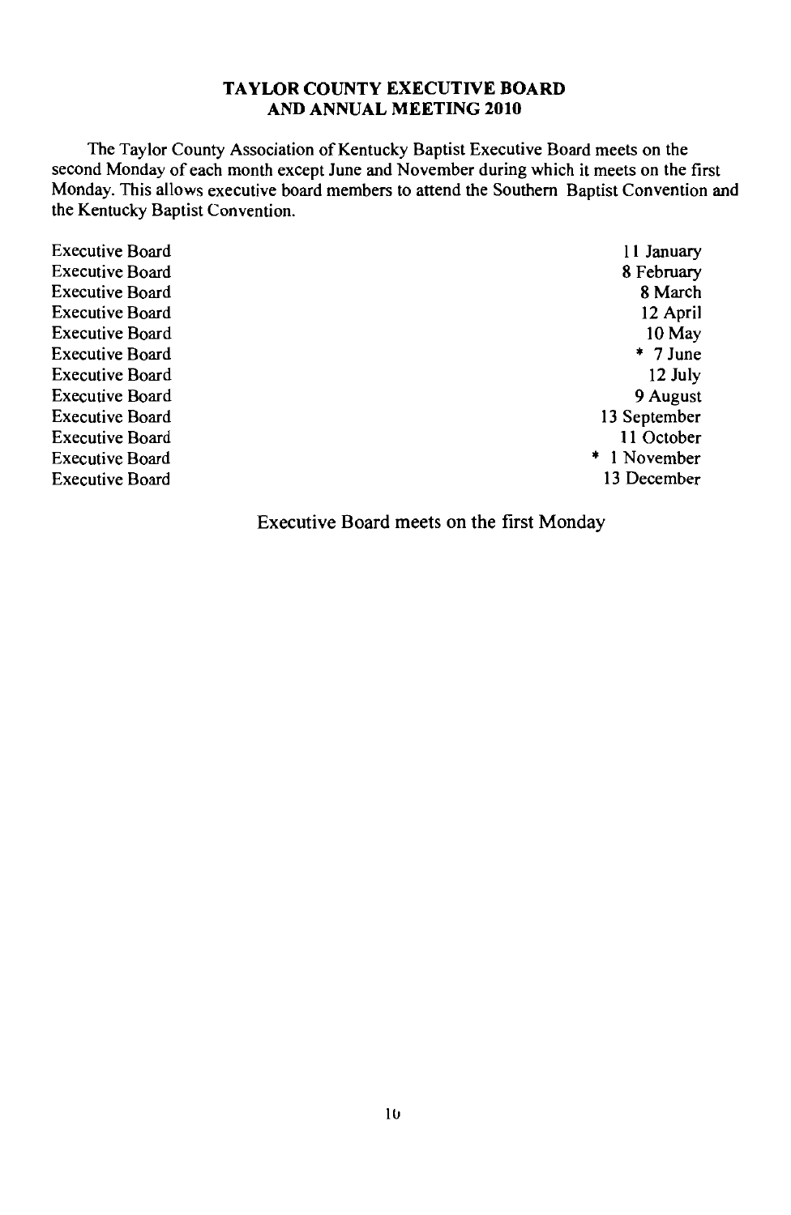## TAYLOR COUNTY EXECUTIVE BOARD AND ANNUAL MEETING 2010

The Taylor County Association of Kentucky Baptist Executive Board meets on the second Monday of each month except June and November during which it meets on the first Monday. This allows executive board members to attend the Southern Baptist Convention and the Kentucky Baptist Convention.

| | |
|---|---|
| Executive Board | 11 January |
| Executive Board | 8 February |
| Executive Board | 8 March |
| Executive Board | 12 April |
| Executive Board | 10 May |
| Executive Board | * 7 June |
| Executive Board | 12 July |
| Executive Board | 9 August |
| Executive Board | 13 September |
| Executive Board | 11 October |
| Executive Board | * 1 November |
| Executive Board | 13 December |

Executive Board meets on the first Monday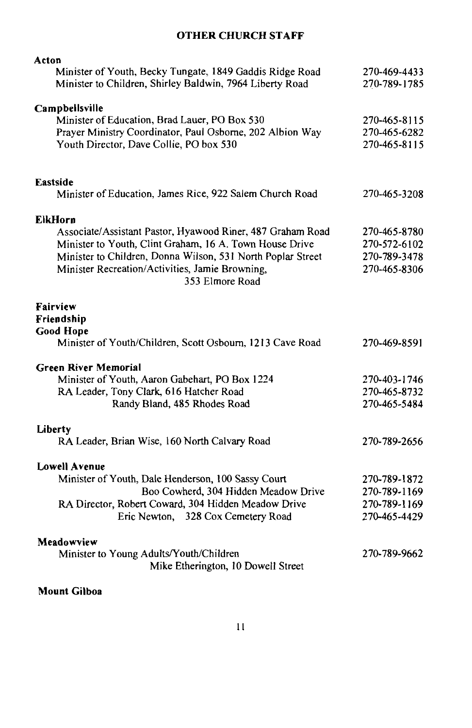## OTHER CHURCH STAFF

**Acton**

| | |
|---|---|
| Minister of Youth, Becky Tungate, 1849 Gaddis Ridge Road | 270-469-4433 |
| Minister to Children, Shirley Baldwin, 7964 Liberty Road | 270-789-1785 |

**Campbellsville**

| | |
|---|---|
| Minister of Education, Brad Lauer, PO Box 530 | 270-465-8115 |
| Prayer Ministry Coordinator, Paul Osborne, 202 Albion Way | 270-465-6282 |
| Youth Director, Dave Collie, PO box 530 | 270-465-8115 |

**Eastside**

| | |
|---|---|
| Minister of Education, James Rice, 922 Salem Church Road | 270-465-3208 |

**ElkHorn**

| | |
|---|---|
| Associate/Assistant Pastor, Hyawood Riner, 487 Graham Road | 270-465-8780 |
| Minister to Youth, Clint Graham, 16 A. Town House Drive | 270-572-6102 |
| Minister to Children, Donna Wilson, 531 North Poplar Street | 270-789-3478 |
| Minister Recreation/Activities, Jamie Browning, 353 Elmore Road | 270-465-8306 |

**Fairview**

**Friendship**

**Good Hope**

| | |
|---|---|
| Minister of Youth/Children, Scott Osbourn, 1213 Cave Road | 270-469-8591 |

**Green River Memorial**

| | |
|---|---|
| Minister of Youth, Aaron Gabehart, PO Box 1224 | 270-403-1746 |
| RA Leader, Tony Clark, 616 Hatcher Road | 270-465-8732 |
| Randy Bland, 485 Rhodes Road | 270-465-5484 |

**Liberty**

| | |
|---|---|
| RA Leader, Brian Wise, 160 North Calvary Road | 270-789-2656 |

**Lowell Avenue**

| | |
|---|---|
| Minister of Youth, Dale Henderson, 100 Sassy Court | 270-789-1872 |
| Boo Cowherd, 304 Hidden Meadow Drive | 270-789-1169 |
| RA Director, Robert Coward, 304 Hidden Meadow Drive | 270-789-1169 |
| Eric Newton, 328 Cox Cemetery Road | 270-465-4429 |

**Meadowview**

| | |
|---|---|
| Minister to Young Adults/Youth/Children, Mike Etherington, 10 Dowell Street | 270-789-9662 |

**Mount Gilboa**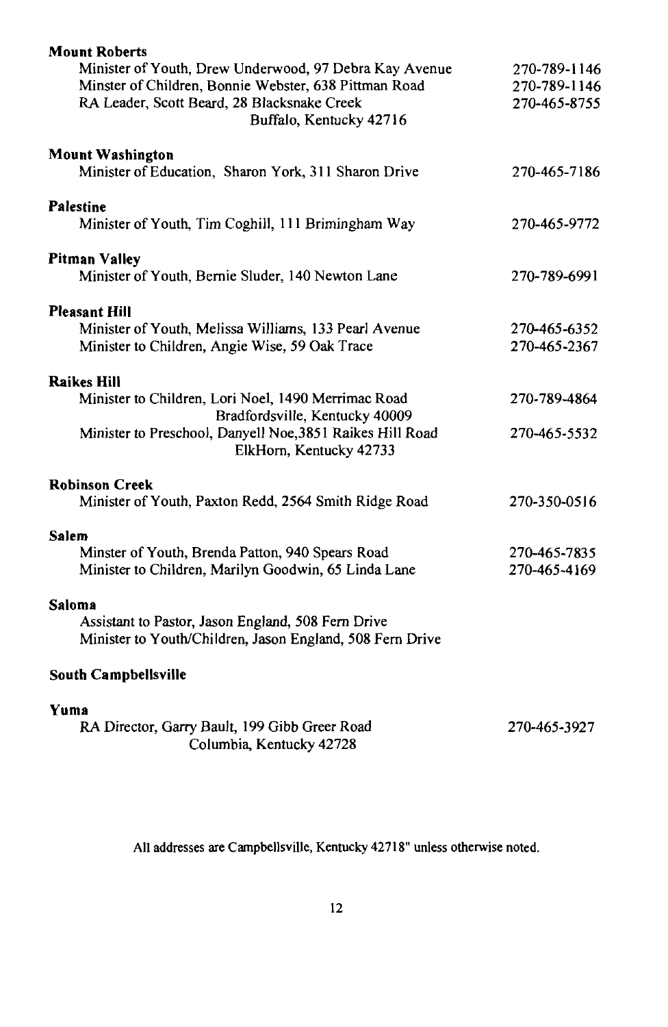**Mount Roberts**

Minister of Youth, Drew Underwood, 97 Debra Kay Avenue 270-789-1146
Minster of Children, Bonnie Webster, 638 Pittman Road 270-789-1146
RA Leader, Scott Beard, 28 Blacksnake Creek 270-465-8755
Buffalo, Kentucky 42716

**Mount Washington**

Minister of Education, Sharon York, 311 Sharon Drive 270-465-7186

**Palestine**

Minister of Youth, Tim Coghill, 111 Brimingham Way 270-465-9772

**Pitman Valley**

Minister of Youth, Bernie Sluder, 140 Newton Lane 270-789-6991

**Pleasant Hill**

Minister of Youth, Melissa Williams, 133 Pearl Avenue 270-465-6352
Minister to Children, Angie Wise, 59 Oak Trace 270-465-2367

**Raikes Hill**

Minister to Children, Lori Noel, 1490 Merrimac Road 270-789-4864
Bradfordsville, Kentucky 40009
Minister to Preschool, Danyell Noe,3851 Raikes Hill Road 270-465-5532
ElkHorn, Kentucky 42733

**Robinson Creek**

Minister of Youth, Paxton Redd, 2564 Smith Ridge Road 270-350-0516

**Salem**

Minster of Youth, Brenda Patton, 940 Spears Road 270-465-7835
Minister to Children, Marilyn Goodwin, 65 Linda Lane 270-465-4169

**Saloma**

Assistant to Pastor, Jason England, 508 Fern Drive
Minister to Youth/Children, Jason England, 508 Fern Drive

**South Campbellsville**

**Yuma**

RA Director, Garry Bault, 199 Gibb Greer Road 270-465-3927
Columbia, Kentucky 42728

All addresses are Campbellsville, Kentucky 42718" unless otherwise noted.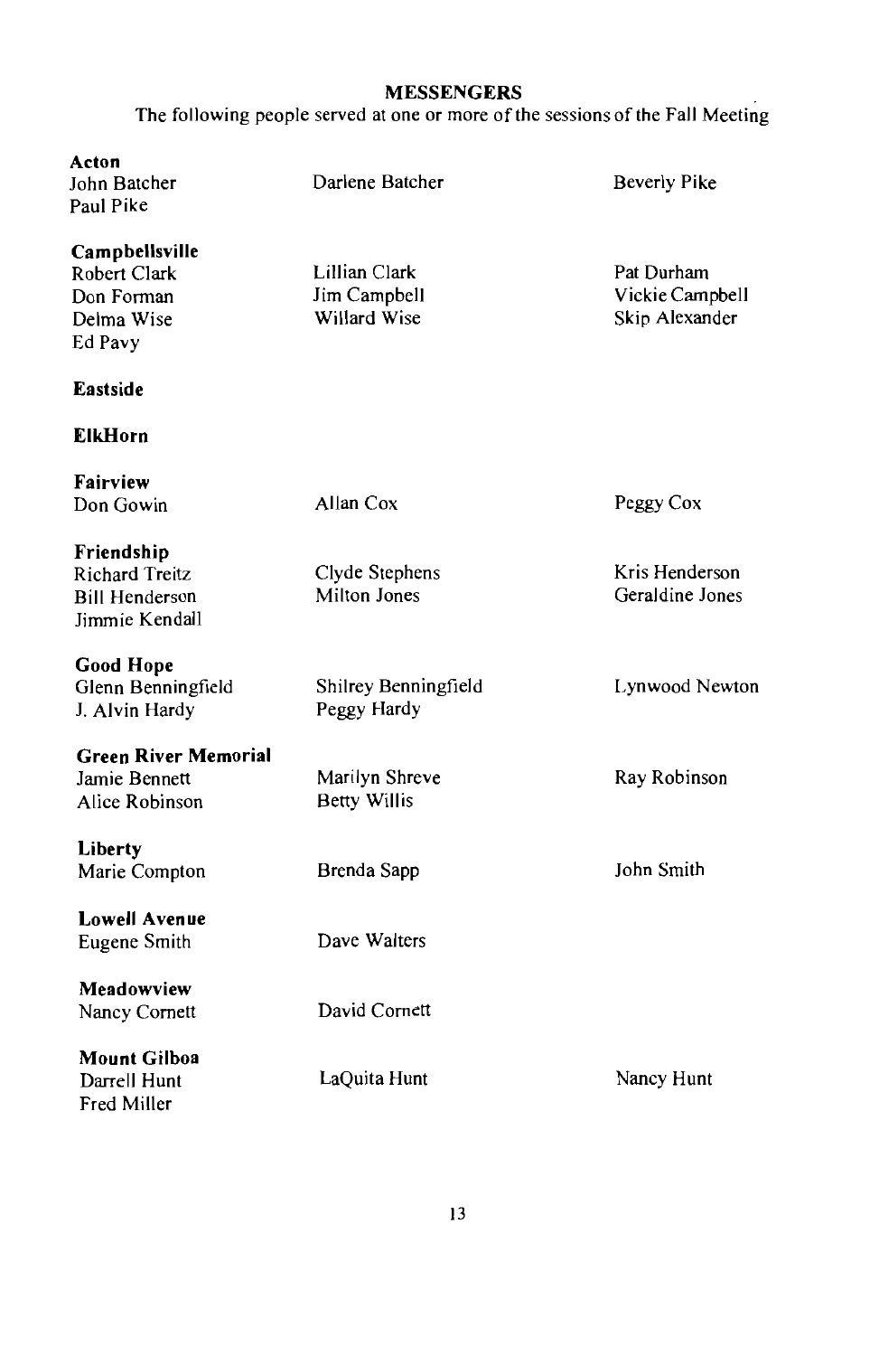## MESSENGERS

The following people served at one or more of the sessions of the Fall Meeting

**Acton**

John Batcher, Darlene Batcher, Beverly Pike, Paul Pike

**Campbellsville**

Robert Clark, Lillian Clark, Pat Durham, Don Forman, Jim Campbell, Vickie Campbell, Delma Wise, Willard Wise, Skip Alexander, Ed Pavy

**Eastside**

**ElkHorn**

**Fairview**

Don Gowin, Allan Cox, Peggy Cox

**Friendship**

Richard Treitz, Clyde Stephens, Kris Henderson, Bill Henderson, Milton Jones, Geraldine Jones, Jimmie Kendall

**Good Hope**

Glenn Benningfield, Shilrey Benningfield, Lynwood Newton, J. Alvin Hardy, Peggy Hardy

**Green River Memorial**

Jamie Bennett, Marilyn Shreve, Ray Robinson, Alice Robinson, Betty Willis

**Liberty**

Marie Compton, Brenda Sapp, John Smith

**Lowell Avenue**

Eugene Smith, Dave Walters

**Meadowview**

Nancy Cornett, David Cornett

**Mount Gilboa**

Darrell Hunt, LaQuita Hunt, Nancy Hunt, Fred Miller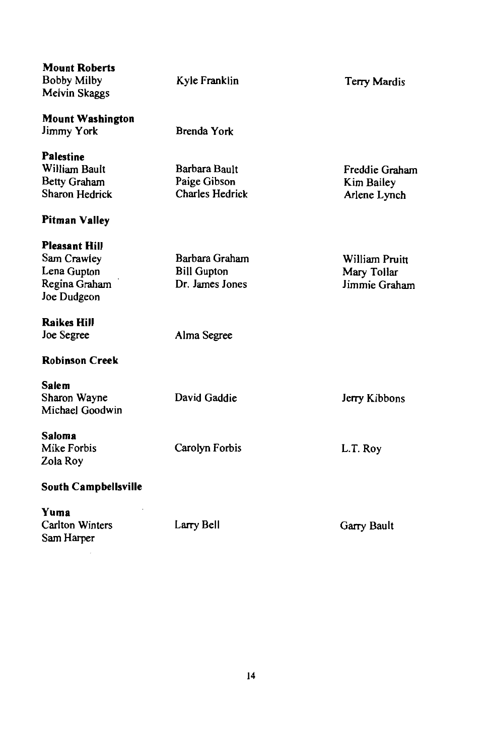**Mount Roberts**
Bobby Milby
Melvin Skaggs
Kyle Franklin
Terry Mardis

**Mount Washington**
Jimmy York
Brenda York

**Palestine**
William Bault
Betty Graham
Sharon Hedrick
Barbara Bault
Paige Gibson
Charles Hedrick
Freddie Graham
Kim Bailey
Arlene Lynch

**Pitman Valley**

**Pleasant Hill**
Sam Crawley
Lena Gupton
Regina Graham
Joe Dudgeon
Barbara Graham
Bill Gupton
Dr. James Jones
William Pruitt
Mary Tollar
Jimmie Graham

**Raikes Hill**
Joe Segree
Alma Segree

**Robinson Creek**

**Salem**
Sharon Wayne
Michael Goodwin
David Gaddie
Jerry Kibbons

**Saloma**
Mike Forbis
Zola Roy
Carolyn Forbis
L.T. Roy

**South Campbellsville**

**Yuma**
Carlton Winters
Sam Harper
Larry Bell
Garry Bault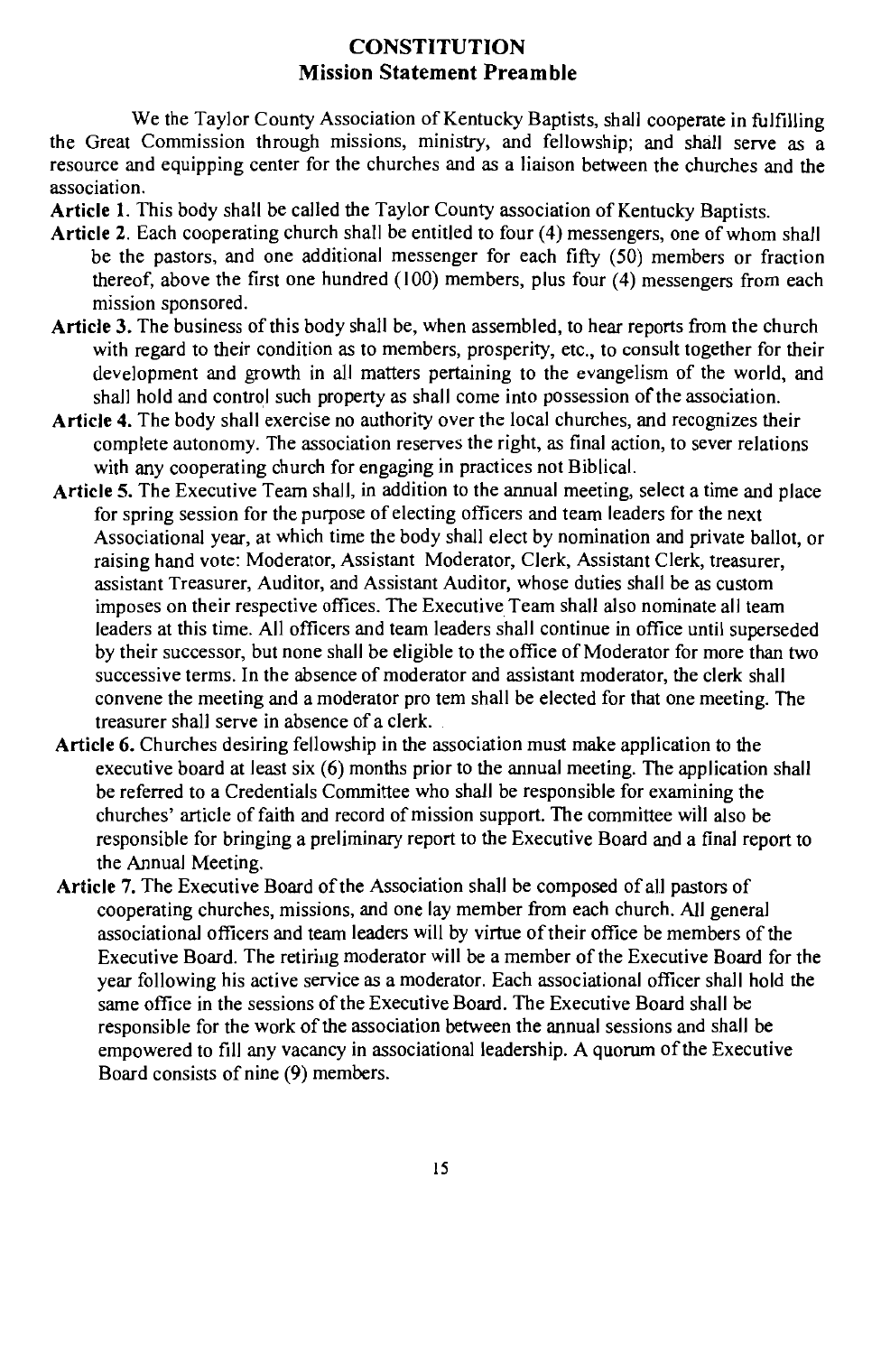# CONSTITUTION

## Mission Statement Preamble

We the Taylor County Association of Kentucky Baptists, shall cooperate in fulfilling the Great Commission through missions, ministry, and fellowship; and shall serve as a resource and equipping center for the churches and as a liaison between the churches and the association.

**Article 1.** This body shall be called the Taylor County association of Kentucky Baptists.

**Article 2.** Each cooperating church shall be entitled to four (4) messengers, one of whom shall be the pastors, and one additional messenger for each fifty (50) members or fraction thereof, above the first one hundred (100) members, plus four (4) messengers from each mission sponsored.

**Article 3.** The business of this body shall be, when assembled, to hear reports from the church with regard to their condition as to members, prosperity, etc., to consult together for their development and growth in all matters pertaining to the evangelism of the world, and shall hold and control such property as shall come into possession of the association.

**Article 4.** The body shall exercise no authority over the local churches, and recognizes their complete autonomy. The association reserves the right, as final action, to sever relations with any cooperating church for engaging in practices not Biblical.

**Article 5.** The Executive Team shall, in addition to the annual meeting, select a time and place for spring session for the purpose of electing officers and team leaders for the next Associational year, at which time the body shall elect by nomination and private ballot, or raising hand vote: Moderator, Assistant Moderator, Clerk, Assistant Clerk, treasurer, assistant Treasurer, Auditor, and Assistant Auditor, whose duties shall be as custom imposes on their respective offices. The Executive Team shall also nominate all team leaders at this time. All officers and team leaders shall continue in office until superseded by their successor, but none shall be eligible to the office of Moderator for more than two successive terms. In the absence of moderator and assistant moderator, the clerk shall convene the meeting and a moderator pro tem shall be elected for that one meeting. The treasurer shall serve in absence of a clerk.

**Article 6.** Churches desiring fellowship in the association must make application to the executive board at least six (6) months prior to the annual meeting. The application shall be referred to a Credentials Committee who shall be responsible for examining the churches' article of faith and record of mission support. The committee will also be responsible for bringing a preliminary report to the Executive Board and a final report to the Annual Meeting.

**Article 7.** The Executive Board of the Association shall be composed of all pastors of cooperating churches, missions, and one lay member from each church. All general associational officers and team leaders will by virtue of their office be members of the Executive Board. The retiring moderator will be a member of the Executive Board for the year following his active service as a moderator. Each associational officer shall hold the same office in the sessions of the Executive Board. The Executive Board shall be responsible for the work of the association between the annual sessions and shall be empowered to fill any vacancy in associational leadership. A quorum of the Executive Board consists of nine (9) members.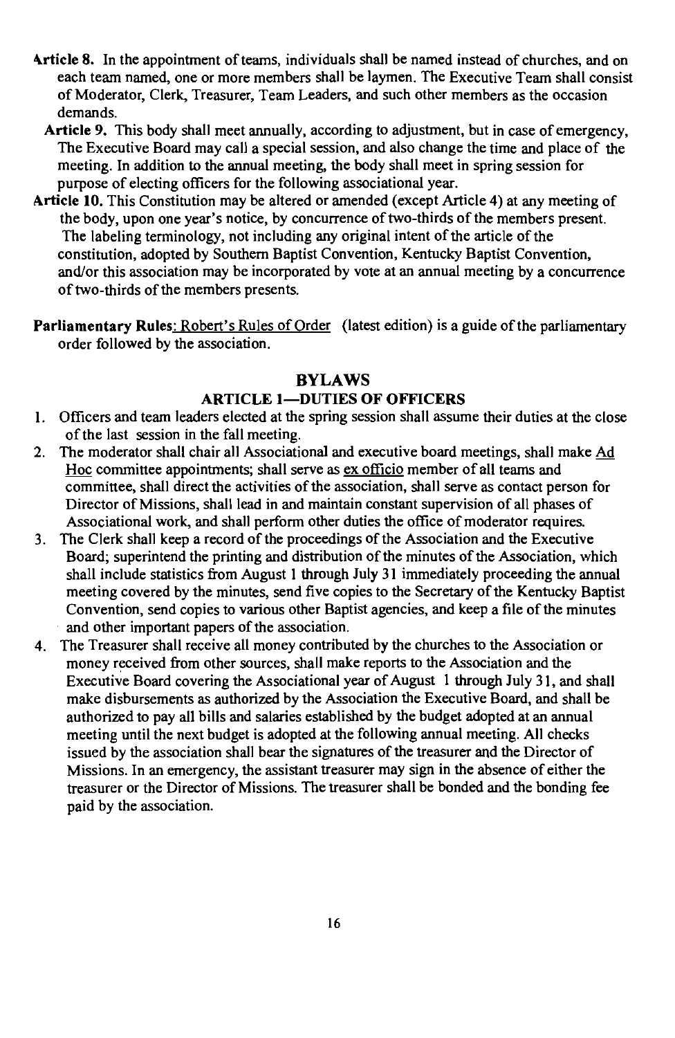**Article 8.** In the appointment of teams, individuals shall be named instead of churches, and on each team named, one or more members shall be laymen. The Executive Team shall consist of Moderator, Clerk, Treasurer, Team Leaders, and such other members as the occasion demands.

**Article 9.** This body shall meet annually, according to adjustment, but in case of emergency, The Executive Board may call a special session, and also change the time and place of the meeting. In addition to the annual meeting, the body shall meet in spring session for purpose of electing officers for the following associational year.

**Article 10.** This Constitution may be altered or amended (except Article 4) at any meeting of the body, upon one year's notice, by concurrence of two-thirds of the members present. The labeling terminology, not including any original intent of the article of the constitution, adopted by Southern Baptist Convention, Kentucky Baptist Convention, and/or this association may be incorporated by vote at an annual meeting by a concurrence of two-thirds of the members presents.

**Parliamentary Rules:** Robert's Rules of Order (latest edition) is a guide of the parliamentary order followed by the association.

## BYLAWS

### ARTICLE 1—DUTIES OF OFFICERS

1. Officers and team leaders elected at the spring session shall assume their duties at the close of the last session in the fall meeting.
2. The moderator shall chair all Associational and executive board meetings, shall make Ad Hoc committee appointments; shall serve as ex officio member of all teams and committee, shall direct the activities of the association, shall serve as contact person for Director of Missions, shall lead in and maintain constant supervision of all phases of Associational work, and shall perform other duties the office of moderator requires.
3. The Clerk shall keep a record of the proceedings of the Association and the Executive Board; superintend the printing and distribution of the minutes of the Association, which shall include statistics from August 1 through July 31 immediately proceeding the annual meeting covered by the minutes, send five copies to the Secretary of the Kentucky Baptist Convention, send copies to various other Baptist agencies, and keep a file of the minutes and other important papers of the association.
4. The Treasurer shall receive all money contributed by the churches to the Association or money received from other sources, shall make reports to the Association and the Executive Board covering the Associational year of August 1 through July 31, and shall make disbursements as authorized by the Association the Executive Board, and shall be authorized to pay all bills and salaries established by the budget adopted at an annual meeting until the next budget is adopted at the following annual meeting. All checks issued by the association shall bear the signatures of the treasurer and the Director of Missions. In an emergency, the assistant treasurer may sign in the absence of either the treasurer or the Director of Missions. The treasurer shall be bonded and the bonding fee paid by the association.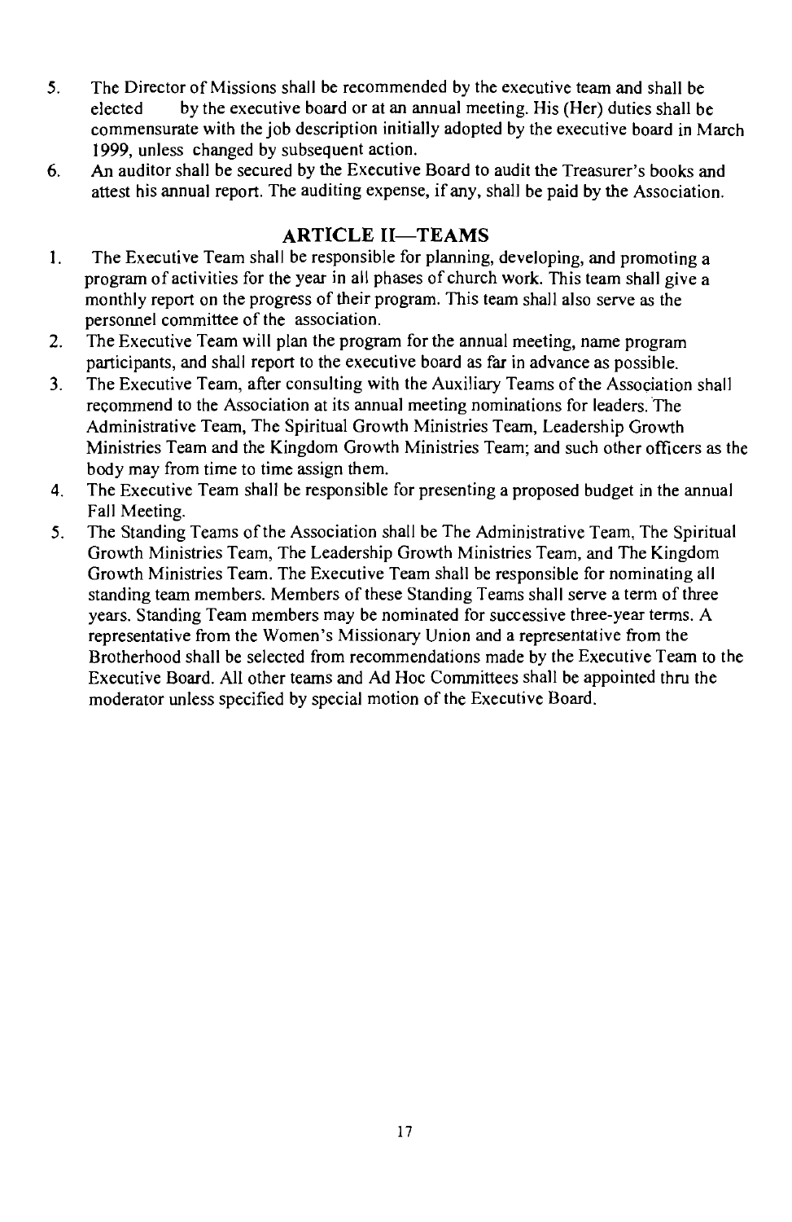5. The Director of Missions shall be recommended by the executive team and shall be elected by the executive board or at an annual meeting. His (Her) duties shall be commensurate with the job description initially adopted by the executive board in March 1999, unless changed by subsequent action.
6. An auditor shall be secured by the Executive Board to audit the Treasurer's books and attest his annual report. The auditing expense, if any, shall be paid by the Association.

## ARTICLE II—TEAMS

1. The Executive Team shall be responsible for planning, developing, and promoting a program of activities for the year in all phases of church work. This team shall give a monthly report on the progress of their program. This team shall also serve as the personnel committee of the association.
2. The Executive Team will plan the program for the annual meeting, name program participants, and shall report to the executive board as far in advance as possible.
3. The Executive Team, after consulting with the Auxiliary Teams of the Association shall recommend to the Association at its annual meeting nominations for leaders. The Administrative Team, The Spiritual Growth Ministries Team, Leadership Growth Ministries Team and the Kingdom Growth Ministries Team; and such other officers as the body may from time to time assign them.
4. The Executive Team shall be responsible for presenting a proposed budget in the annual Fall Meeting.
5. The Standing Teams of the Association shall be The Administrative Team, The Spiritual Growth Ministries Team, The Leadership Growth Ministries Team, and The Kingdom Growth Ministries Team. The Executive Team shall be responsible for nominating all standing team members. Members of these Standing Teams shall serve a term of three years. Standing Team members may be nominated for successive three-year terms. A representative from the Women's Missionary Union and a representative from the Brotherhood shall be selected from recommendations made by the Executive Team to the Executive Board. All other teams and Ad Hoc Committees shall be appointed thru the moderator unless specified by special motion of the Executive Board.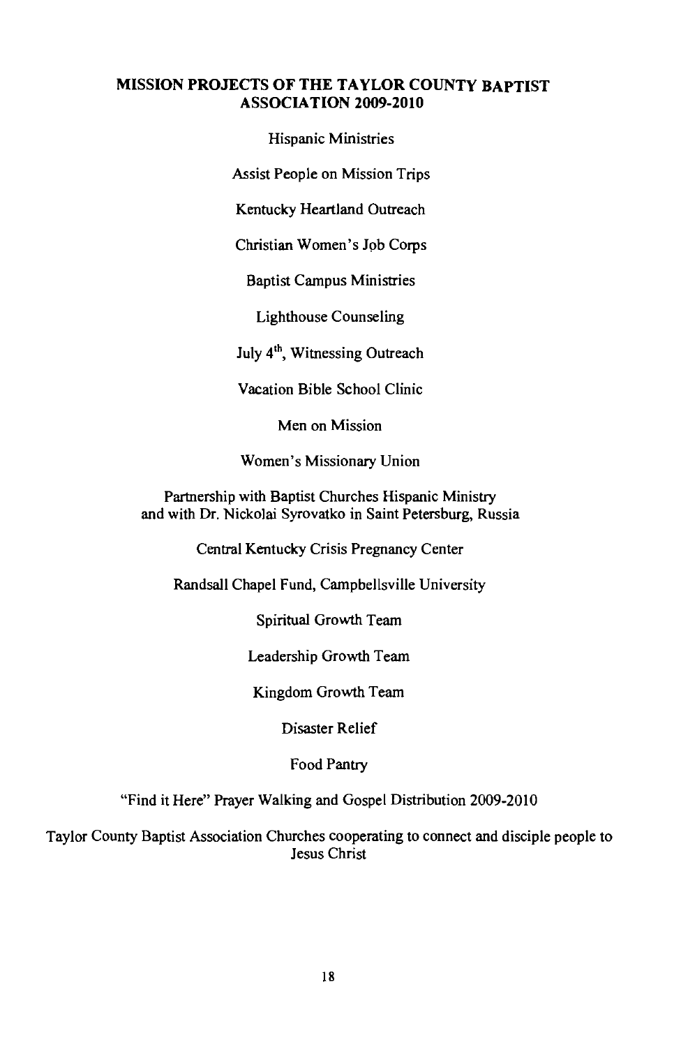## MISSION PROJECTS OF THE TAYLOR COUNTY BAPTIST ASSOCIATION 2009-2010

Hispanic Ministries

Assist People on Mission Trips

Kentucky Heartland Outreach

Christian Women's Job Corps

Baptist Campus Ministries

Lighthouse Counseling

July 4th, Witnessing Outreach

Vacation Bible School Clinic

Men on Mission

Women's Missionary Union

Partnership with Baptist Churches Hispanic Ministry and with Dr. Nickolai Syrovatko in Saint Petersburg, Russia

Central Kentucky Crisis Pregnancy Center

Randsall Chapel Fund, Campbellsville University

Spiritual Growth Team

Leadership Growth Team

Kingdom Growth Team

Disaster Relief

Food Pantry

"Find it Here" Prayer Walking and Gospel Distribution 2009-2010

Taylor County Baptist Association Churches cooperating to connect and disciple people to Jesus Christ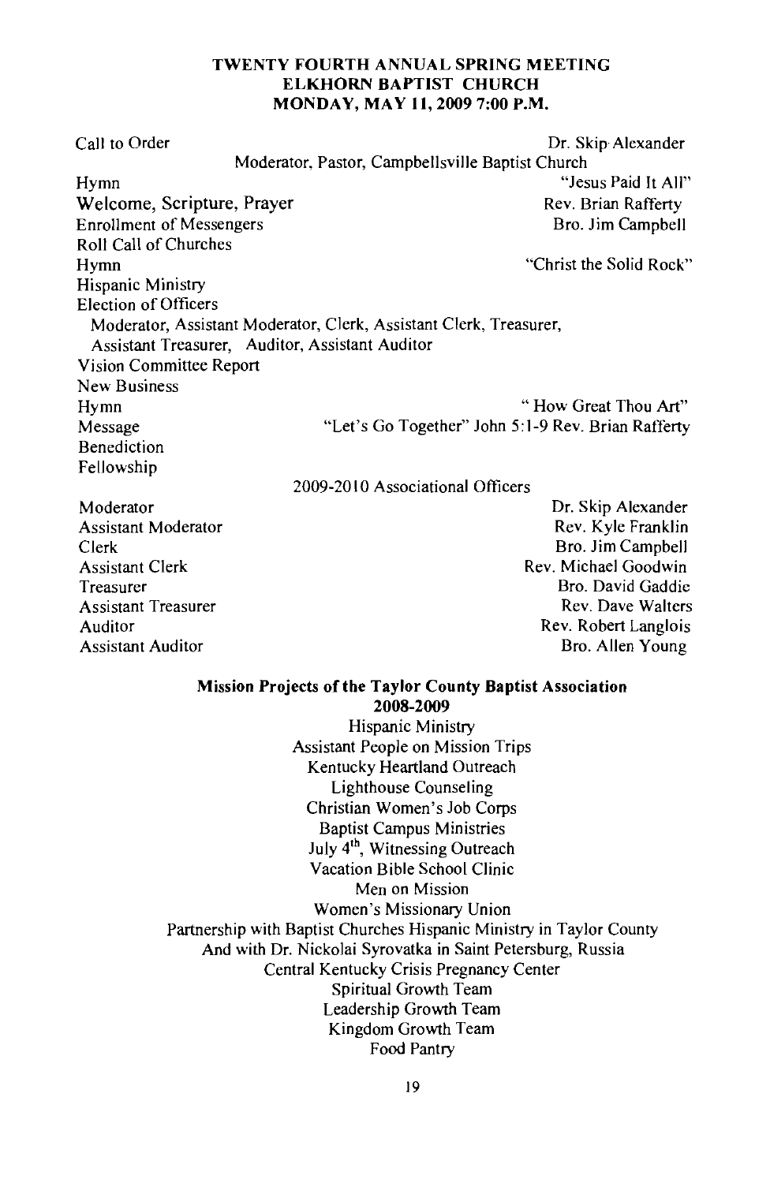**TWENTY FOURTH ANNUAL SPRING MEETING**
**ELKHORN BAPTIST CHURCH**
**MONDAY, MAY 11, 2009 7:00 P.M.**

| | |
|---|---|
| Call to Order | Dr. Skip Alexander |
| Moderator, Pastor, Campbellsville Baptist Church | |
| Hymn | "Jesus Paid It All" |
| Welcome, Scripture, Prayer | Rev. Brian Rafferty |
| Enrollment of Messengers | Bro. Jim Campbell |
| Roll Call of Churches | |
| Hymn | "Christ the Solid Rock" |
| Hispanic Ministry | |
| Election of Officers | |
| Moderator, Assistant Moderator, Clerk, Assistant Clerk, Treasurer, Assistant Treasurer, Auditor, Assistant Auditor | |
| Vision Committee Report | |
| New Business | |
| Hymn | " How Great Thou Art" |
| Message | "Let's Go Together" John 5:1-9 Rev. Brian Rafferty |
| Benediction | |
| Fellowship | |

2009-2010 Associational Officers

| | |
|---|---|
| Moderator | Dr. Skip Alexander |
| Assistant Moderator | Rev. Kyle Franklin |
| Clerk | Bro. Jim Campbell |
| Assistant Clerk | Rev. Michael Goodwin |
| Treasurer | Bro. David Gaddie |
| Assistant Treasurer | Rev. Dave Walters |
| Auditor | Rev. Robert Langlois |
| Assistant Auditor | Bro. Allen Young |

**Mission Projects of the Taylor County Baptist Association**
**2008-2009**

Hispanic Ministry
Assistant People on Mission Trips
Kentucky Heartland Outreach
Lighthouse Counseling
Christian Women's Job Corps
Baptist Campus Ministries
July 4th, Witnessing Outreach
Vacation Bible School Clinic
Men on Mission
Women's Missionary Union
Partnership with Baptist Churches Hispanic Ministry in Taylor County
And with Dr. Nickolai Syrovatka in Saint Petersburg, Russia
Central Kentucky Crisis Pregnancy Center
Spiritual Growth Team
Leadership Growth Team
Kingdom Growth Team
Food Pantry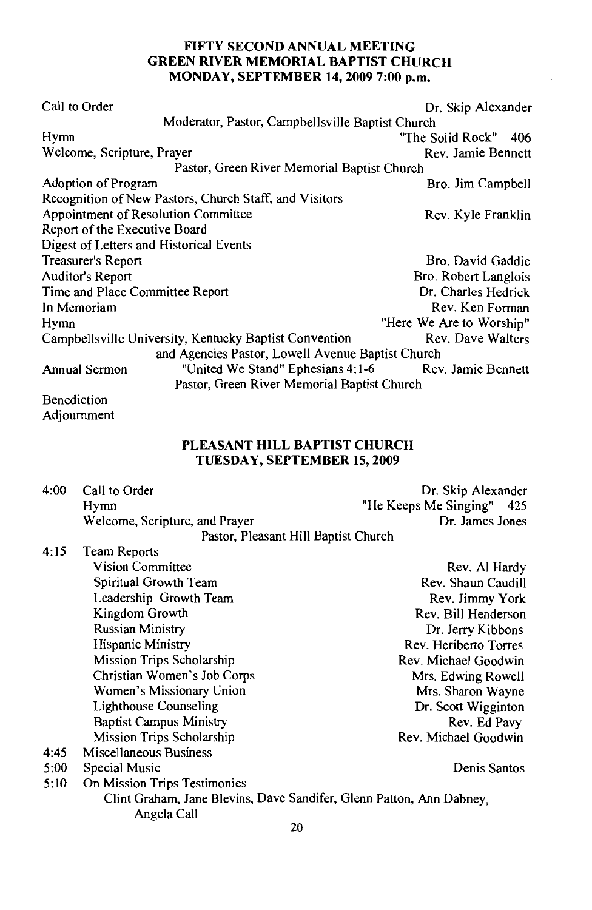**FIFTY SECOND ANNUAL MEETING**
**GREEN RIVER MEMORIAL BAPTIST CHURCH**
**MONDAY, SEPTEMBER 14, 2009 7:00 p.m.**

| | |
|---|---|
| Call to Order | Dr. Skip Alexander |
| Moderator, Pastor, Campbellsville Baptist Church | |
| Hymn | "The Solid Rock" 406 |
| Welcome, Scripture, Prayer | Rev. Jamie Bennett |
| Pastor, Green River Memorial Baptist Church | |
| Adoption of Program | Bro. Jim Campbell |
| Recognition of New Pastors, Church Staff, and Visitors | |
| Appointment of Resolution Committee | Rev. Kyle Franklin |
| Report of the Executive Board | |
| Digest of Letters and Historical Events | |
| Treasurer's Report | Bro. David Gaddie |
| Auditor's Report | Bro. Robert Langlois |
| Time and Place Committee Report | Dr. Charles Hedrick |
| In Memoriam | Rev. Ken Forman |
| Hymn | "Here We Are to Worship" |
| Campbellsville University, Kentucky Baptist Convention and Agencies | Rev. Dave Walters, Pastor, Lowell Avenue Baptist Church |
| Annual Sermon — "United We Stand" Ephesians 4:1-6 | Rev. Jamie Bennett, Pastor, Green River Memorial Baptist Church |
| Benediction | |
| Adjournment | |

**PLEASANT HILL BAPTIST CHURCH**
**TUESDAY, SEPTEMBER 15, 2009**

| | | |
|---|---|---|
| 4:00 | Call to Order | Dr. Skip Alexander |
| | Hymn | "He Keeps Me Singing" 425 |
| | Welcome, Scripture, and Prayer | Dr. James Jones |
| | Pastor, Pleasant Hill Baptist Church | |
| 4:15 | Team Reports | |
| | Vision Committee | Rev. Al Hardy |
| | Spiritual Growth Team | Rev. Shaun Caudill |
| | Leadership Growth Team | Rev. Jimmy York |
| | Kingdom Growth | Rev. Bill Henderson |
| | Russian Ministry | Dr. Jerry Kibbons |
| | Hispanic Ministry | Rev. Heriberto Torres |
| | Mission Trips Scholarship | Rev. Michael Goodwin |
| | Christian Women's Job Corps | Mrs. Edwing Rowell |
| | Women's Missionary Union | Mrs. Sharon Wayne |
| | Lighthouse Counseling | Dr. Scott Wigginton |
| | Baptist Campus Ministry | Rev. Ed Pavy |
| | Mission Trips Scholarship | Rev. Michael Goodwin |
| 4:45 | Miscellaneous Business | |
| 5:00 | Special Music | Denis Santos |
| 5:10 | On Mission Trips Testimonies | |
| | Clint Graham, Jane Blevins, Dave Sandifer, Glenn Patton, Ann Dabney, Angela Call | |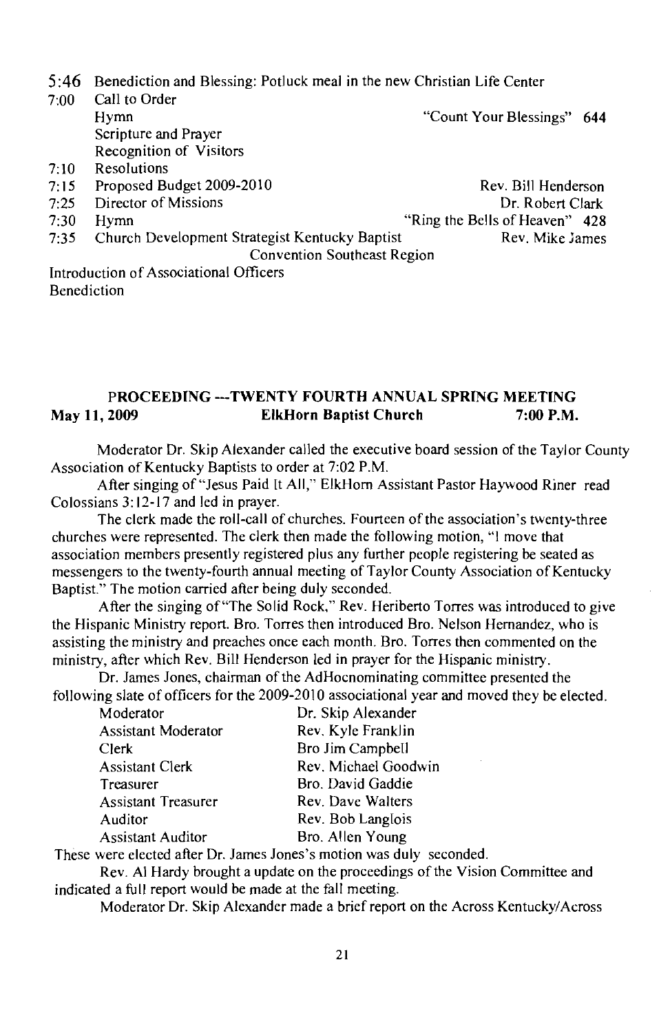| | | |
|---|---|---|
| 5:46 | Benediction and Blessing: Potluck meal in the new Christian Life Center | |
| 7:00 | Call to Order | |
| | Hymn | "Count Your Blessings" 644 |
| | Scripture and Prayer | |
| | Recognition of Visitors | |
| 7:10 | Resolutions | |
| 7:15 | Proposed Budget 2009-2010 | Rev. Bill Henderson |
| 7:25 | Director of Missions | Dr. Robert Clark |
| 7:30 | Hymn | "Ring the Bells of Heaven" 428 |
| 7:35 | Church Development Strategist Kentucky Baptist Convention Southeast Region | Rev. Mike James |

Introduction of Associational Officers
Benediction

## PROCEEDING ---TWENTY FOURTH ANNUAL SPRING MEETING

**May 11, 2009 ElkHorn Baptist Church 7:00 P.M.**

Moderator Dr. Skip Alexander called the executive board session of the Taylor County Association of Kentucky Baptists to order at 7:02 P.M.

After singing of "Jesus Paid It All," ElkHorn Assistant Pastor Haywood Riner read Colossians 3:12-17 and led in prayer.

The clerk made the roll-call of churches. Fourteen of the association's twenty-three churches were represented. The clerk then made the following motion, "I move that association members presently registered plus any further people registering be seated as messengers to the twenty-fourth annual meeting of Taylor County Association of Kentucky Baptist." The motion carried after being duly seconded.

After the singing of "The Solid Rock," Rev. Heriberto Torres was introduced to give the Hispanic Ministry report. Bro. Torres then introduced Bro. Nelson Hernandez, who is assisting the ministry and preaches once each month. Bro. Torres then commented on the ministry, after which Rev. Bill Henderson led in prayer for the Hispanic ministry.

Dr. James Jones, chairman of the AdHocnominating committee presented the following slate of officers for the 2009-2010 associational year and moved they be elected.

| | |
|---|---|
| Moderator | Dr. Skip Alexander |
| Assistant Moderator | Rev. Kyle Franklin |
| Clerk | Bro Jim Campbell |
| Assistant Clerk | Rev. Michael Goodwin |
| Treasurer | Bro. David Gaddie |
| Assistant Treasurer | Rev. Dave Walters |
| Auditor | Rev. Bob Langlois |
| Assistant Auditor | Bro. Allen Young |

These were elected after Dr. James Jones's motion was duly seconded.

Rev. Al Hardy brought a update on the proceedings of the Vision Committee and indicated a full report would be made at the fall meeting.

Moderator Dr. Skip Alexander made a brief report on the Across Kentucky/Across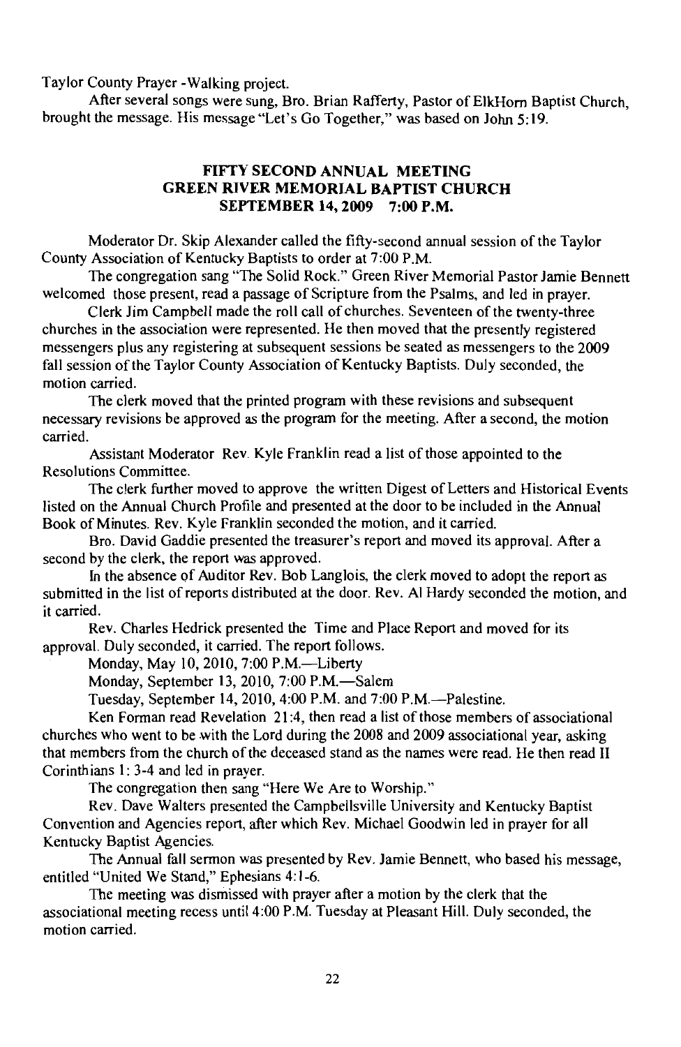Taylor County Prayer -Walking project.

After several songs were sung, Bro. Brian Rafferty, Pastor of ElkHorn Baptist Church, brought the message. His message "Let's Go Together," was based on John 5:19.

## FIFTY SECOND ANNUAL MEETING
## GREEN RIVER MEMORIAL BAPTIST CHURCH
## SEPTEMBER 14, 2009 7:00 P.M.

Moderator Dr. Skip Alexander called the fifty-second annual session of the Taylor County Association of Kentucky Baptists to order at 7:00 P.M.

The congregation sang "The Solid Rock." Green River Memorial Pastor Jamie Bennett welcomed those present, read a passage of Scripture from the Psalms, and led in prayer.

Clerk Jim Campbell made the roll call of churches. Seventeen of the twenty-three churches in the association were represented. He then moved that the presently registered messengers plus any registering at subsequent sessions be seated as messengers to the 2009 fall session of the Taylor County Association of Kentucky Baptists. Duly seconded, the motion carried.

The clerk moved that the printed program with these revisions and subsequent necessary revisions be approved as the program for the meeting. After a second, the motion carried.

Assistant Moderator Rev. Kyle Franklin read a list of those appointed to the Resolutions Committee.

The clerk further moved to approve the written Digest of Letters and Historical Events listed on the Annual Church Profile and presented at the door to be included in the Annual Book of Minutes. Rev. Kyle Franklin seconded the motion, and it carried.

Bro. David Gaddie presented the treasurer's report and moved its approval. After a second by the clerk, the report was approved.

In the absence of Auditor Rev. Bob Langlois, the clerk moved to adopt the report as submitted in the list of reports distributed at the door. Rev. Al Hardy seconded the motion, and it carried.

Rev. Charles Hedrick presented the Time and Place Report and moved for its approval. Duly seconded, it carried. The report follows.

Monday, May 10, 2010, 7:00 P.M.—Liberty

Monday, September 13, 2010, 7:00 P.M.—Salem

Tuesday, September 14, 2010, 4:00 P.M. and 7:00 P.M.—Palestine.

Ken Forman read Revelation 21:4, then read a list of those members of associational churches who went to be with the Lord during the 2008 and 2009 associational year, asking that members from the church of the deceased stand as the names were read. He then read II Corinthians 1: 3-4 and led in prayer.

The congregation then sang "Here We Are to Worship."

Rev. Dave Walters presented the Campbellsville University and Kentucky Baptist Convention and Agencies report, after which Rev. Michael Goodwin led in prayer for all Kentucky Baptist Agencies.

The Annual fall sermon was presented by Rev. Jamie Bennett, who based his message, entitled "United We Stand," Ephesians 4:1-6.

The meeting was dismissed with prayer after a motion by the clerk that the associational meeting recess until 4:00 P.M. Tuesday at Pleasant Hill. Duly seconded, the motion carried.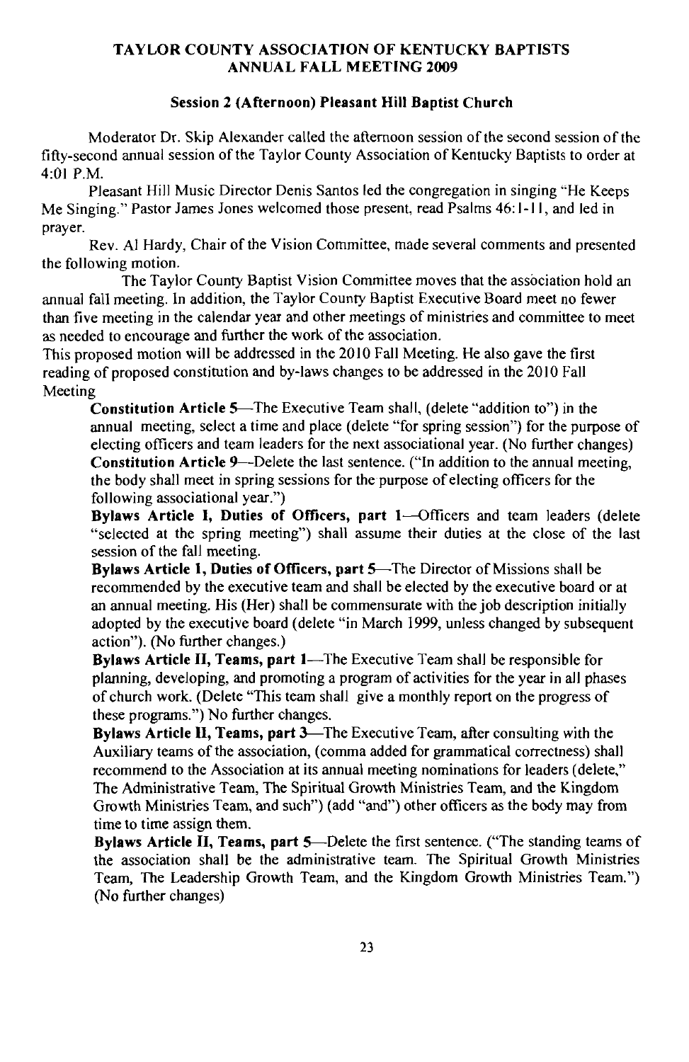## TAYLOR COUNTY ASSOCIATION OF KENTUCKY BAPTISTS
## ANNUAL FALL MEETING 2009

### Session 2 (Afternoon) Pleasant Hill Baptist Church

Moderator Dr. Skip Alexander called the afternoon session of the second session of the fifty-second annual session of the Taylor County Association of Kentucky Baptists to order at 4:01 P.M.

Pleasant Hill Music Director Denis Santos led the congregation in singing "He Keeps Me Singing." Pastor James Jones welcomed those present, read Psalms 46:1-11, and led in prayer.

Rev. Al Hardy, Chair of the Vision Committee, made several comments and presented the following motion.

The Taylor County Baptist Vision Committee moves that the association hold an annual fall meeting. In addition, the Taylor County Baptist Executive Board meet no fewer than five meeting in the calendar year and other meetings of ministries and committee to meet as needed to encourage and further the work of the association.

This proposed motion will be addressed in the 2010 Fall Meeting. He also gave the first reading of proposed constitution and by-laws changes to be addressed in the 2010 Fall Meeting

**Constitution Article 5**—The Executive Team shall, (delete "addition to") in the annual meeting, select a time and place (delete "for spring session") for the purpose of electing officers and team leaders for the next associational year. (No further changes)

**Constitution Article 9**—Delete the last sentence. ("In addition to the annual meeting, the body shall meet in spring sessions for the purpose of electing officers for the following associational year.")

**Bylaws Article I, Duties of Officers, part 1**—Officers and team leaders (delete "selected at the spring meeting") shall assume their duties at the close of the last session of the fall meeting.

**Bylaws Article I, Duties of Officers, part 5**—The Director of Missions shall be recommended by the executive team and shall be elected by the executive board or at an annual meeting. His (Her) shall be commensurate with the job description initially adopted by the executive board (delete "in March 1999, unless changed by subsequent action"). (No further changes.)

**Bylaws Article II, Teams, part 1**—The Executive Team shall be responsible for planning, developing, and promoting a program of activities for the year in all phases of church work. (Delete "This team shall give a monthly report on the progress of these programs.") No further changes.

**Bylaws Article II, Teams, part 3**—The Executive Team, after consulting with the Auxiliary teams of the association, (comma added for grammatical correctness) shall recommend to the Association at its annual meeting nominations for leaders (delete," The Administrative Team, The Spiritual Growth Ministries Team, and the Kingdom Growth Ministries Team, and such") (add "and") other officers as the body may from time to time assign them.

**Bylaws Article II, Teams, part 5**—Delete the first sentence. ("The standing teams of the association shall be the administrative team. The Spiritual Growth Ministries Team, The Leadership Growth Team, and the Kingdom Growth Ministries Team.") (No further changes)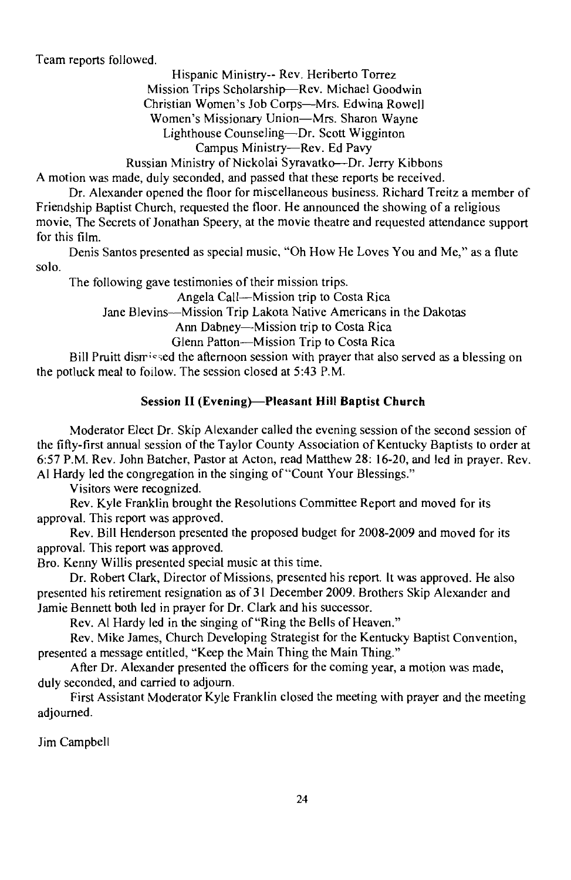Team reports followed.

Hispanic Ministry-- Rev. Heriberto Torrez
Mission Trips Scholarship—Rev. Michael Goodwin
Christian Women's Job Corps—Mrs. Edwina Rowell
Women's Missionary Union—Mrs. Sharon Wayne
Lighthouse Counseling—Dr. Scott Wigginton
Campus Ministry—Rev. Ed Pavy
Russian Ministry of Nickolai Syravatko—Dr. Jerry Kibbons

A motion was made, duly seconded, and passed that these reports be received.

Dr. Alexander opened the floor for miscellaneous business. Richard Treitz a member of Friendship Baptist Church, requested the floor. He announced the showing of a religious movie, The Secrets of Jonathan Speery, at the movie theatre and requested attendance support for this film.

Denis Santos presented as special music, "Oh How He Loves You and Me," as a flute solo.

The following gave testimonies of their mission trips.

Angela Call—Mission trip to Costa Rica
Jane Blevins—Mission Trip Lakota Native Americans in the Dakotas
Ann Dabney—Mission trip to Costa Rica
Glenn Patton—Mission Trip to Costa Rica

Bill Pruitt dismissed the afternoon session with prayer that also served as a blessing on the potluck meal to follow. The session closed at 5:43 P.M.

**Session II (Evening)—Pleasant Hill Baptist Church**

Moderator Elect Dr. Skip Alexander called the evening session of the second session of the fifty-first annual session of the Taylor County Association of Kentucky Baptists to order at 6:57 P.M. Rev. John Batcher, Pastor at Acton, read Matthew 28: 16-20, and led in prayer. Rev. Al Hardy led the congregation in the singing of "Count Your Blessings."

Visitors were recognized.

Rev. Kyle Franklin brought the Resolutions Committee Report and moved for its approval. This report was approved.

Rev. Bill Henderson presented the proposed budget for 2008-2009 and moved for its approval. This report was approved.

Bro. Kenny Willis presented special music at this time.

Dr. Robert Clark, Director of Missions, presented his report. It was approved. He also presented his retirement resignation as of 31 December 2009. Brothers Skip Alexander and Jamie Bennett both led in prayer for Dr. Clark and his successor.

Rev. Al Hardy led in the singing of "Ring the Bells of Heaven."

Rev. Mike James, Church Developing Strategist for the Kentucky Baptist Convention, presented a message entitled, "Keep the Main Thing the Main Thing."

After Dr. Alexander presented the officers for the coming year, a motion was made, duly seconded, and carried to adjourn.

First Assistant Moderator Kyle Franklin closed the meeting with prayer and the meeting adjourned.

Jim Campbell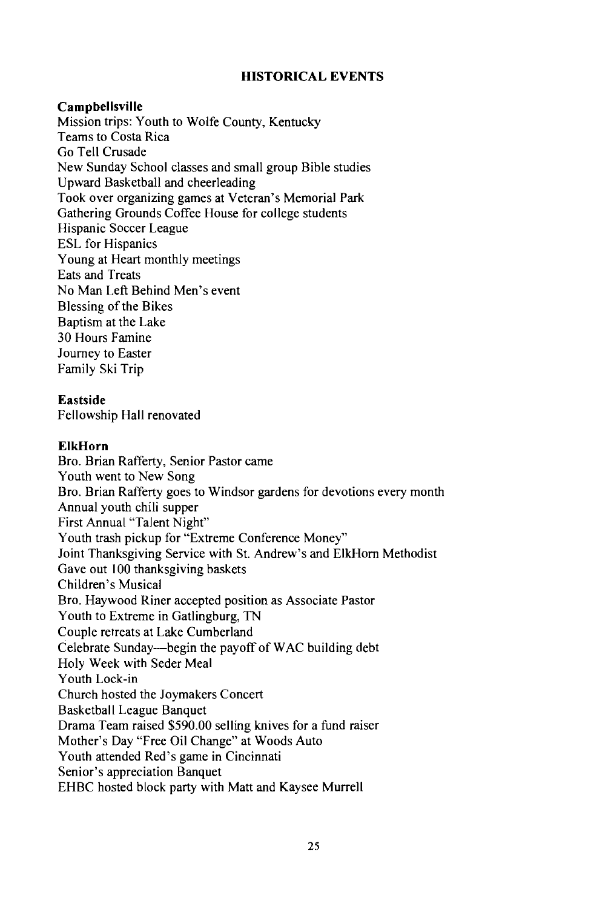## HISTORICAL EVENTS

**Campbellsville**

Mission trips: Youth to Wolfe County, Kentucky
Teams to Costa Rica
Go Tell Crusade
New Sunday School classes and small group Bible studies
Upward Basketball and cheerleading
Took over organizing games at Veteran's Memorial Park
Gathering Grounds Coffee House for college students
Hispanic Soccer League
ESL for Hispanics
Young at Heart monthly meetings
Eats and Treats
No Man Left Behind Men's event
Blessing of the Bikes
Baptism at the Lake
30 Hours Famine
Journey to Easter
Family Ski Trip

**Eastside**

Fellowship Hall renovated

**ElkHorn**

Bro. Brian Rafferty, Senior Pastor came
Youth went to New Song
Bro. Brian Rafferty goes to Windsor gardens for devotions every month
Annual youth chili supper
First Annual "Talent Night"
Youth trash pickup for "Extreme Conference Money"
Joint Thanksgiving Service with St. Andrew's and ElkHorn Methodist
Gave out 100 thanksgiving baskets
Children's Musical
Bro. Haywood Riner accepted position as Associate Pastor
Youth to Extreme in Gatlingburg, TN
Couple retreats at Lake Cumberland
Celebrate Sunday—begin the payoff of WAC building debt
Holy Week with Seder Meal
Youth Lock-in
Church hosted the Joymakers Concert
Basketball League Banquet
Drama Team raised $590.00 selling knives for a fund raiser
Mother's Day "Free Oil Change" at Woods Auto
Youth attended Red's game in Cincinnati
Senior's appreciation Banquet
EHBC hosted block party with Matt and Kaysee Murrell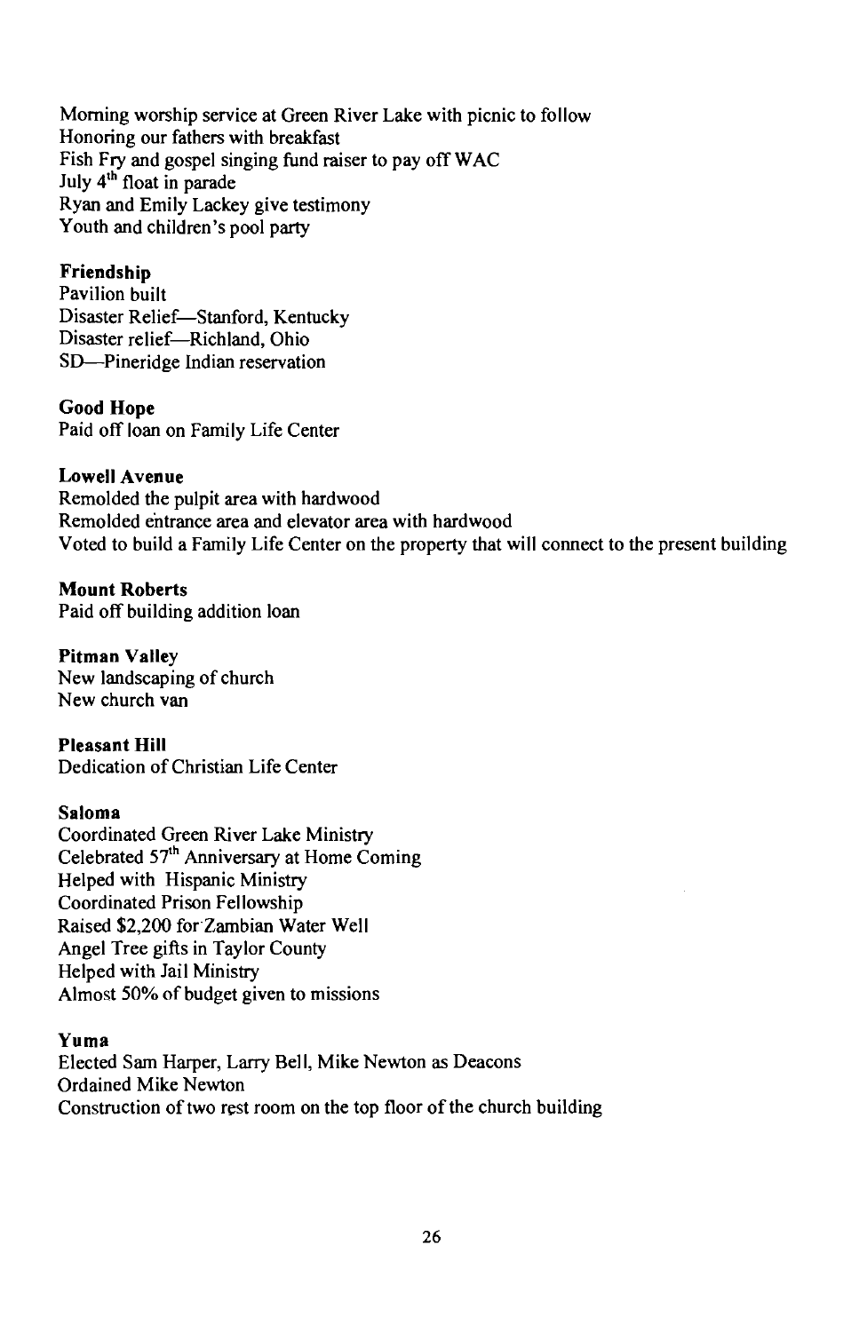Morning worship service at Green River Lake with picnic to follow
Honoring our fathers with breakfast
Fish Fry and gospel singing fund raiser to pay off WAC
July 4th float in parade
Ryan and Emily Lackey give testimony
Youth and children's pool party

**Friendship**
Pavilion built
Disaster Relief—Stanford, Kentucky
Disaster relief—Richland, Ohio
SD—Pineridge Indian reservation

**Good Hope**
Paid off loan on Family Life Center

**Lowell Avenue**
Remolded the pulpit area with hardwood
Remolded entrance area and elevator area with hardwood
Voted to build a Family Life Center on the property that will connect to the present building

**Mount Roberts**
Paid off building addition loan

**Pitman Valley**
New landscaping of church
New church van

**Pleasant Hill**
Dedication of Christian Life Center

**Saloma**
Coordinated Green River Lake Ministry
Celebrated 57th Anniversary at Home Coming
Helped with Hispanic Ministry
Coordinated Prison Fellowship
Raised $2,200 for Zambian Water Well
Angel Tree gifts in Taylor County
Helped with Jail Ministry
Almost 50% of budget given to missions

**Yuma**
Elected Sam Harper, Larry Bell, Mike Newton as Deacons
Ordained Mike Newton
Construction of two rest room on the top floor of the church building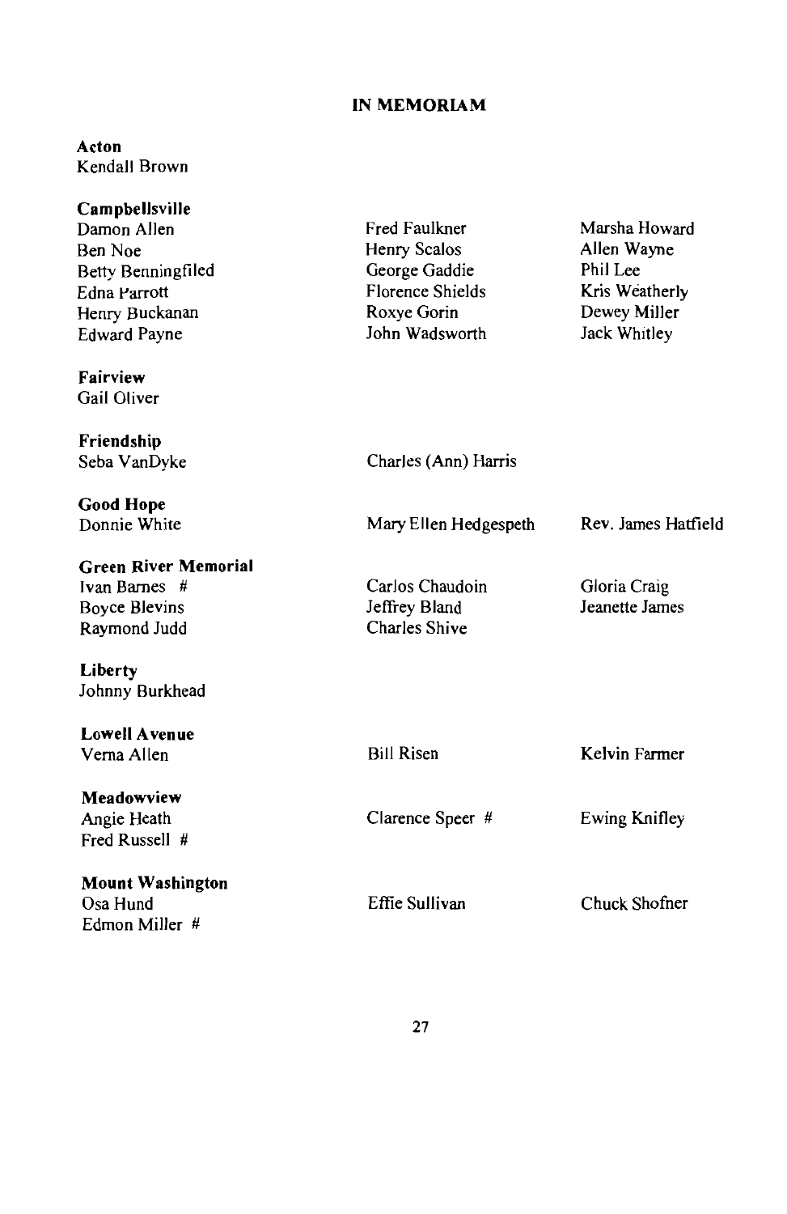# IN MEMORIAM

**Acton**
Kendall Brown

**Campbellsville**
Damon Allen
Ben Noe
Betty Benningfiled
Edna Parrott
Henry Buckanan
Edward Payne
Fred Faulkner
Henry Scalos
George Gaddie
Florence Shields
Roxye Gorin
John Wadsworth
Marsha Howard
Allen Wayne
Phil Lee
Kris Weatherly
Dewey Miller
Jack Whitley

**Fairview**
Gail Oliver

**Friendship**
Seba VanDyke
Charles (Ann) Harris

**Good Hope**
Donnie White
Mary Ellen Hedgespeth
Rev. James Hatfield

**Green River Memorial**
Ivan Barnes #
Boyce Blevins
Raymond Judd
Carlos Chaudoin
Jeffrey Bland
Charles Shive
Gloria Craig
Jeanette James

**Liberty**
Johnny Burkhead

**Lowell Avenue**
Verna Allen
Bill Risen
Kelvin Farmer

**Meadowview**
Angie Heath
Fred Russell #
Clarence Speer #
Ewing Knifley

**Mount Washington**
Osa Hund
Edmon Miller #
Effie Sullivan
Chuck Shofner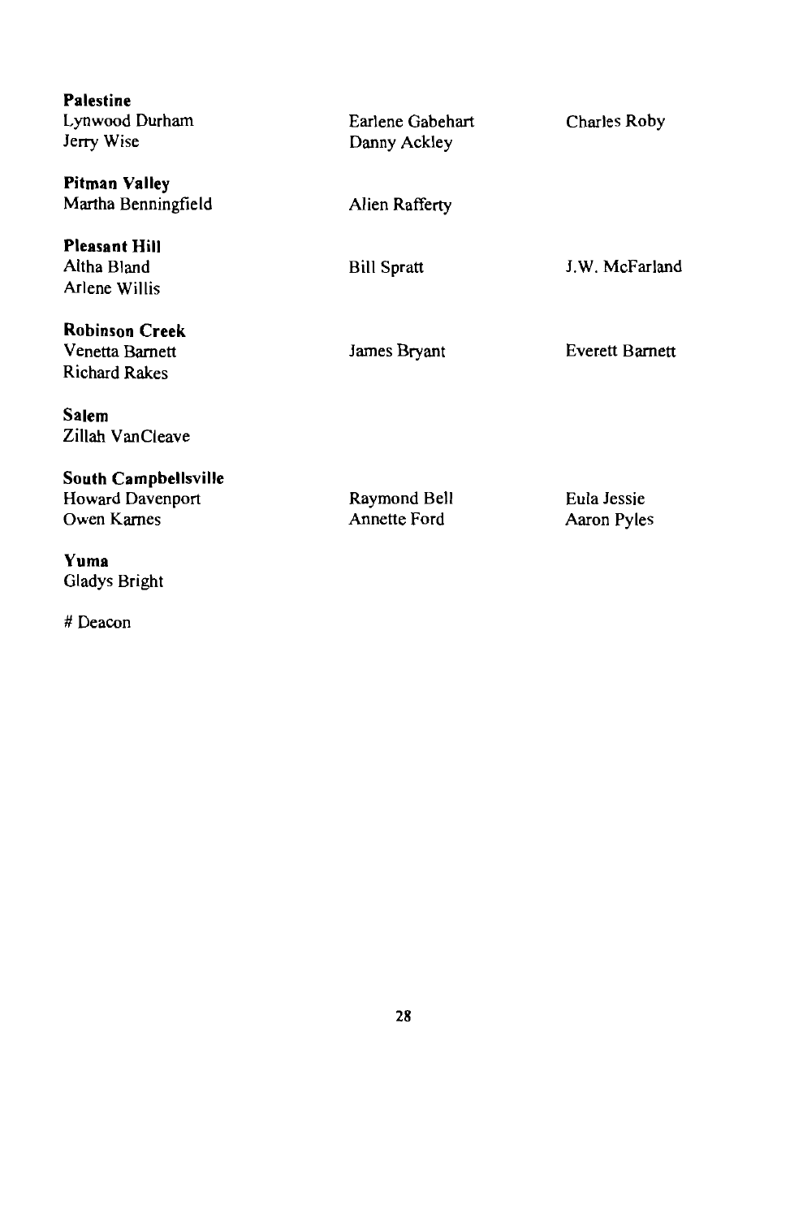**Palestine**
Lynwood Durham
Jerry Wise
Earlene Gabehart
Danny Ackley
Charles Roby

**Pitman Valley**
Martha Benningfield
Alien Rafferty

**Pleasant Hill**
Altha Bland
Arlene Willis
Bill Spratt
J.W. McFarland

**Robinson Creek**
Venetta Barnett
Richard Rakes
James Bryant
Everett Barnett

**Salem**
Zillah VanCleave

**South Campbellsville**
Howard Davenport
Owen Karnes
Raymond Bell
Annette Ford
Eula Jessie
Aaron Pyles

**Yuma**
Gladys Bright

# Deacon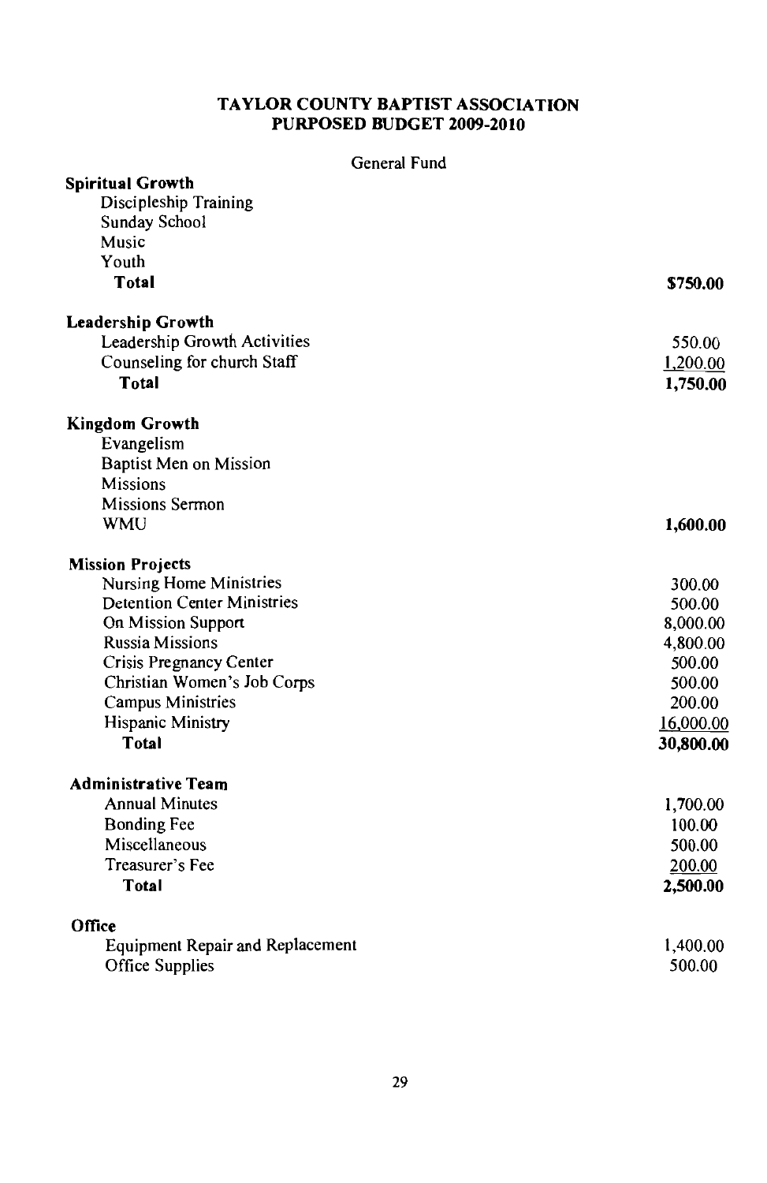# TAYLOR COUNTY BAPTIST ASSOCIATION
## PURPOSED BUDGET 2009-2010

General Fund

| | |
|---|---|
| **Spiritual Growth** | |
| Discipleship Training | |
| Sunday School | |
| Music | |
| Youth | |
| **Total** | **$750.00** |
| | |
| **Leadership Growth** | |
| Leadership Growth Activities | 550.00 |
| Counseling for church Staff | 1,200.00 |
| **Total** | **1,750.00** |
| | |
| **Kingdom Growth** | |
| Evangelism | |
| Baptist Men on Mission | |
| Missions | |
| Missions Sermon | |
| WMU | **1,600.00** |
| | |
| **Mission Projects** | |
| Nursing Home Ministries | 300.00 |
| Detention Center Ministries | 500.00 |
| On Mission Support | 8,000.00 |
| Russia Missions | 4,800.00 |
| Crisis Pregnancy Center | 500.00 |
| Christian Women's Job Corps | 500.00 |
| Campus Ministries | 200.00 |
| Hispanic Ministry | 16,000.00 |
| **Total** | **30,800.00** |
| | |
| **Administrative Team** | |
| Annual Minutes | 1,700.00 |
| Bonding Fee | 100.00 |
| Miscellaneous | 500.00 |
| Treasurer's Fee | 200.00 |
| **Total** | **2,500.00** |
| | |
| **Office** | |
| Equipment Repair and Replacement | 1,400.00 |
| Office Supplies | 500.00 |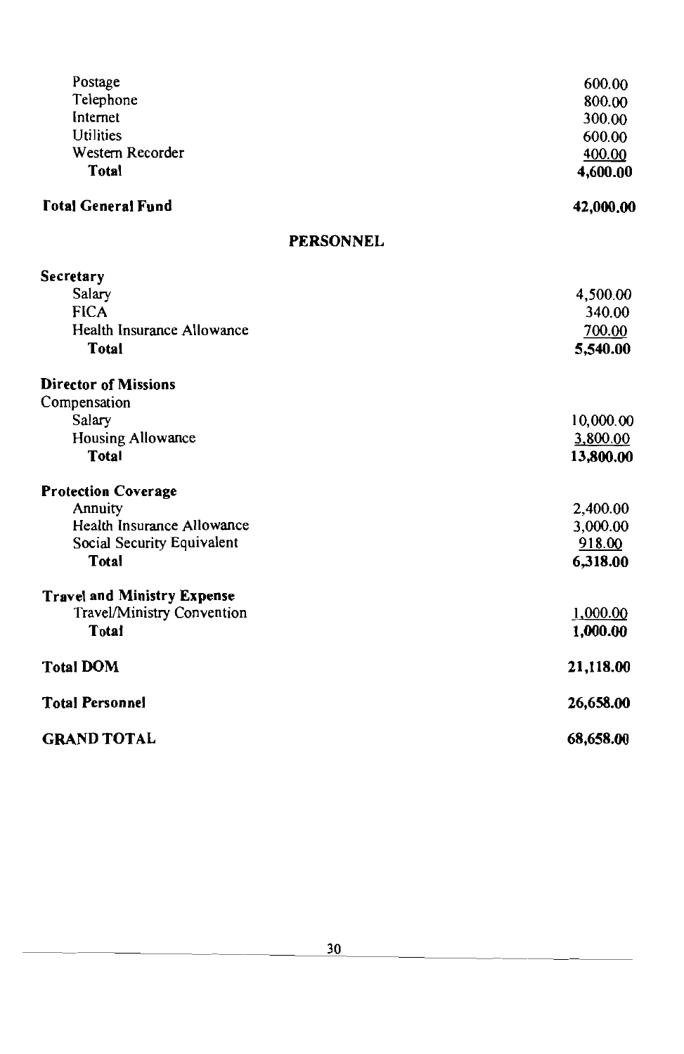| | |
|---|---:|
| Postage | 600.00 |
| Telephone | 800.00 |
| Internet | 300.00 |
| Utilities | 600.00 |
| Western Recorder | 400.00 |
| **Total** | **4,600.00** |
| | |
| **Total General Fund** | **42,000.00** |

## PERSONNEL

| | |
|---|---:|
| **Secretary** | |
| Salary | 4,500.00 |
| FICA | 340.00 |
| Health Insurance Allowance | 700.00 |
| **Total** | **5,540.00** |
| | |
| **Director of Missions** | |
| Compensation | |
| Salary | 10,000.00 |
| Housing Allowance | 3,800.00 |
| **Total** | **13,800.00** |
| | |
| **Protection Coverage** | |
| Annuity | 2,400.00 |
| Health Insurance Allowance | 3,000.00 |
| Social Security Equivalent | 918.00 |
| **Total** | **6,318.00** |
| | |
| **Travel and Ministry Expense** | |
| Travel/Ministry Convention | 1,000.00 |
| **Total** | **1,000.00** |
| | |
| **Total DOM** | **21,118.00** |
| | |
| **Total Personnel** | **26,658.00** |
| | |
| **GRAND TOTAL** | **68,658.00** |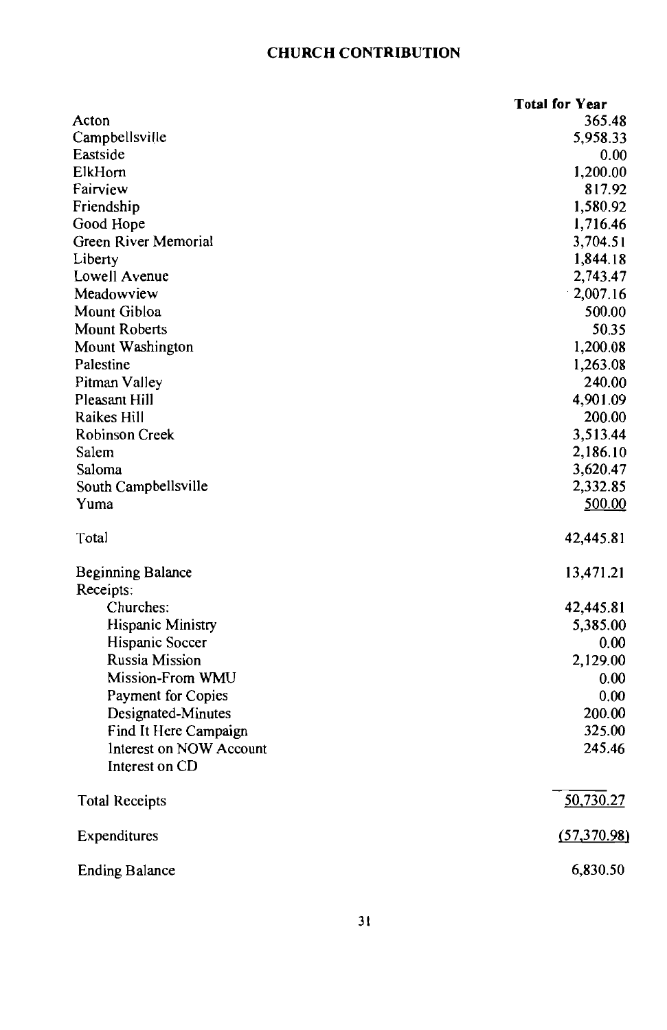## CHURCH CONTRIBUTION

| | Total for Year |
|---|---|
| Acton | 365.48 |
| Campbellsville | 5,958.33 |
| Eastside | 0.00 |
| ElkHorn | 1,200.00 |
| Fairview | 817.92 |
| Friendship | 1,580.92 |
| Good Hope | 1,716.46 |
| Green River Memorial | 3,704.51 |
| Liberty | 1,844.18 |
| Lowell Avenue | 2,743.47 |
| Meadowview | 2,007.16 |
| Mount Gibloa | 500.00 |
| Mount Roberts | 50.35 |
| Mount Washington | 1,200.08 |
| Palestine | 1,263.08 |
| Pitman Valley | 240.00 |
| Pleasant Hill | 4,901.09 |
| Raikes Hill | 200.00 |
| Robinson Creek | 3,513.44 |
| Salem | 2,186.10 |
| Saloma | 3,620.47 |
| South Campbellsville | 2,332.85 |
| Yuma | 500.00 |
| Total | 42,445.81 |

| | |
|---|---|
| Beginning Balance | 13,471.21 |
| Receipts: | |
| Churches: | 42,445.81 |
| Hispanic Ministry | 5,385.00 |
| Hispanic Soccer | 0.00 |
| Russia Mission | 2,129.00 |
| Mission-From WMU | 0.00 |
| Payment for Copies | 0.00 |
| Designated-Minutes | 200.00 |
| Find It Here Campaign | 325.00 |
| Interest on NOW Account | 245.46 |
| Interest on CD | |
| Total Receipts | 50,730.27 |
| Expenditures | (57,370.98) |
| Ending Balance | 6,830.50 |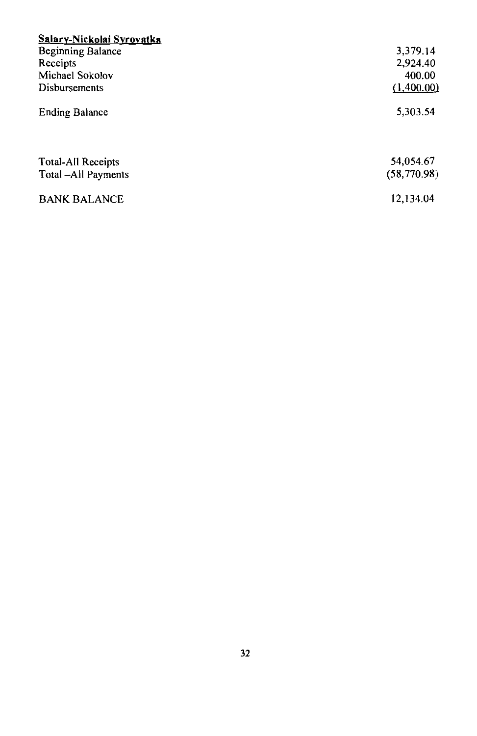**Salary-Nickolai Syrovatka**

| | |
|---|---|
| Beginning Balance | 3,379.14 |
| Receipts | 2,924.40 |
| Michael Sokolov | 400.00 |
| Disbursements | (1,400.00) |
| Ending Balance | 5,303.54 |

| | |
|---|---|
| Total-All Receipts | 54,054.67 |
| Total –All Payments | (58,770.98) |
| BANK BALANCE | 12,134.04 |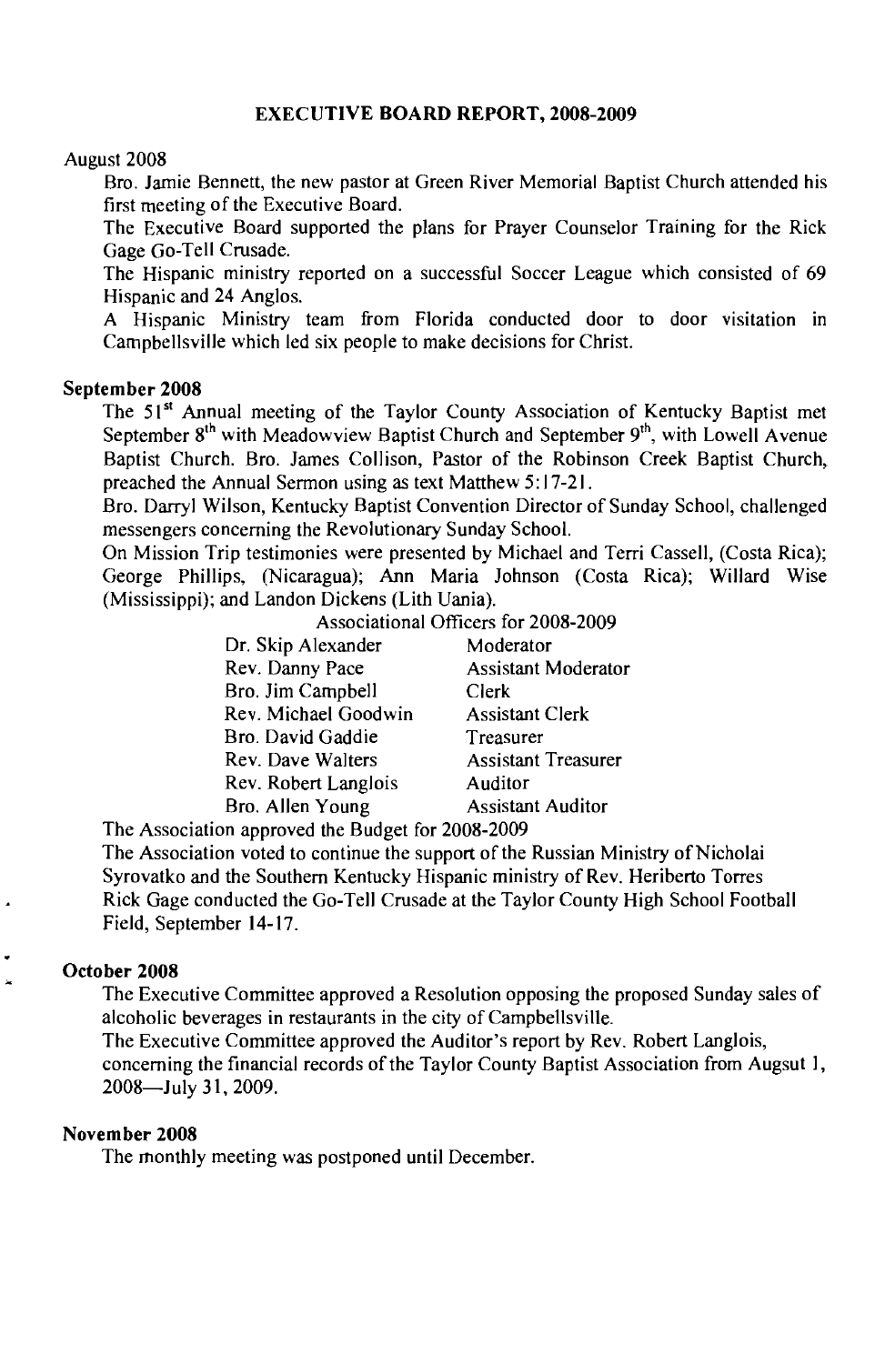## EXECUTIVE BOARD REPORT, 2008-2009

August 2008

Bro. Jamie Bennett, the new pastor at Green River Memorial Baptist Church attended his first meeting of the Executive Board.

The Executive Board supported the plans for Prayer Counselor Training for the Rick Gage Go-Tell Crusade.

The Hispanic ministry reported on a successful Soccer League which consisted of 69 Hispanic and 24 Anglos.

A Hispanic Ministry team from Florida conducted door to door visitation in Campbellsville which led six people to make decisions for Christ.

**September 2008**

The 51st Annual meeting of the Taylor County Association of Kentucky Baptist met September 8th with Meadowview Baptist Church and September 9th, with Lowell Avenue Baptist Church. Bro. James Collison, Pastor of the Robinson Creek Baptist Church, preached the Annual Sermon using as text Matthew 5:17-21.

Bro. Darryl Wilson, Kentucky Baptist Convention Director of Sunday School, challenged messengers concerning the Revolutionary Sunday School.

On Mission Trip testimonies were presented by Michael and Terri Cassell, (Costa Rica); George Phillips, (Nicaragua); Ann Maria Johnson (Costa Rica); Willard Wise (Mississippi); and Landon Dickens (Lith Uania).

Associational Officers for 2008-2009

| | |
|---|---|
| Dr. Skip Alexander | Moderator |
| Rev. Danny Pace | Assistant Moderator |
| Bro. Jim Campbell | Clerk |
| Rev. Michael Goodwin | Assistant Clerk |
| Bro. David Gaddie | Treasurer |
| Rev. Dave Walters | Assistant Treasurer |
| Rev. Robert Langlois | Auditor |
| Bro. Allen Young | Assistant Auditor |

The Association approved the Budget for 2008-2009

The Association voted to continue the support of the Russian Ministry of Nicholai Syrovatko and the Southern Kentucky Hispanic ministry of Rev. Heriberto Torres

Rick Gage conducted the Go-Tell Crusade at the Taylor County High School Football Field, September 14-17.

**October 2008**

The Executive Committee approved a Resolution opposing the proposed Sunday sales of alcoholic beverages in restaurants in the city of Campbellsville.

The Executive Committee approved the Auditor's report by Rev. Robert Langlois, concerning the financial records of the Taylor County Baptist Association from Augsut 1, 2008—July 31, 2009.

**November 2008**

The monthly meeting was postponed until December.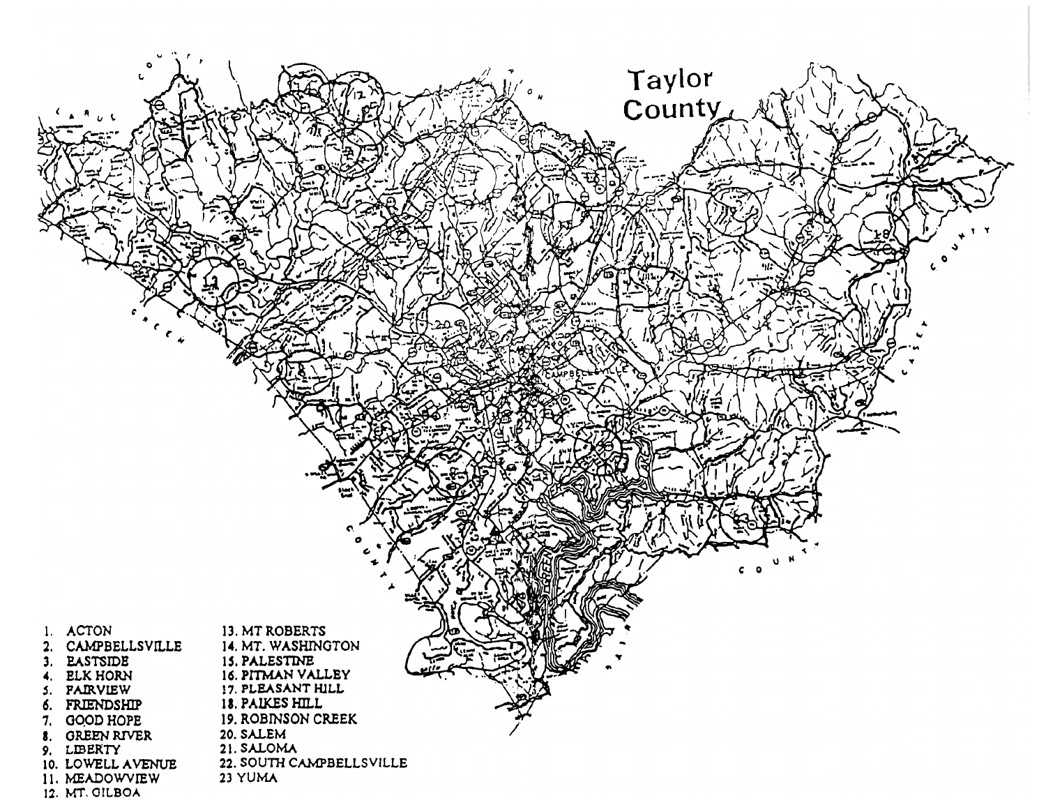# Taylor County

1. ACTON
2. CAMPBELLSVILLE
3. EASTSIDE
4. ELK HORN
5. FAIRVIEW
6. FRIENDSHIP
7. GOOD HOPE
8. GREEN RIVER
9. LIBERTY
10. LOWELL AVENUE
11. MEADOWVIEW
12. MT. GILBOA
13. MT ROBERTS
14. MT. WASHINGTON
15. PALESTINE
16. PITMAN VALLEY
17. PLEASANT HILL
18. PAIKES HILL
19. ROBINSON CREEK
20. SALEM
21. SALOMA
22. SOUTH CAMPBELLSVILLE
23. YUMA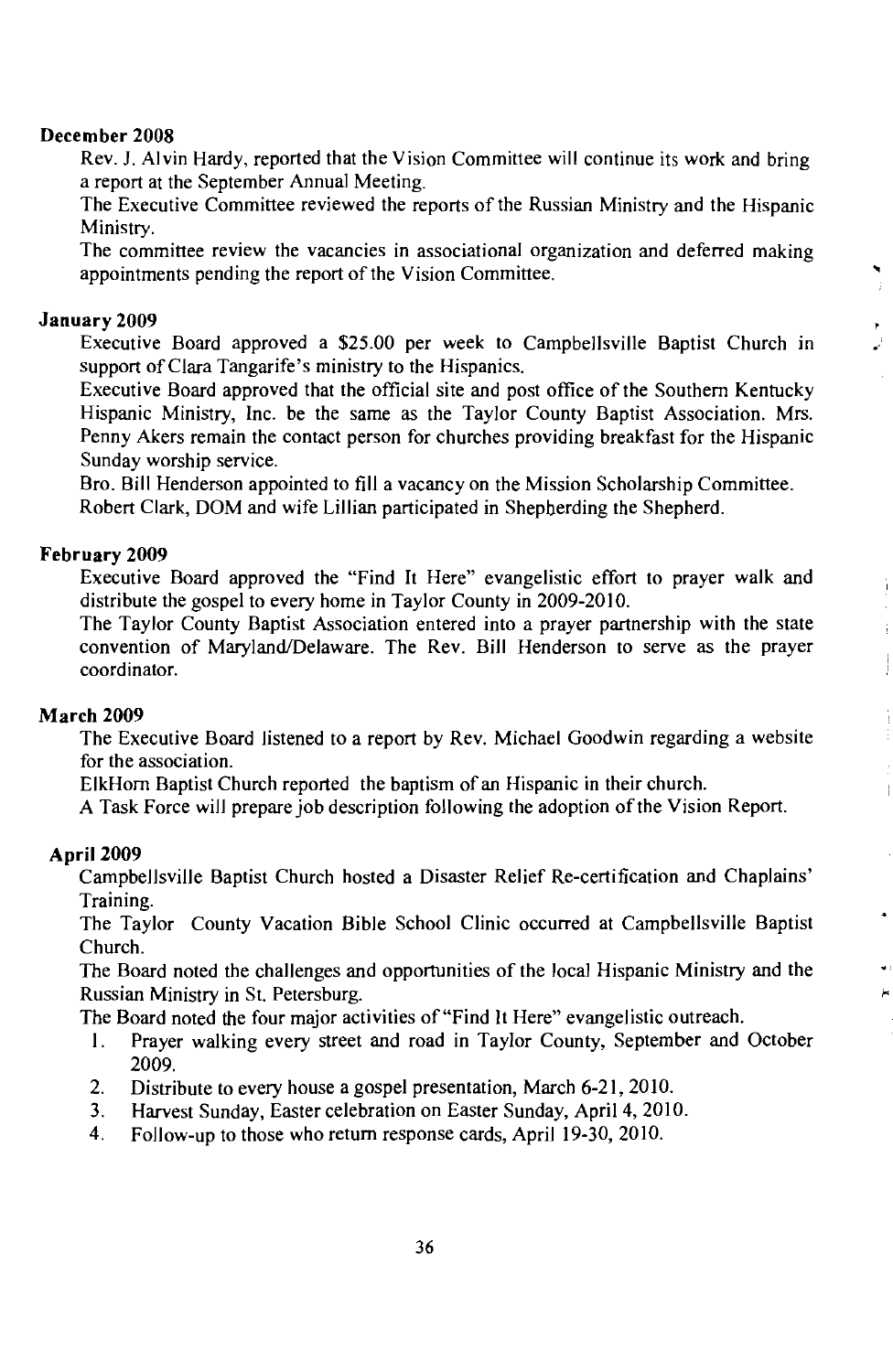**December 2008**

Rev. J. Alvin Hardy, reported that the Vision Committee will continue its work and bring a report at the September Annual Meeting.

The Executive Committee reviewed the reports of the Russian Ministry and the Hispanic Ministry.

The committee review the vacancies in associational organization and deferred making appointments pending the report of the Vision Committee.

**January 2009**

Executive Board approved a $25.00 per week to Campbellsville Baptist Church in support of Clara Tangarife's ministry to the Hispanics.

Executive Board approved that the official site and post office of the Southern Kentucky Hispanic Ministry, Inc. be the same as the Taylor County Baptist Association. Mrs. Penny Akers remain the contact person for churches providing breakfast for the Hispanic Sunday worship service.

Bro. Bill Henderson appointed to fill a vacancy on the Mission Scholarship Committee.

Robert Clark, DOM and wife Lillian participated in Shepherding the Shepherd.

**February 2009**

Executive Board approved the "Find It Here" evangelistic effort to prayer walk and distribute the gospel to every home in Taylor County in 2009-2010.

The Taylor County Baptist Association entered into a prayer partnership with the state convention of Maryland/Delaware. The Rev. Bill Henderson to serve as the prayer coordinator.

**March 2009**

The Executive Board listened to a report by Rev. Michael Goodwin regarding a website for the association.

ElkHorn Baptist Church reported the baptism of an Hispanic in their church.

A Task Force will prepare job description following the adoption of the Vision Report.

**April 2009**

Campbellsville Baptist Church hosted a Disaster Relief Re-certification and Chaplains' Training.

The Taylor County Vacation Bible School Clinic occurred at Campbellsville Baptist Church.

The Board noted the challenges and opportunities of the local Hispanic Ministry and the Russian Ministry in St. Petersburg.

The Board noted the four major activities of "Find It Here" evangelistic outreach.

1. Prayer walking every street and road in Taylor County, September and October 2009.
2. Distribute to every house a gospel presentation, March 6-21, 2010.
3. Harvest Sunday, Easter celebration on Easter Sunday, April 4, 2010.
4. Follow-up to those who return response cards, April 19-30, 2010.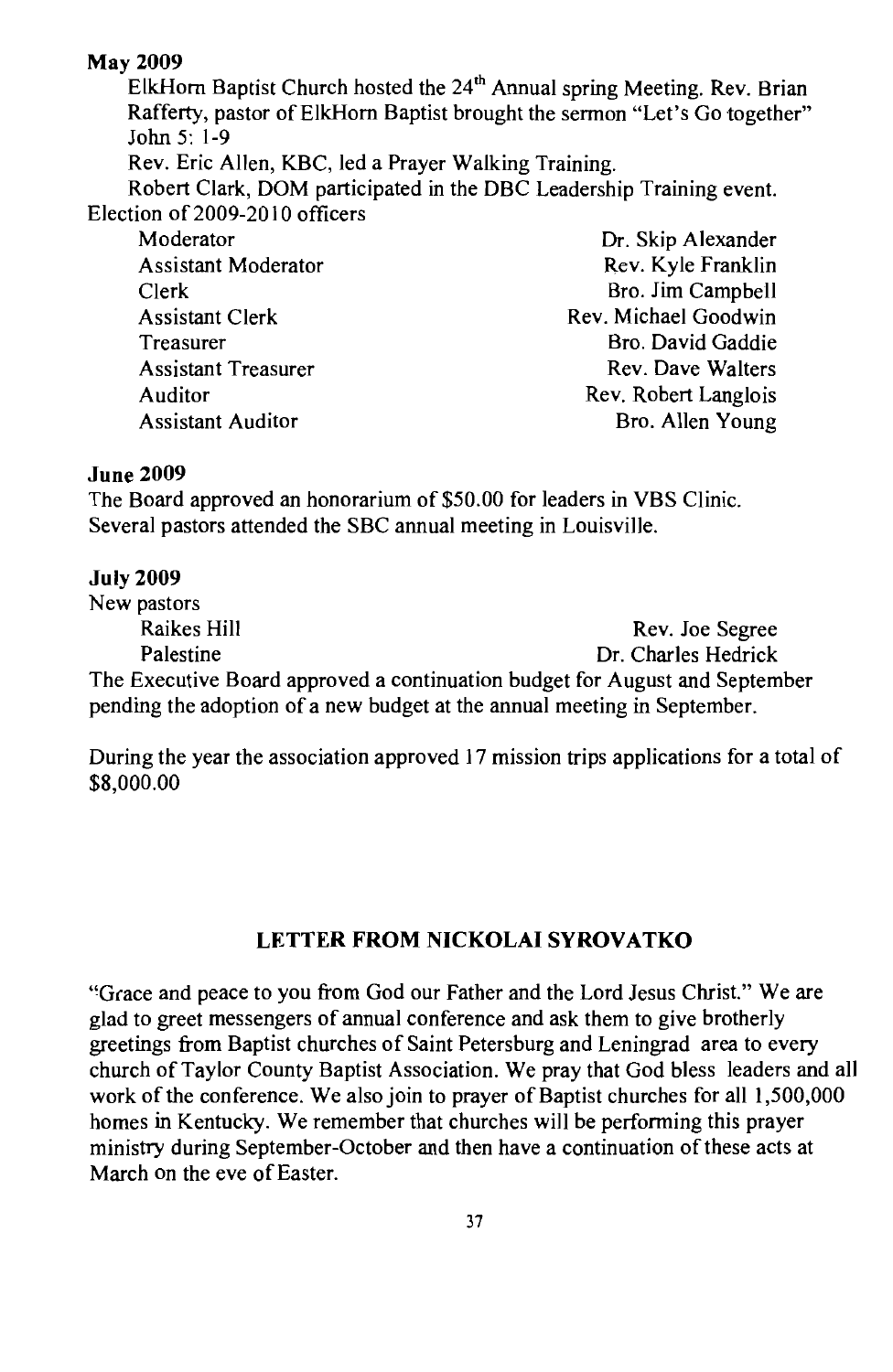**May 2009**

ElkHorn Baptist Church hosted the 24th Annual spring Meeting. Rev. Brian Rafferty, pastor of ElkHorn Baptist brought the sermon "Let's Go together" John 5: 1-9

Rev. Eric Allen, KBC, led a Prayer Walking Training.

Robert Clark, DOM participated in the DBC Leadership Training event.

Election of 2009-2010 officers

| | |
|---|---|
| Moderator | Dr. Skip Alexander |
| Assistant Moderator | Rev. Kyle Franklin |
| Clerk | Bro. Jim Campbell |
| Assistant Clerk | Rev. Michael Goodwin |
| Treasurer | Bro. David Gaddie |
| Assistant Treasurer | Rev. Dave Walters |
| Auditor | Rev. Robert Langlois |
| Assistant Auditor | Bro. Allen Young |

**June 2009**

The Board approved an honorarium of $50.00 for leaders in VBS Clinic.
Several pastors attended the SBC annual meeting in Louisville.

**July 2009**

New pastors

| | |
|---|---|
| Raikes Hill | Rev. Joe Segree |
| Palestine | Dr. Charles Hedrick |

The Executive Board approved a continuation budget for August and September pending the adoption of a new budget at the annual meeting in September.

During the year the association approved 17 mission trips applications for a total of $8,000.00

## LETTER FROM NICKOLAI SYROVATKO

"Grace and peace to you from God our Father and the Lord Jesus Christ." We are glad to greet messengers of annual conference and ask them to give brotherly greetings from Baptist churches of Saint Petersburg and Leningrad area to every church of Taylor County Baptist Association. We pray that God bless leaders and all work of the conference. We also join to prayer of Baptist churches for all 1,500,000 homes in Kentucky. We remember that churches will be performing this prayer ministry during September-October and then have a continuation of these acts at March on the eve of Easter.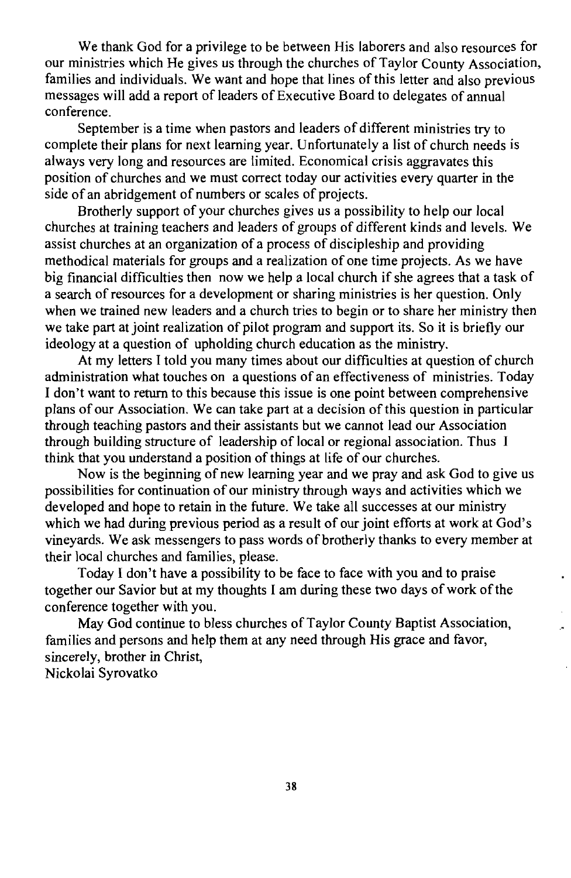We thank God for a privilege to be between His laborers and also resources for our ministries which He gives us through the churches of Taylor County Association, families and individuals. We want and hope that lines of this letter and also previous messages will add a report of leaders of Executive Board to delegates of annual conference.

September is a time when pastors and leaders of different ministries try to complete their plans for next learning year. Unfortunately a list of church needs is always very long and resources are limited. Economical crisis aggravates this position of churches and we must correct today our activities every quarter in the side of an abridgement of numbers or scales of projects.

Brotherly support of your churches gives us a possibility to help our local churches at training teachers and leaders of groups of different kinds and levels. We assist churches at an organization of a process of discipleship and providing methodical materials for groups and a realization of one time projects. As we have big financial difficulties then now we help a local church if she agrees that a task of a search of resources for a development or sharing ministries is her question. Only when we trained new leaders and a church tries to begin or to share her ministry then we take part at joint realization of pilot program and support its. So it is briefly our ideology at a question of upholding church education as the ministry.

At my letters I told you many times about our difficulties at question of church administration what touches on a questions of an effectiveness of ministries. Today I don't want to return to this because this issue is one point between comprehensive plans of our Association. We can take part at a decision of this question in particular through teaching pastors and their assistants but we cannot lead our Association through building structure of leadership of local or regional association. Thus I think that you understand a position of things at life of our churches.

Now is the beginning of new learning year and we pray and ask God to give us possibilities for continuation of our ministry through ways and activities which we developed and hope to retain in the future. We take all successes at our ministry which we had during previous period as a result of our joint efforts at work at God's vineyards. We ask messengers to pass words of brotherly thanks to every member at their local churches and families, please.

Today I don't have a possibility to be face to face with you and to praise together our Savior but at my thoughts I am during these two days of work of the conference together with you.

May God continue to bless churches of Taylor County Baptist Association, families and persons and help them at any need through His grace and favor, sincerely, brother in Christ,
Nickolai Syrovatko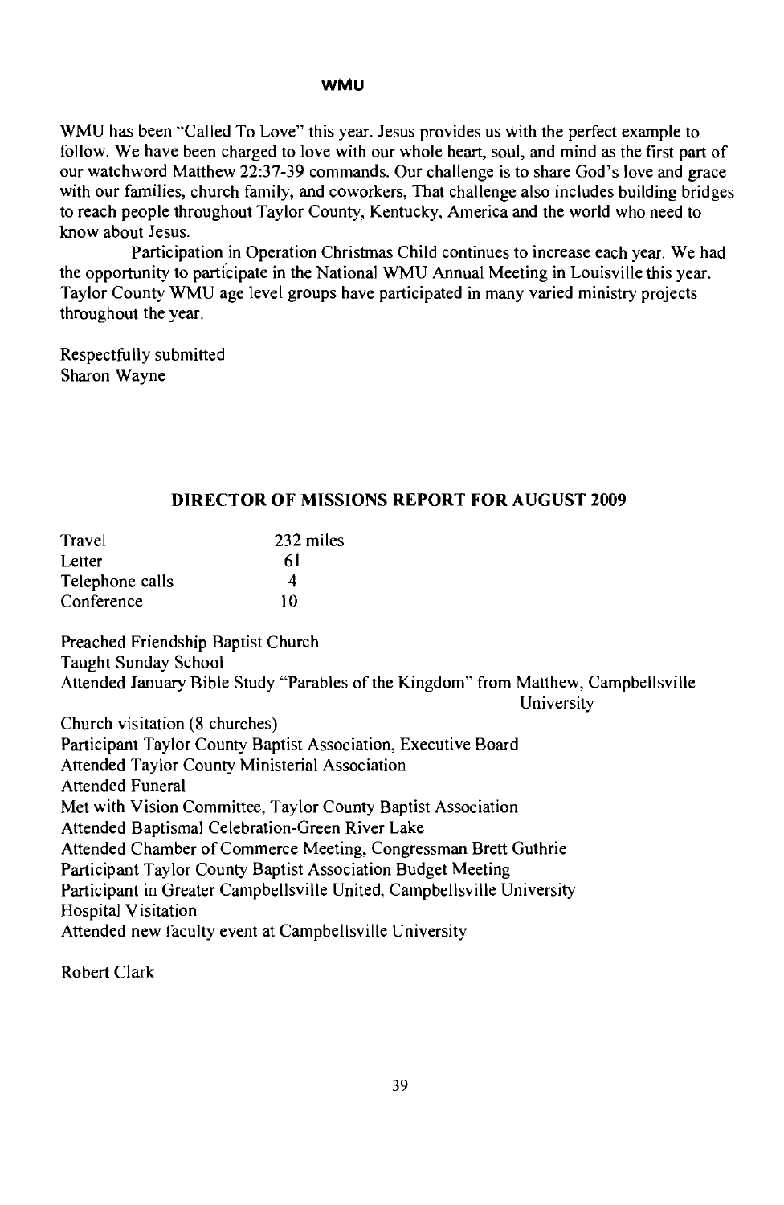## WMU

WMU has been "Called To Love" this year. Jesus provides us with the perfect example to follow. We have been charged to love with our whole heart, soul, and mind as the first part of our watchword Matthew 22:37-39 commands. Our challenge is to share God's love and grace with our families, church family, and coworkers, That challenge also includes building bridges to reach people throughout Taylor County, Kentucky, America and the world who need to know about Jesus.

Participation in Operation Christmas Child continues to increase each year. We had the opportunity to participate in the National WMU Annual Meeting in Louisville this year. Taylor County WMU age level groups have participated in many varied ministry projects throughout the year.

Respectfully submitted
Sharon Wayne

## DIRECTOR OF MISSIONS REPORT FOR AUGUST 2009

| | |
|---|---|
| Travel | 232 miles |
| Letter | 61 |
| Telephone calls | 4 |
| Conference | 10 |

Preached Friendship Baptist Church
Taught Sunday School
Attended January Bible Study "Parables of the Kingdom" from Matthew, Campbellsville University
Church visitation (8 churches)
Participant Taylor County Baptist Association, Executive Board
Attended Taylor County Ministerial Association
Attended Funeral
Met with Vision Committee, Taylor County Baptist Association
Attended Baptismal Celebration-Green River Lake
Attended Chamber of Commerce Meeting, Congressman Brett Guthrie
Participant Taylor County Baptist Association Budget Meeting
Participant in Greater Campbellsville United, Campbellsville University
Hospital Visitation
Attended new faculty event at Campbellsville University

Robert Clark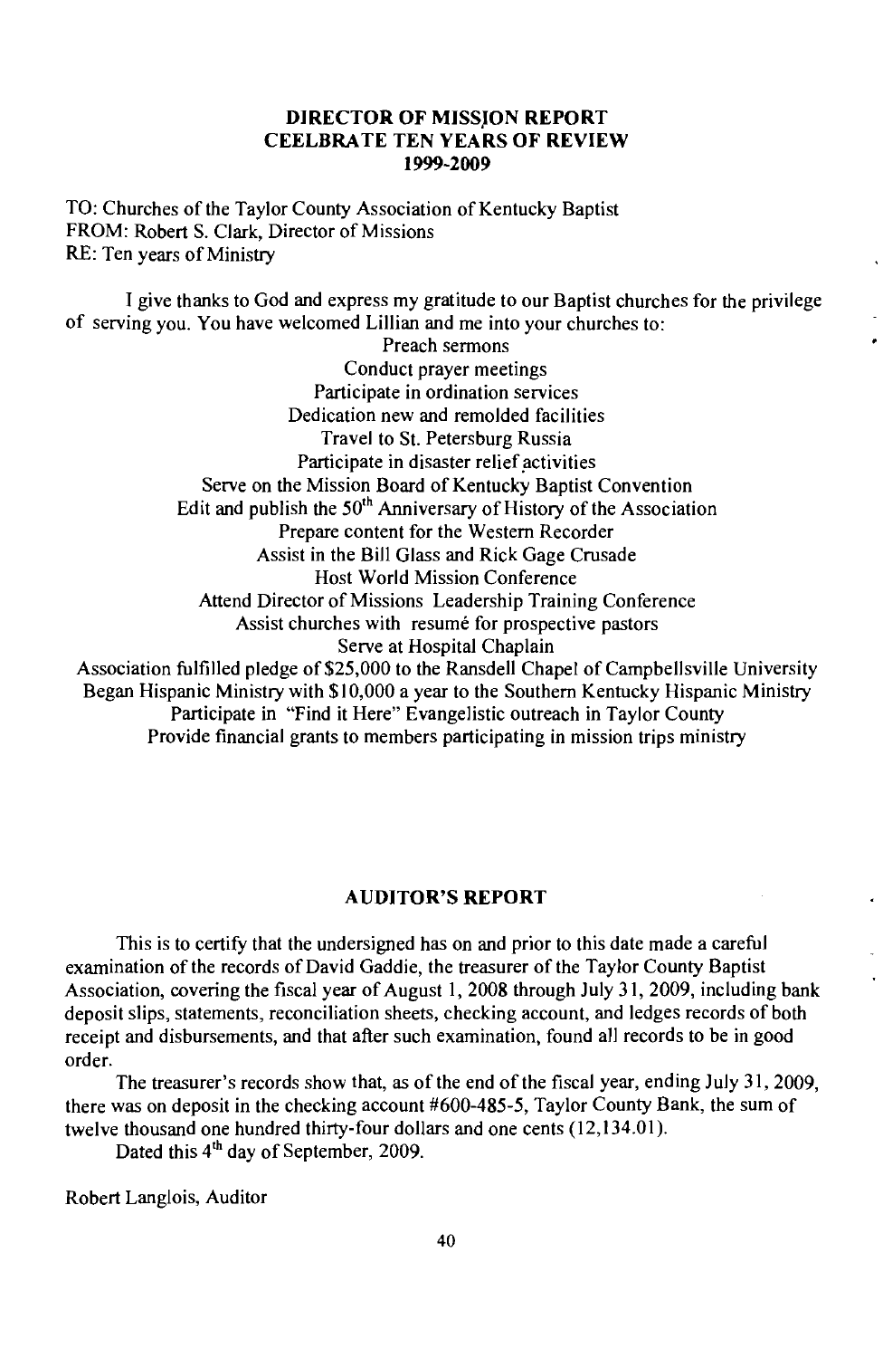# DIRECTOR OF MISSION REPORT
# CEELBRATE TEN YEARS OF REVIEW
# 1999-2009

TO: Churches of the Taylor County Association of Kentucky Baptist
FROM: Robert S. Clark, Director of Missions
RE: Ten years of Ministry

I give thanks to God and express my gratitude to our Baptist churches for the privilege of serving you. You have welcomed Lillian and me into your churches to:

Preach sermons
Conduct prayer meetings
Participate in ordination services
Dedication new and remolded facilities
Travel to St. Petersburg Russia
Participate in disaster relief activities
Serve on the Mission Board of Kentucky Baptist Convention
Edit and publish the 50th Anniversary of History of the Association
Prepare content for the Western Recorder
Assist in the Bill Glass and Rick Gage Crusade
Host World Mission Conference
Attend Director of Missions Leadership Training Conference
Assist churches with resumé for prospective pastors
Serve at Hospital Chaplain
Association fulfilled pledge of $25,000 to the Ransdell Chapel of Campbellsville University
Began Hispanic Ministry with $10,000 a year to the Southern Kentucky Hispanic Ministry
Participate in "Find it Here" Evangelistic outreach in Taylor County
Provide financial grants to members participating in mission trips ministry

## AUDITOR'S REPORT

This is to certify that the undersigned has on and prior to this date made a careful examination of the records of David Gaddie, the treasurer of the Taylor County Baptist Association, covering the fiscal year of August 1, 2008 through July 31, 2009, including bank deposit slips, statements, reconciliation sheets, checking account, and ledges records of both receipt and disbursements, and that after such examination, found all records to be in good order.

The treasurer's records show that, as of the end of the fiscal year, ending July 31, 2009, there was on deposit in the checking account #600-485-5, Taylor County Bank, the sum of twelve thousand one hundred thirty-four dollars and one cents (12,134.01).

Dated this 4th day of September, 2009.

Robert Langlois, Auditor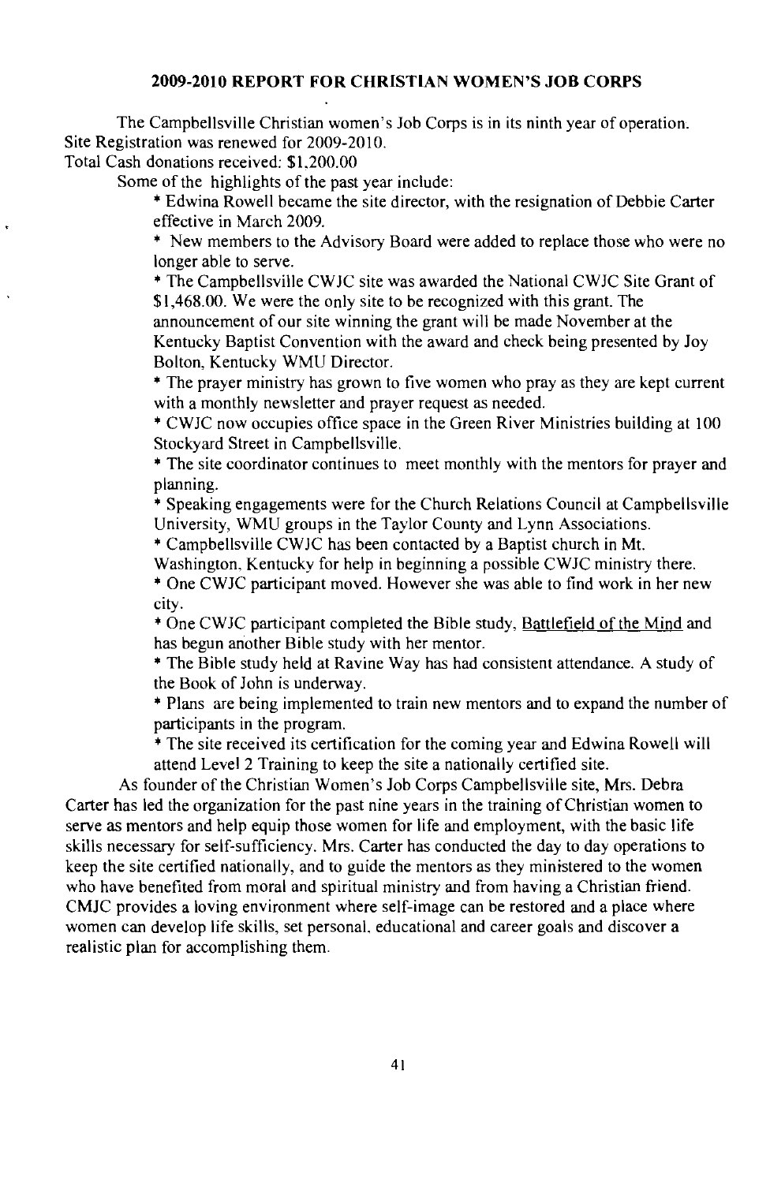## 2009-2010 REPORT FOR CHRISTIAN WOMEN'S JOB CORPS

The Campbellsville Christian women's Job Corps is in its ninth year of operation.
Site Registration was renewed for 2009-2010.
Total Cash donations received: $1,200.00

Some of the highlights of the past year include:

* Edwina Rowell became the site director, with the resignation of Debbie Carter effective in March 2009.
* New members to the Advisory Board were added to replace those who were no longer able to serve.
* The Campbellsville CWJC site was awarded the National CWJC Site Grant of $1,468.00. We were the only site to be recognized with this grant. The announcement of our site winning the grant will be made November at the Kentucky Baptist Convention with the award and check being presented by Joy Bolton, Kentucky WMU Director.
* The prayer ministry has grown to five women who pray as they are kept current with a monthly newsletter and prayer request as needed.
* CWJC now occupies office space in the Green River Ministries building at 100 Stockyard Street in Campbellsville.
* The site coordinator continues to meet monthly with the mentors for prayer and planning.
* Speaking engagements were for the Church Relations Council at Campbellsville University, WMU groups in the Taylor County and Lynn Associations.
* Campbellsville CWJC has been contacted by a Baptist church in Mt. Washington, Kentucky for help in beginning a possible CWJC ministry there.
* One CWJC participant moved. However she was able to find work in her new city.
* One CWJC participant completed the Bible study, Battlefield of the Mind and has begun another Bible study with her mentor.
* The Bible study held at Ravine Way has had consistent attendance. A study of the Book of John is underway.
* Plans are being implemented to train new mentors and to expand the number of participants in the program.
* The site received its certification for the coming year and Edwina Rowell will attend Level 2 Training to keep the site a nationally certified site.

As founder of the Christian Women's Job Corps Campbellsville site, Mrs. Debra Carter has led the organization for the past nine years in the training of Christian women to serve as mentors and help equip those women for life and employment, with the basic life skills necessary for self-sufficiency. Mrs. Carter has conducted the day to day operations to keep the site certified nationally, and to guide the mentors as they ministered to the women who have benefited from moral and spiritual ministry and from having a Christian friend. CMJC provides a loving environment where self-image can be restored and a place where women can develop life skills, set personal, educational and career goals and discover a realistic plan for accomplishing them.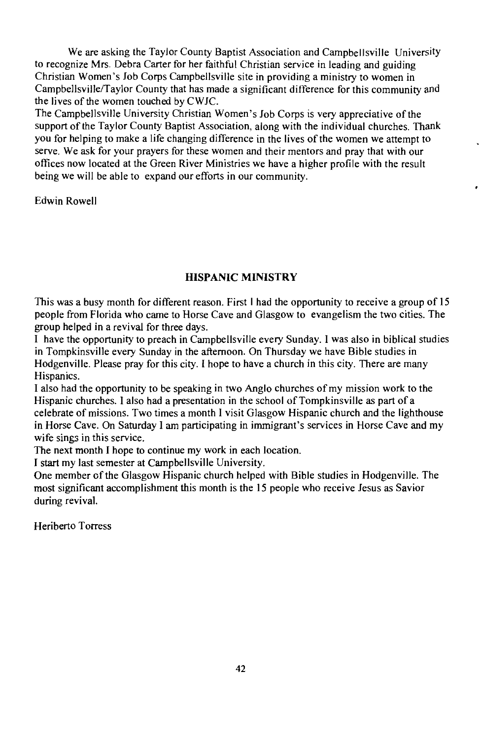We are asking the Taylor County Baptist Association and Campbellsville University to recognize Mrs. Debra Carter for her faithful Christian service in leading and guiding Christian Women's Job Corps Campbellsville site in providing a ministry to women in Campbellsville/Taylor County that has made a significant difference for this community and the lives of the women touched by CWJC.

The Campbellsville University Christian Women's Job Corps is very appreciative of the support of the Taylor County Baptist Association, along with the individual churches. Thank you for helping to make a life changing difference in the lives of the women we attempt to serve. We ask for your prayers for these women and their mentors and pray that with our offices now located at the Green River Ministries we have a higher profile with the result being we will be able to expand our efforts in our community.

Edwin Rowell

## HISPANIC MINISTRY

This was a busy month for different reason. First I had the opportunity to receive a group of 15 people from Florida who came to Horse Cave and Glasgow to evangelism the two cities. The group helped in a revival for three days.

I have the opportunity to preach in Campbellsville every Sunday. I was also in biblical studies in Tompkinsville every Sunday in the afternoon. On Thursday we have Bible studies in Hodgenville. Please pray for this city. I hope to have a church in this city. There are many Hispanics.

I also had the opportunity to be speaking in two Anglo churches of my mission work to the Hispanic churches. I also had a presentation in the school of Tompkinsville as part of a celebrate of missions. Two times a month I visit Glasgow Hispanic church and the lighthouse in Horse Cave. On Saturday I am participating in immigrant's services in Horse Cave and my wife sings in this service.

The next month I hope to continue my work in each location.

I start my last semester at Campbellsville University.

One member of the Glasgow Hispanic church helped with Bible studies in Hodgenville. The most significant accomplishment this month is the 15 people who receive Jesus as Savior during revival.

Heriberto Torress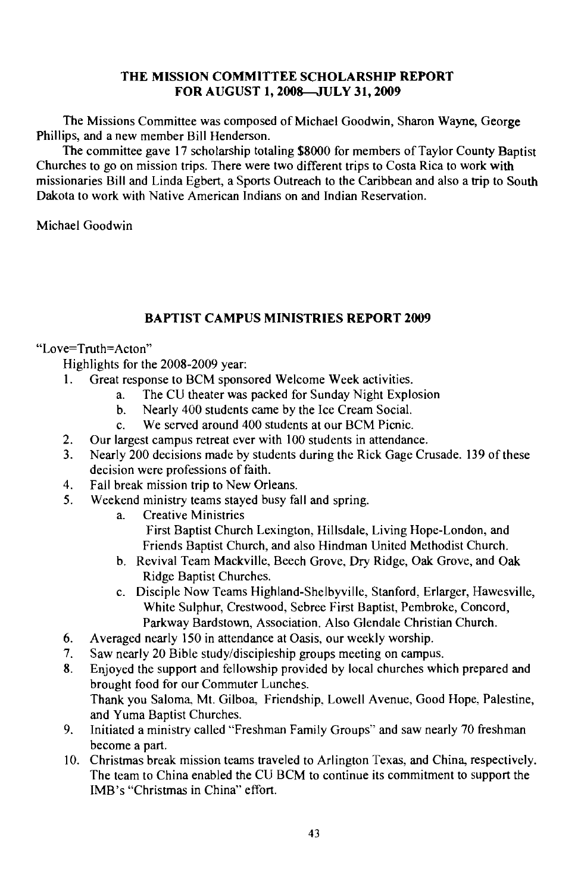## THE MISSION COMMITTEE SCHOLARSHIP REPORT FOR AUGUST 1, 2008—JULY 31, 2009

The Missions Committee was composed of Michael Goodwin, Sharon Wayne, George Phillips, and a new member Bill Henderson.

The committee gave 17 scholarship totaling $8000 for members of Taylor County Baptist Churches to go on mission trips. There were two different trips to Costa Rica to work with missionaries Bill and Linda Egbert, a Sports Outreach to the Caribbean and also a trip to South Dakota to work with Native American Indians on and Indian Reservation.

Michael Goodwin

## BAPTIST CAMPUS MINISTRIES REPORT 2009

"Love=Truth=Acton"

Highlights for the 2008-2009 year:

1. Great response to BCM sponsored Welcome Week activities.
   a. The CU theater was packed for Sunday Night Explosion
   b. Nearly 400 students came by the Ice Cream Social.
   c. We served around 400 students at our BCM Picnic.
2. Our largest campus retreat ever with 100 students in attendance.
3. Nearly 200 decisions made by students during the Rick Gage Crusade. 139 of these decision were professions of faith.
4. Fall break mission trip to New Orleans.
5. Weekend ministry teams stayed busy fall and spring.
   a. Creative Ministries
      First Baptist Church Lexington, Hillsdale, Living Hope-London, and Friends Baptist Church, and also Hindman United Methodist Church.
   b. Revival Team Mackville, Beech Grove, Dry Ridge, Oak Grove, and Oak Ridge Baptist Churches.
   c. Disciple Now Teams Highland-Shelbyville, Stanford, Erlarger, Hawesville, White Sulphur, Crestwood, Sebree First Baptist, Pembroke, Concord, Parkway Bardstown, Association. Also Glendale Christian Church.
6. Averaged nearly 150 in attendance at Oasis, our weekly worship.
7. Saw nearly 20 Bible study/discipleship groups meeting on campus.
8. Enjoyed the support and fellowship provided by local churches which prepared and brought food for our Commuter Lunches.
   Thank you Saloma, Mt. Gilboa, Friendship, Lowell Avenue, Good Hope, Palestine, and Yuma Baptist Churches.
9. Initiated a ministry called "Freshman Family Groups" and saw nearly 70 freshman become a part.
10. Christmas break mission teams traveled to Arlington Texas, and China, respectively. The team to China enabled the CU BCM to continue its commitment to support the IMB's "Christmas in China" effort.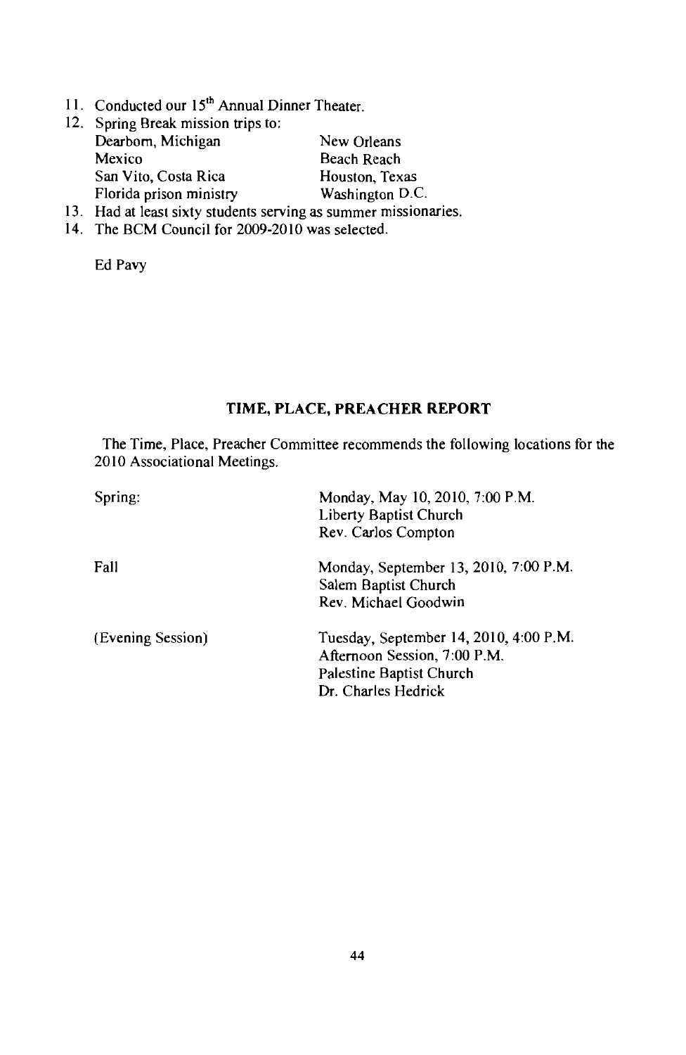11. Conducted our 15th Annual Dinner Theater.
12. Spring Break mission trips to:

| | |
|---|---|
| Dearborn, Michigan | New Orleans |
| Mexico | Beach Reach |
| San Vito, Costa Rica | Houston, Texas |
| Florida prison ministry | Washington D.C. |

13. Had at least sixty students serving as summer missionaries.
14. The BCM Council for 2009-2010 was selected.

Ed Pavy

## TIME, PLACE, PREACHER REPORT

The Time, Place, Preacher Committee recommends the following locations for the 2010 Associational Meetings.

| | |
|---|---|
| Spring: | Monday, May 10, 2010, 7:00 P.M.<br>Liberty Baptist Church<br>Rev. Carlos Compton |
| Fall | Monday, September 13, 2010, 7:00 P.M.<br>Salem Baptist Church<br>Rev. Michael Goodwin |
| (Evening Session) | Tuesday, September 14, 2010, 4:00 P.M.<br>Afternoon Session, 7:00 P.M.<br>Palestine Baptist Church<br>Dr. Charles Hedrick |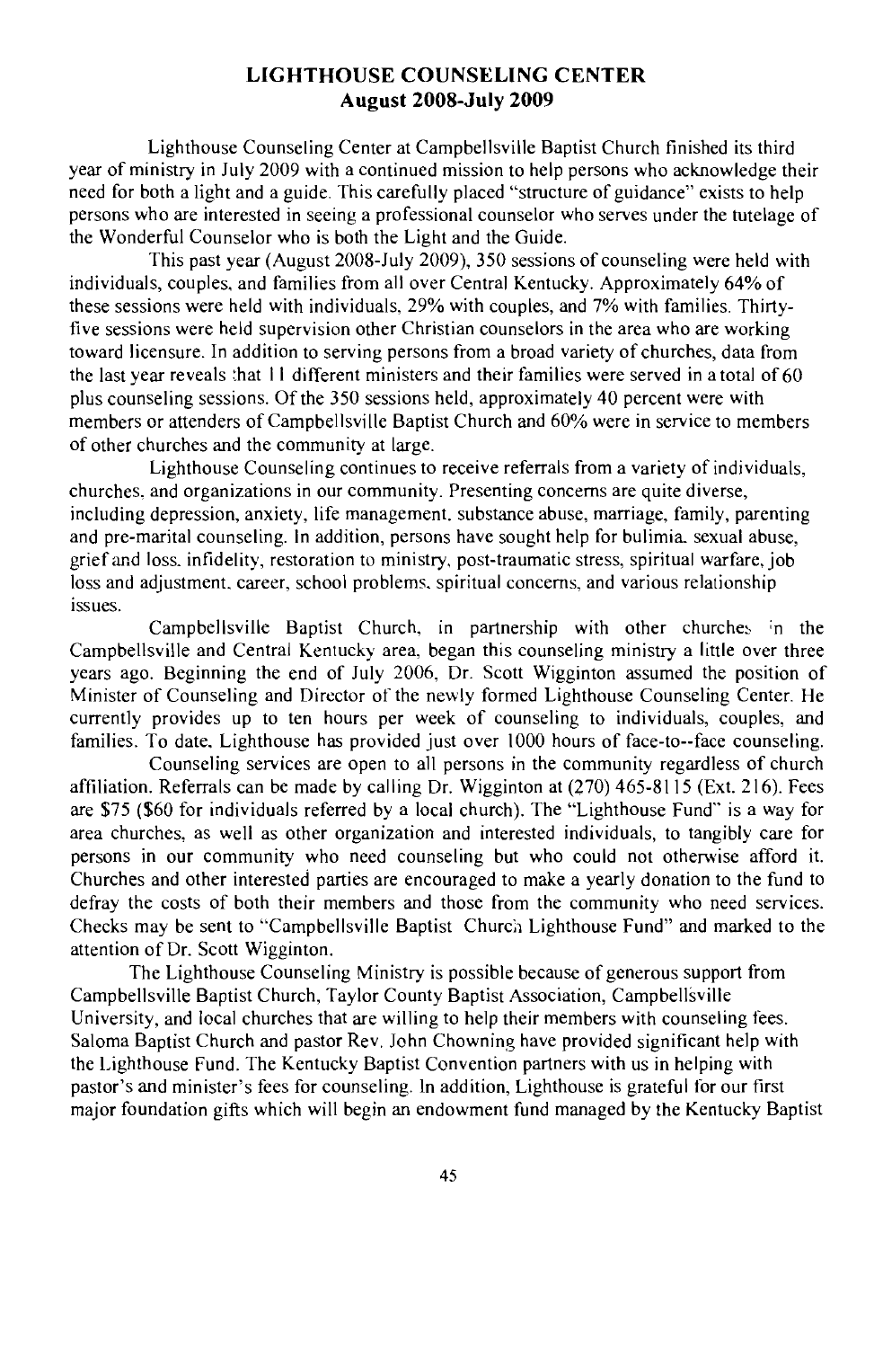# LIGHTHOUSE COUNSELING CENTER
## August 2008-July 2009

Lighthouse Counseling Center at Campbellsville Baptist Church finished its third year of ministry in July 2009 with a continued mission to help persons who acknowledge their need for both a light and a guide. This carefully placed "structure of guidance" exists to help persons who are interested in seeing a professional counselor who serves under the tutelage of the Wonderful Counselor who is both the Light and the Guide.

This past year (August 2008-July 2009), 350 sessions of counseling were held with individuals, couples, and families from all over Central Kentucky. Approximately 64% of these sessions were held with individuals, 29% with couples, and 7% with families. Thirty-five sessions were held supervision other Christian counselors in the area who are working toward licensure. In addition to serving persons from a broad variety of churches, data from the last year reveals that 11 different ministers and their families were served in a total of 60 plus counseling sessions. Of the 350 sessions held, approximately 40 percent were with members or attenders of Campbellsville Baptist Church and 60% were in service to members of other churches and the community at large.

Lighthouse Counseling continues to receive referrals from a variety of individuals, churches, and organizations in our community. Presenting concerns are quite diverse, including depression, anxiety, life management, substance abuse, marriage, family, parenting and pre-marital counseling. In addition, persons have sought help for bulimia, sexual abuse, grief and loss, infidelity, restoration to ministry, post-traumatic stress, spiritual warfare, job loss and adjustment, career, school problems, spiritual concerns, and various relationship issues.

Campbellsville Baptist Church, in partnership with other churches in the Campbellsville and Central Kentucky area, began this counseling ministry a little over three years ago. Beginning the end of July 2006, Dr. Scott Wigginton assumed the position of Minister of Counseling and Director of the newly formed Lighthouse Counseling Center. He currently provides up to ten hours per week of counseling to individuals, couples, and families. To date, Lighthouse has provided just over 1000 hours of face-to--face counseling.

Counseling services are open to all persons in the community regardless of church affiliation. Referrals can be made by calling Dr. Wigginton at (270) 465-8115 (Ext. 216). Fees are $75 ($60 for individuals referred by a local church). The "Lighthouse Fund" is a way for area churches, as well as other organization and interested individuals, to tangibly care for persons in our community who need counseling but who could not otherwise afford it. Churches and other interested parties are encouraged to make a yearly donation to the fund to defray the costs of both their members and those from the community who need services. Checks may be sent to "Campbellsville Baptist Church Lighthouse Fund" and marked to the attention of Dr. Scott Wigginton.

The Lighthouse Counseling Ministry is possible because of generous support from Campbellsville Baptist Church, Taylor County Baptist Association, Campbellsville University, and local churches that are willing to help their members with counseling fees. Saloma Baptist Church and pastor Rev. John Chowning have provided significant help with the Lighthouse Fund. The Kentucky Baptist Convention partners with us in helping with pastor's and minister's fees for counseling. In addition, Lighthouse is grateful for our first major foundation gifts which will begin an endowment fund managed by the Kentucky Baptist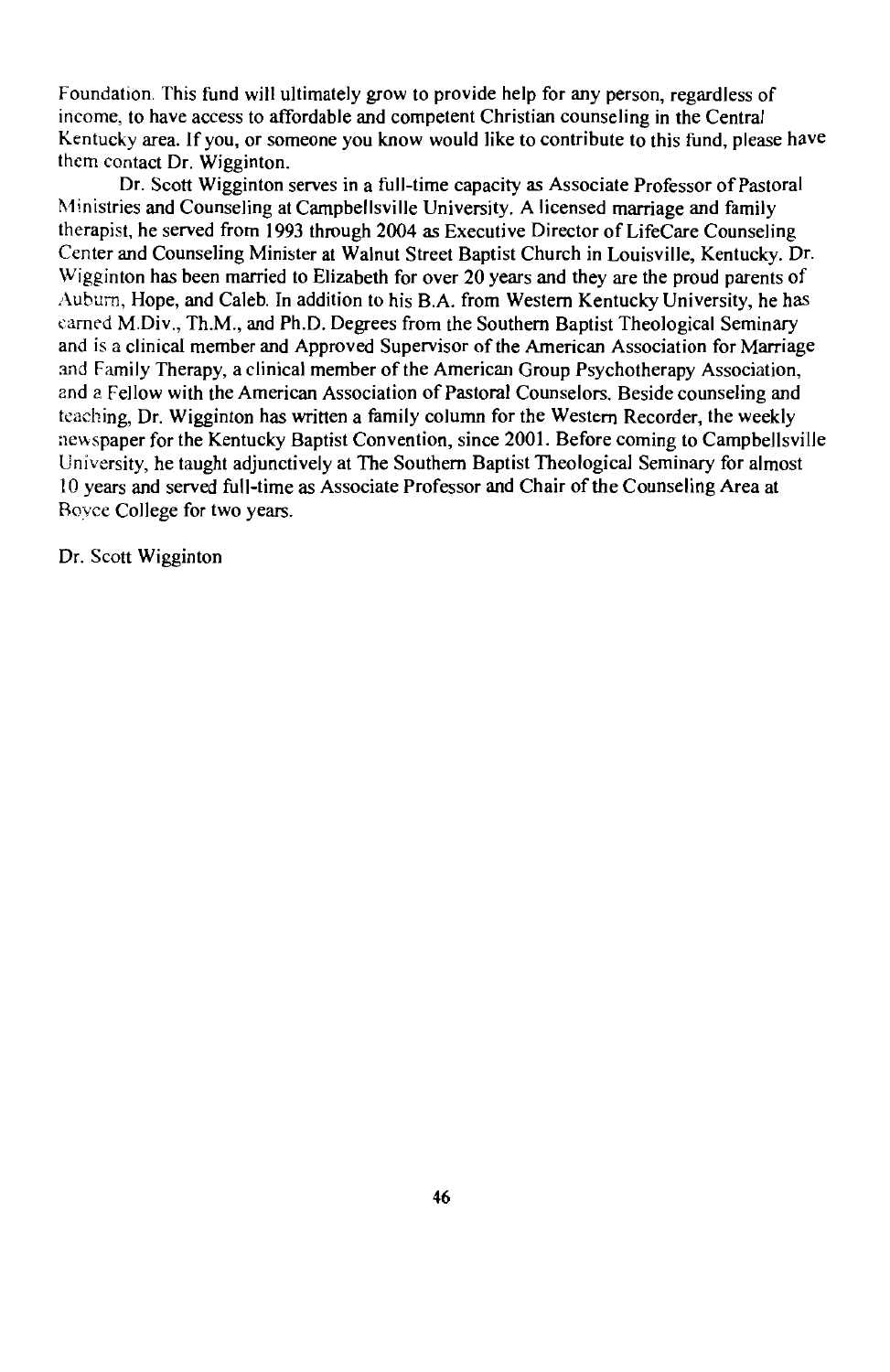Foundation. This fund will ultimately grow to provide help for any person, regardless of income, to have access to affordable and competent Christian counseling in the Central Kentucky area. If you, or someone you know would like to contribute to this fund, please have them contact Dr. Wigginton.

Dr. Scott Wigginton serves in a full-time capacity as Associate Professor of Pastoral Ministries and Counseling at Campbellsville University. A licensed marriage and family therapist, he served from 1993 through 2004 as Executive Director of LifeCare Counseling Center and Counseling Minister at Walnut Street Baptist Church in Louisville, Kentucky. Dr. Wigginton has been married to Elizabeth for over 20 years and they are the proud parents of Auburn, Hope, and Caleb. In addition to his B.A. from Western Kentucky University, he has earned M.Div., Th.M., and Ph.D. Degrees from the Southern Baptist Theological Seminary and is a clinical member and Approved Supervisor of the American Association for Marriage and Family Therapy, a clinical member of the American Group Psychotherapy Association, and a Fellow with the American Association of Pastoral Counselors. Beside counseling and teaching, Dr. Wigginton has written a family column for the Western Recorder, the weekly newspaper for the Kentucky Baptist Convention, since 2001. Before coming to Campbellsville University, he taught adjunctively at The Southern Baptist Theological Seminary for almost 10 years and served full-time as Associate Professor and Chair of the Counseling Area at Boyce College for two years.

Dr. Scott Wigginton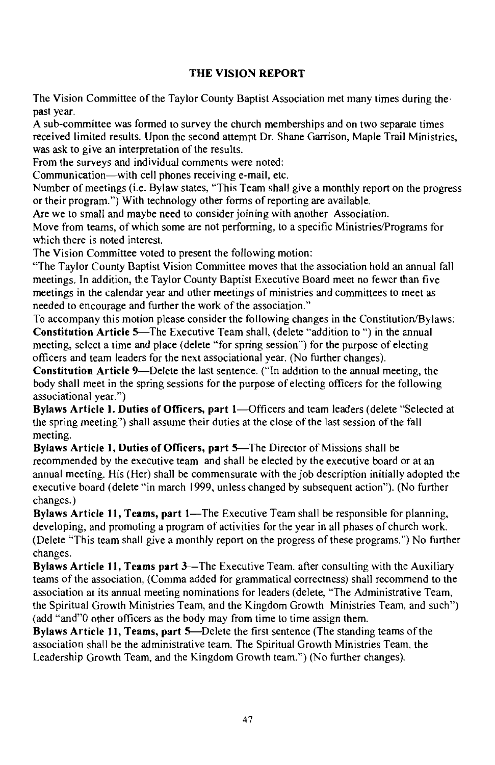## THE VISION REPORT

The Vision Committee of the Taylor County Baptist Association met many times during the past year.

A sub-committee was formed to survey the church memberships and on two separate times received limited results. Upon the second attempt Dr. Shane Garrison, Maple Trail Ministries, was ask to give an interpretation of the results.

From the surveys and individual comments were noted:

Communication—with cell phones receiving e-mail, etc.

Number of meetings (i.e. Bylaw states, "This Team shall give a monthly report on the progress or their program.") With technology other forms of reporting are available.

Are we to small and maybe need to consider joining with another Association.

Move from teams, of which some are not performing, to a specific Ministries/Programs for which there is noted interest.

The Vision Committee voted to present the following motion:

"The Taylor County Baptist Vision Committee moves that the association hold an annual fall meetings. In addition, the Taylor County Baptist Executive Board meet no fewer than five meetings in the calendar year and other meetings of ministries and committees to meet as needed to encourage and further the work of the association."

To accompany this motion please consider the following changes in the Constitution/Bylaws:

**Constitution Article 5**—The Executive Team shall, (delete "addition to ") in the annual meeting, select a time and place (delete "for spring session") for the purpose of electing officers and team leaders for the next associational year. (No further changes).

**Constitution Article 9**—Delete the last sentence. ("In addition to the annual meeting, the body shall meet in the spring sessions for the purpose of electing officers for the following associational year.")

**Bylaws Article 1. Duties of Officers, part 1**—Officers and team leaders (delete "Selected at the spring meeting") shall assume their duties at the close of the last session of the fall meeting.

**Bylaws Article 1, Duties of Officers, part 5**—The Director of Missions shall be recommended by the executive team and shall be elected by the executive board or at an annual meeting. His (Her) shall be commensurate with the job description initially adopted the executive board (delete "in march 1999, unless changed by subsequent action"). (No further changes.)

**Bylaws Article 11, Teams, part 1**—The Executive Team shall be responsible for planning, developing, and promoting a program of activities for the year in all phases of church work. (Delete "This team shall give a monthly report on the progress of these programs.") No further changes.

**Bylaws Article 11, Teams part 3**—The Executive Team. after consulting with the Auxiliary teams of the association, (Comma added for grammatical correctness) shall recommend to the association at its annual meeting nominations for leaders (delete, "The Administrative Team, the Spiritual Growth Ministries Team, and the Kingdom Growth Ministries Team, and such") (add "and"0 other officers as the body may from time to time assign them.

**Bylaws Article 11, Teams, part 5**—Delete the first sentence (The standing teams of the association shall be the administrative team. The Spiritual Growth Ministries Team, the Leadership Growth Team, and the Kingdom Growth team.") (No further changes).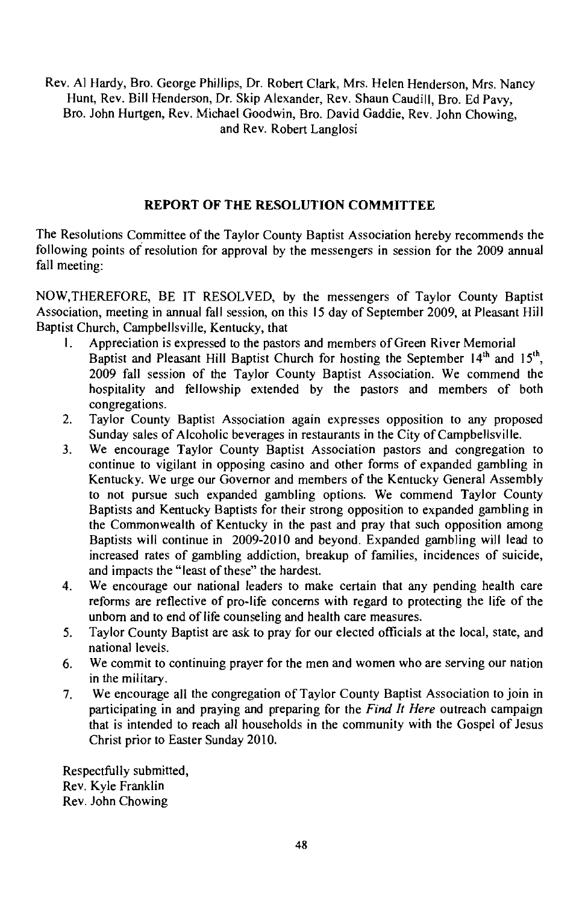Rev. Al Hardy, Bro. George Phillips, Dr. Robert Clark, Mrs. Helen Henderson, Mrs. Nancy Hunt, Rev. Bill Henderson, Dr. Skip Alexander, Rev. Shaun Caudill, Bro. Ed Pavy, Bro. John Hurtgen, Rev. Michael Goodwin, Bro. David Gaddie, Rev. John Chowing, and Rev. Robert Langlosi

## REPORT OF THE RESOLUTION COMMITTEE

The Resolutions Committee of the Taylor County Baptist Association hereby recommends the following points of resolution for approval by the messengers in session for the 2009 annual fall meeting:

NOW,THEREFORE, BE IT RESOLVED, by the messengers of Taylor County Baptist Association, meeting in annual fall session, on this 15 day of September 2009, at Pleasant Hill Baptist Church, Campbellsville, Kentucky, that

1. Appreciation is expressed to the pastors and members of Green River Memorial Baptist and Pleasant Hill Baptist Church for hosting the September 14th and 15th, 2009 fall session of the Taylor County Baptist Association. We commend the hospitality and fellowship extended by the pastors and members of both congregations.
2. Taylor County Baptist Association again expresses opposition to any proposed Sunday sales of Alcoholic beverages in restaurants in the City of Campbellsville.
3. We encourage Taylor County Baptist Association pastors and congregation to continue to vigilant in opposing casino and other forms of expanded gambling in Kentucky. We urge our Governor and members of the Kentucky General Assembly to not pursue such expanded gambling options. We commend Taylor County Baptists and Kentucky Baptists for their strong opposition to expanded gambling in the Commonwealth of Kentucky in the past and pray that such opposition among Baptists will continue in 2009-2010 and beyond. Expanded gambling will lead to increased rates of gambling addiction, breakup of families, incidences of suicide, and impacts the "least of these" the hardest.
4. We encourage our national leaders to make certain that any pending health care reforms are reflective of pro-life concerns with regard to protecting the life of the unborn and to end of life counseling and health care measures.
5. Taylor County Baptist are ask to pray for our elected officials at the local, state, and national levels.
6. We commit to continuing prayer for the men and women who are serving our nation in the military.
7. We encourage all the congregation of Taylor County Baptist Association to join in participating in and praying and preparing for the *Find It Here* outreach campaign that is intended to reach all households in the community with the Gospel of Jesus Christ prior to Easter Sunday 2010.

Respectfully submitted,
Rev. Kyle Franklin
Rev. John Chowing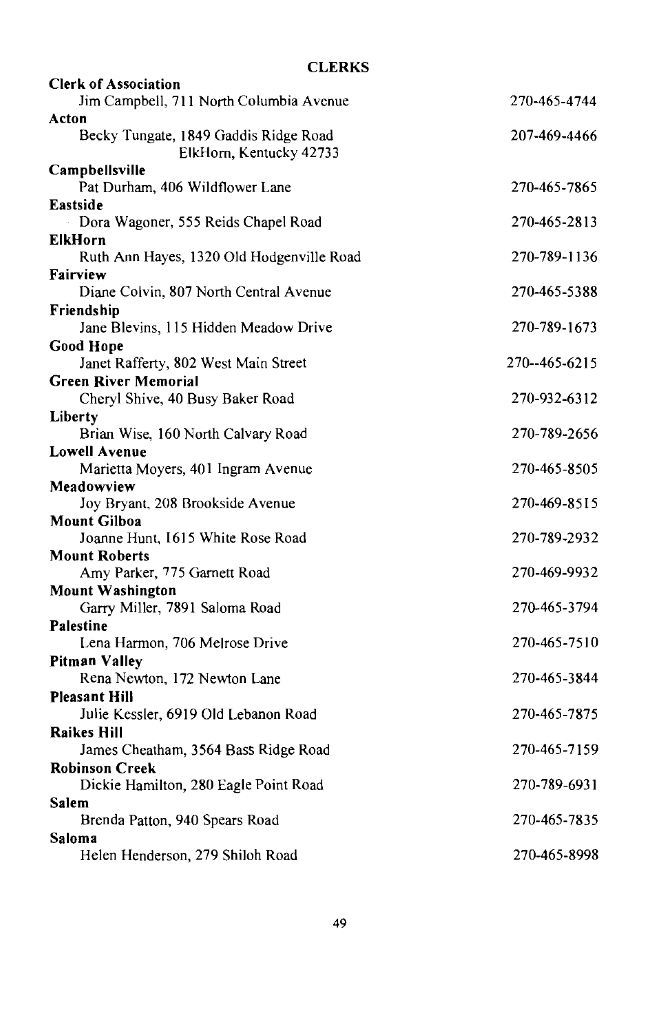## CLERKS

**Clerk of Association**
Jim Campbell, 711 North Columbia Avenue — 270-465-4744

**Acton**
Becky Tungate, 1849 Gaddis Ridge Road — 207-469-4466
ElkHorn, Kentucky 42733

**Campbellsville**
Pat Durham, 406 Wildflower Lane — 270-465-7865

**Eastside**
Dora Wagoner, 555 Reids Chapel Road — 270-465-2813

**ElkHorn**
Ruth Ann Hayes, 1320 Old Hodgenville Road — 270-789-1136

**Fairview**
Diane Colvin, 807 North Central Avenue — 270-465-5388

**Friendship**
Jane Blevins, 115 Hidden Meadow Drive — 270-789-1673

**Good Hope**
Janet Rafferty, 802 West Main Street — 270--465-6215

**Green River Memorial**
Cheryl Shive, 40 Busy Baker Road — 270-932-6312

**Liberty**
Brian Wise, 160 North Calvary Road — 270-789-2656

**Lowell Avenue**
Marietta Moyers, 401 Ingram Avenue — 270-465-8505

**Meadowview**
Joy Bryant, 208 Brookside Avenue — 270-469-8515

**Mount Gilboa**
Joanne Hunt, 1615 White Rose Road — 270-789-2932

**Mount Roberts**
Amy Parker, 775 Garnett Road — 270-469-9932

**Mount Washington**
Garry Miller, 7891 Saloma Road — 270-465-3794

**Palestine**
Lena Harmon, 706 Melrose Drive — 270-465-7510

**Pitman Valley**
Rena Newton, 172 Newton Lane — 270-465-3844

**Pleasant Hill**
Julie Kessler, 6919 Old Lebanon Road — 270-465-7875

**Raikes Hill**
James Cheatham, 3564 Bass Ridge Road — 270-465-7159

**Robinson Creek**
Dickie Hamilton, 280 Eagle Point Road — 270-789-6931

**Salem**
Brenda Patton, 940 Spears Road — 270-465-7835

**Saloma**
Helen Henderson, 279 Shiloh Road — 270-465-8998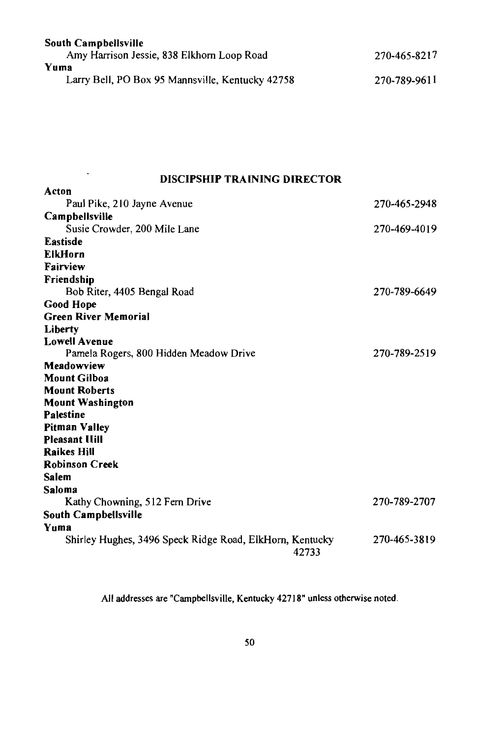**South Campbellsville**
Amy Harrison Jessie, 838 Elkhorn Loop Road 270-465-8217
**Yuma**
Larry Bell, PO Box 95 Mannsville, Kentucky 42758 270-789-9611

## DISCIPSHIP TRAINING DIRECTOR

**Acton**
Paul Pike, 210 Jayne Avenue 270-465-2948
**Campbellsville**
Susie Crowder, 200 Mile Lane 270-469-4019
**Eastisde**
**ElkHorn**
**Fairview**
**Friendship**
Bob Riter, 4405 Bengal Road 270-789-6649
**Good Hope**
**Green River Memorial**
**Liberty**
**Lowell Avenue**
Pamela Rogers, 800 Hidden Meadow Drive 270-789-2519
**Meadowview**
**Mount Gilboa**
**Mount Roberts**
**Mount Washington**
**Palestine**
**Pitman Valley**
**Pleasant Hill**
**Raikes Hill**
**Robinson Creek**
**Salem**
**Saloma**
Kathy Chowning, 512 Fern Drive 270-789-2707
**South Campbellsville**
**Yuma**
Shirley Hughes, 3496 Speck Ridge Road, ElkHorn, Kentucky 42733 270-465-3819

All addresses are "Campbellsville, Kentucky 42718" unless otherwise noted.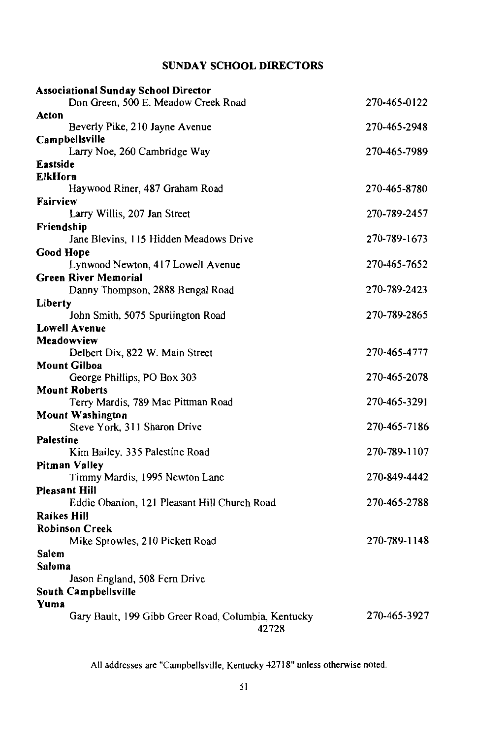## SUNDAY SCHOOL DIRECTORS

**Associational Sunday School Director**
Don Green, 500 E. Meadow Creek Road — 270-465-0122

**Acton**
Beverly Pike, 210 Jayne Avenue — 270-465-2948

**Campbellsville**
Larry Noe, 260 Cambridge Way — 270-465-7989

**Eastside**

**ElkHorn**
Haywood Riner, 487 Graham Road — 270-465-8780

**Fairview**
Larry Willis, 207 Jan Street — 270-789-2457

**Friendship**
Jane Blevins, 115 Hidden Meadows Drive — 270-789-1673

**Good Hope**
Lynwood Newton, 417 Lowell Avenue — 270-465-7652

**Green River Memorial**
Danny Thompson, 2888 Bengal Road — 270-789-2423

**Liberty**
John Smith, 5075 Spurlington Road — 270-789-2865

**Lowell Avenue**

**Meadowview**
Delbert Dix, 822 W. Main Street — 270-465-4777

**Mount Gilboa**
George Phillips, PO Box 303 — 270-465-2078

**Mount Roberts**
Terry Mardis, 789 Mac Pittman Road — 270-465-3291

**Mount Washington**
Steve York, 311 Sharon Drive — 270-465-7186

**Palestine**
Kim Bailey, 335 Palestine Road — 270-789-1107

**Pitman Valley**
Timmy Mardis, 1995 Newton Lane — 270-849-4442

**Pleasant Hill**
Eddie Obanion, 121 Pleasant Hill Church Road — 270-465-2788

**Raikes Hill**

**Robinson Creek**
Mike Sprowles, 210 Pickett Road — 270-789-1148

**Salem**

**Saloma**
Jason England, 508 Fern Drive

**South Campbellsville**

**Yuma**
Gary Bault, 199 Gibb Greer Road, Columbia, Kentucky 42728 — 270-465-3927

All addresses are "Campbellsville, Kentucky 42718" unless otherwise noted.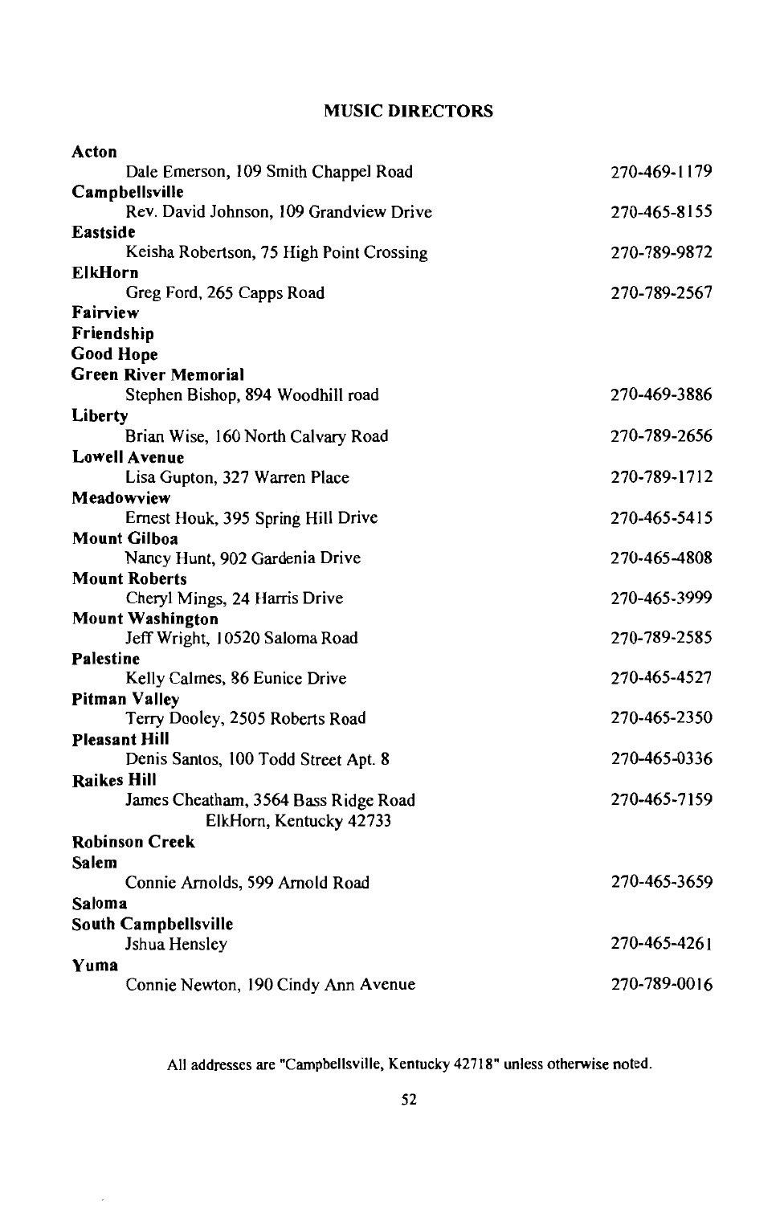## MUSIC DIRECTORS

**Acton**
Dale Emerson, 109 Smith Chappel Road — 270-469-1179

**Campbellsville**
Rev. David Johnson, 109 Grandview Drive — 270-465-8155

**Eastside**
Keisha Robertson, 75 High Point Crossing — 270-789-9872

**ElkHorn**
Greg Ford, 265 Capps Road — 270-789-2567

**Fairview**

**Friendship**

**Good Hope**

**Green River Memorial**
Stephen Bishop, 894 Woodhill road — 270-469-3886

**Liberty**
Brian Wise, 160 North Calvary Road — 270-789-2656

**Lowell Avenue**
Lisa Gupton, 327 Warren Place — 270-789-1712

**Meadowview**
Ernest Houk, 395 Spring Hill Drive — 270-465-5415

**Mount Gilboa**
Nancy Hunt, 902 Gardenia Drive — 270-465-4808

**Mount Roberts**
Cheryl Mings, 24 Harris Drive — 270-465-3999

**Mount Washington**
Jeff Wright, 10520 Saloma Road — 270-789-2585

**Palestine**
Kelly Calmes, 86 Eunice Drive — 270-465-4527

**Pitman Valley**
Terry Dooley, 2505 Roberts Road — 270-465-2350

**Pleasant Hill**
Denis Santos, 100 Todd Street Apt. 8 — 270-465-0336

**Raikes Hill**
James Cheatham, 3564 Bass Ridge Road, ElkHorn, Kentucky 42733 — 270-465-7159

**Robinson Creek**

**Salem**
Connie Arnolds, 599 Arnold Road — 270-465-3659

**Saloma**

**South Campbellsville**
Jshua Hensley — 270-465-4261

**Yuma**
Connie Newton, 190 Cindy Ann Avenue — 270-789-0016

All addresses are "Campbellsville, Kentucky 42718" unless otherwise noted.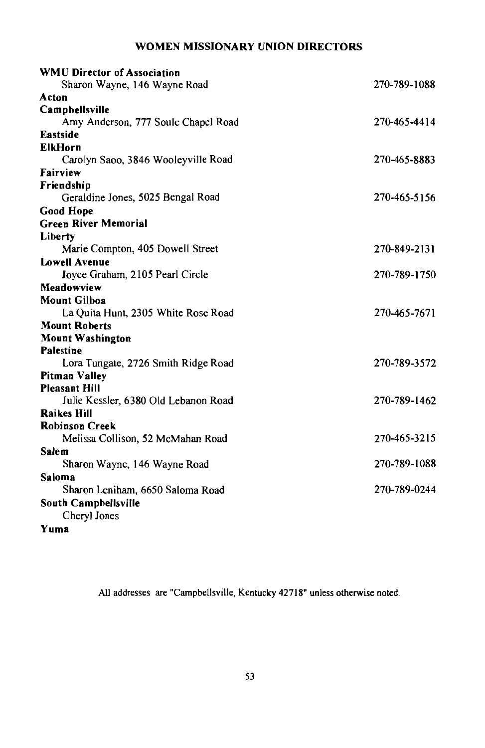## WOMEN MISSIONARY UNION DIRECTORS

**WMU Director of Association**
Sharon Wayne, 146 Wayne Road — 270-789-1088

**Acton**

**Campbellsville**
Amy Anderson, 777 Soule Chapel Road — 270-465-4414

**Eastside**

**ElkHorn**
Carolyn Saoo, 3846 Wooleyville Road — 270-465-8883

**Fairview**

**Friendship**
Geraldine Jones, 5025 Bengal Road — 270-465-5156

**Good Hope**

**Green River Memorial**

**Liberty**
Marie Compton, 405 Dowell Street — 270-849-2131

**Lowell Avenue**
Joyce Graham, 2105 Pearl Circle — 270-789-1750

**Meadowview**

**Mount Gilboa**
La Quita Hunt, 2305 White Rose Road — 270-465-7671

**Mount Roberts**

**Mount Washington**

**Palestine**
Lora Tungate, 2726 Smith Ridge Road — 270-789-3572

**Pitman Valley**

**Pleasant Hill**
Julie Kessler, 6380 Old Lebanon Road — 270-789-1462

**Raikes Hill**

**Robinson Creek**
Melissa Collison, 52 McMahan Road — 270-465-3215

**Salem**
Sharon Wayne, 146 Wayne Road — 270-789-1088

**Saloma**
Sharon Leniham, 6650 Saloma Road — 270-789-0244

**South Campbellsville**
Cheryl Jones

**Yuma**

All addresses are "Campbellsville, Kentucky 42718" unless otherwise noted.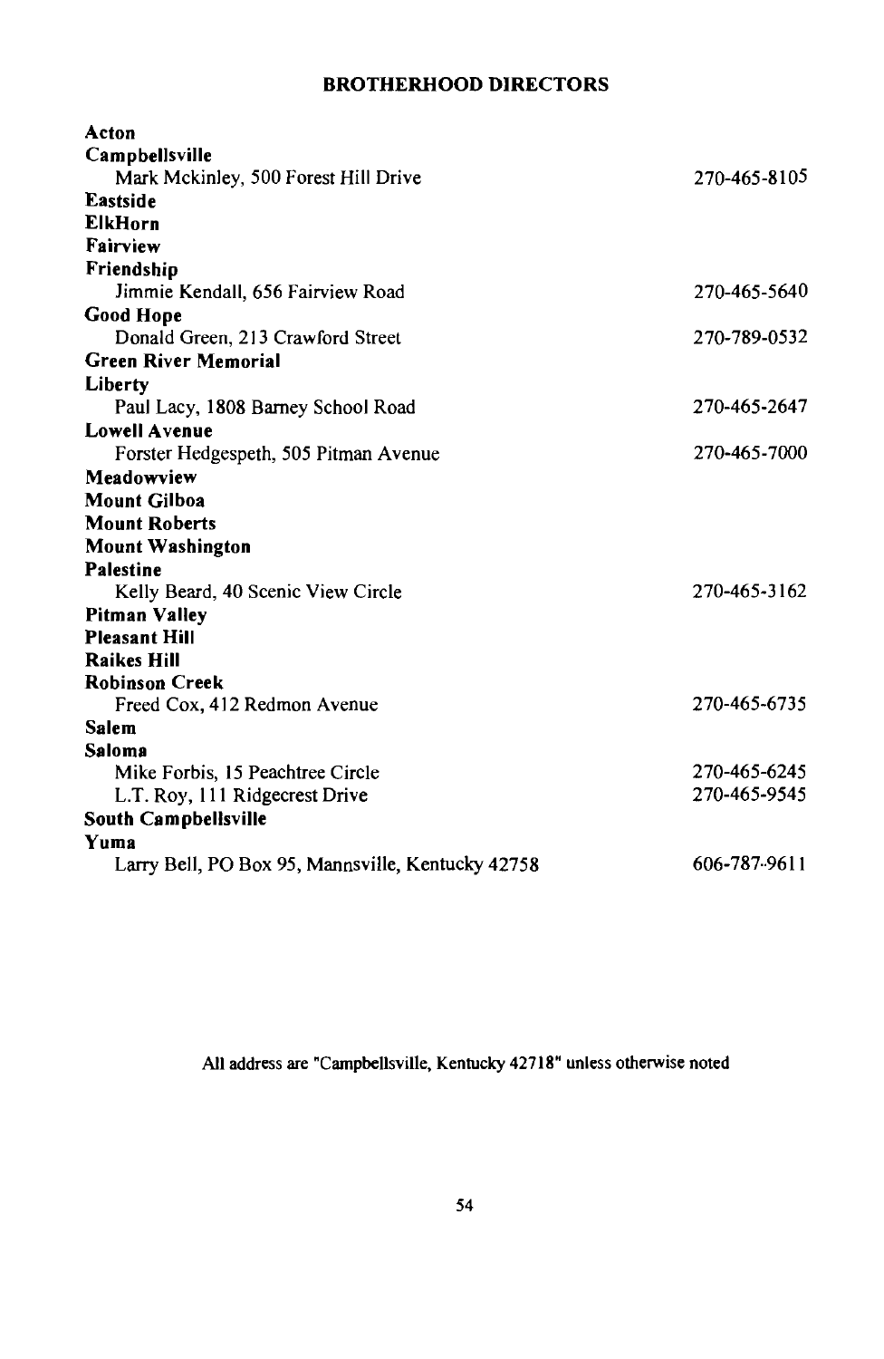## BROTHERHOOD DIRECTORS

**Acton**

**Campbellsville**

Mark Mckinley, 500 Forest Hill Drive — 270-465-8105

**Eastside**

**ElkHorn**

**Fairview**

**Friendship**

Jimmie Kendall, 656 Fairview Road — 270-465-5640

**Good Hope**

Donald Green, 213 Crawford Street — 270-789-0532

**Green River Memorial**

**Liberty**

Paul Lacy, 1808 Barney School Road — 270-465-2647

**Lowell Avenue**

Forster Hedgespeth, 505 Pitman Avenue — 270-465-7000

**Meadowview**

**Mount Gilboa**

**Mount Roberts**

**Mount Washington**

**Palestine**

Kelly Beard, 40 Scenic View Circle — 270-465-3162

**Pitman Valley**

**Pleasant Hill**

**Raikes Hill**

**Robinson Creek**

Freed Cox, 412 Redmon Avenue — 270-465-6735

**Salem**

**Saloma**

Mike Forbis, 15 Peachtree Circle — 270-465-6245

L.T. Roy, 111 Ridgecrest Drive — 270-465-9545

**South Campbellsville**

**Yuma**

Larry Bell, PO Box 95, Mannsville, Kentucky 42758 — 606-787-9611

All address are "Campbellsville, Kentucky 42718" unless otherwise noted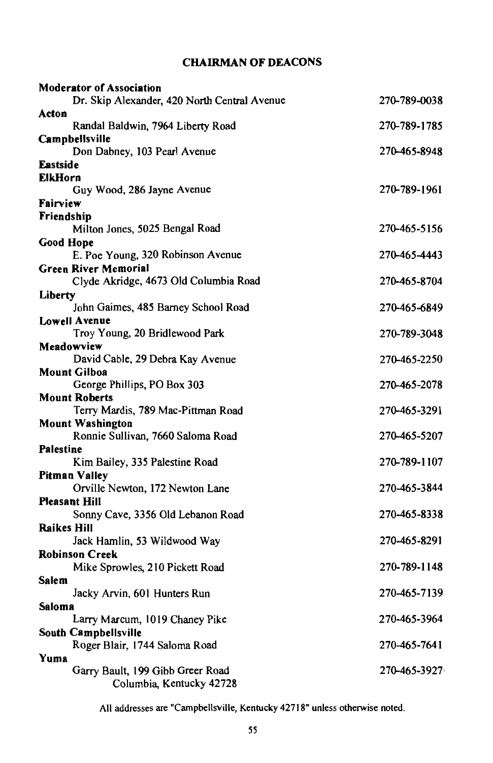## CHAIRMAN OF DEACONS

**Moderator of Association**
Dr. Skip Alexander, 420 North Central Avenue — 270-789-0038

**Acton**
Randal Baldwin, 7964 Liberty Road — 270-789-1785

**Campbellsville**
Don Dabney, 103 Pearl Avenue — 270-465-8948

**Eastside**

**ElkHorn**
Guy Wood, 286 Jayne Avenue — 270-789-1961

**Fairview**

**Friendship**
Milton Jones, 5025 Bengal Road — 270-465-5156

**Good Hope**
E. Poe Young, 320 Robinson Avenue — 270-465-4443

**Green River Memorial**
Clyde Akridge, 4673 Old Columbia Road — 270-465-8704

**Liberty**
John Gaimes, 485 Barney School Road — 270-465-6849

**Lowell Avenue**
Troy Young, 20 Bridlewood Park — 270-789-3048

**Meadowview**
David Cable, 29 Debra Kay Avenue — 270-465-2250

**Mount Gilboa**
George Phillips, PO Box 303 — 270-465-2078

**Mount Roberts**
Terry Mardis, 789 Mac-Pittman Road — 270-465-3291

**Mount Washington**
Ronnie Sullivan, 7660 Saloma Road — 270-465-5207

**Palestine**
Kim Bailey, 335 Palestine Road — 270-789-1107

**Pitman Valley**
Orville Newton, 172 Newton Lane — 270-465-3844

**Pleasant Hill**
Sonny Cave, 3356 Old Lebanon Road — 270-465-8338

**Raikes Hill**
Jack Hamlin, 53 Wildwood Way — 270-465-8291

**Robinson Creek**
Mike Sprowles, 210 Pickett Road — 270-789-1148

**Salem**
Jacky Arvin, 601 Hunters Run — 270-465-7139

**Saloma**
Larry Marcum, 1019 Chaney Pike — 270-465-3964

**South Campbellsville**
Roger Blair, 1744 Saloma Road — 270-465-7641

**Yuma**
Garry Bault, 199 Gibb Greer Road — 270-465-3927
Columbia, Kentucky 42728

All addresses are "Campbellsville, Kentucky 42718" unless otherwise noted.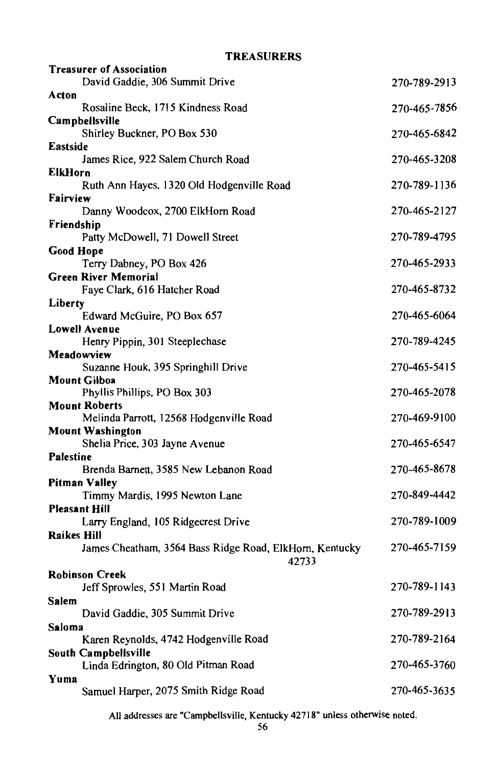## TREASURERS

**Treasurer of Association**
David Gaddie, 306 Summit Drive — 270-789-2913

**Acton**
Rosaline Beck, 1715 Kindness Road — 270-465-7856

**Campbellsville**
Shirley Buckner, PO Box 530 — 270-465-6842

**Eastside**
James Rice, 922 Salem Church Road — 270-465-3208

**ElkHorn**
Ruth Ann Hayes, 1320 Old Hodgenville Road — 270-789-1136

**Fairview**
Danny Woodcox, 2700 ElkHorn Road — 270-465-2127

**Friendship**
Patty McDowell, 71 Dowell Street — 270-789-4795

**Good Hope**
Terry Dabney, PO Box 426 — 270-465-2933

**Green River Memorial**
Faye Clark, 616 Hatcher Road — 270-465-8732

**Liberty**
Edward McGuire, PO Box 657 — 270-465-6064

**Lowell Avenue**
Henry Pippin, 301 Steeplechase — 270-789-4245

**Meadowview**
Suzanne Houk, 395 Springhill Drive — 270-465-5415

**Mount Gilboa**
Phyllis Phillips, PO Box 303 — 270-465-2078

**Mount Roberts**
Melinda Parrott, 12568 Hodgenville Road — 270-469-9100

**Mount Washington**
Shelia Price, 303 Jayne Avenue — 270-465-6547

**Palestine**
Brenda Barnett, 3585 New Lebanon Road — 270-465-8678

**Pitman Valley**
Timmy Mardis, 1995 Newton Lane — 270-849-4442

**Pleasant Hill**
Larry England, 105 Ridgecrest Drive — 270-789-1009

**Raikes Hill**
James Cheatham, 3564 Bass Ridge Road, ElkHorn, Kentucky 42733 — 270-465-7159

**Robinson Creek**
Jeff Sprowles, 551 Martin Road — 270-789-1143

**Salem**
David Gaddie, 305 Summit Drive — 270-789-2913

**Saloma**
Karen Reynolds, 4742 Hodgenville Road — 270-789-2164

**South Campbellsville**
Linda Edrington, 80 Old Pitman Road — 270-465-3760

**Yuma**
Samuel Harper, 2075 Smith Ridge Road — 270-465-3635

All addresses are "Campbellsville, Kentucky 42718" unless otherwise noted.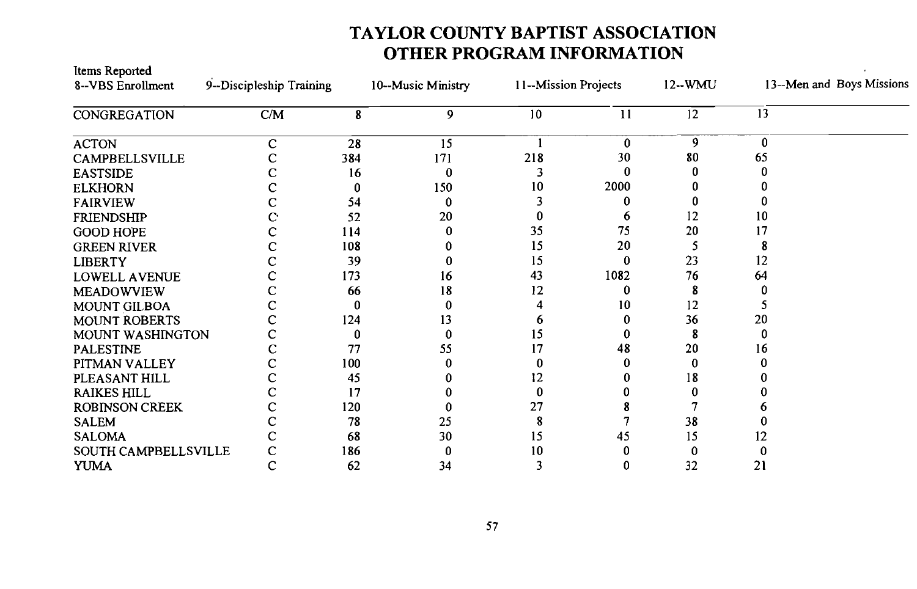# TAYLOR COUNTY BAPTIST ASSOCIATION
# OTHER PROGRAM INFORMATION

Items Reported
8--VBS Enrollment 9--Discipleship Training 10--Music Ministry 11--Mission Projects 12--WMU 13--Men and Boys Missions

| CONGREGATION | C/M | 8 | 9 | 10 | 11 | 12 | 13 |
|---|---|---|---|---|---|---|---|
| ACTON | C | 28 | 15 | 1 | 0 | 9 | 0 |
| CAMPBELLSVILLE | C | 384 | 171 | 218 | 30 | 80 | 65 |
| EASTSIDE | C | 16 | 0 | 3 | 0 | 0 | 0 |
| ELKHORN | C | 0 | 150 | 10 | 2000 | 0 | 0 |
| FAIRVIEW | C | 54 | 0 | 3 | 0 | 0 | 0 |
| FRIENDSHIP | C | 52 | 20 | 0 | 6 | 12 | 10 |
| GOOD HOPE | C | 114 | 0 | 35 | 75 | 20 | 17 |
| GREEN RIVER | C | 108 | 0 | 15 | 20 | 5 | 8 |
| LIBERTY | C | 39 | 0 | 15 | 0 | 23 | 12 |
| LOWELL AVENUE | C | 173 | 16 | 43 | 1082 | 76 | 64 |
| MEADOWVIEW | C | 66 | 18 | 12 | 0 | 8 | 0 |
| MOUNT GILBOA | C | 0 | 0 | 4 | 10 | 12 | 5 |
| MOUNT ROBERTS | C | 124 | 13 | 6 | 0 | 36 | 20 |
| MOUNT WASHINGTON | C | 0 | 0 | 15 | 0 | 8 | 0 |
| PALESTINE | C | 77 | 55 | 17 | 48 | 20 | 16 |
| PITMAN VALLEY | C | 100 | 0 | 0 | 0 | 0 | 0 |
| PLEASANT HILL | C | 45 | 0 | 12 | 0 | 18 | 0 |
| RAIKES HILL | C | 17 | 0 | 0 | 0 | 0 | 0 |
| ROBINSON CREEK | C | 120 | 0 | 27 | 8 | 7 | 6 |
| SALEM | C | 78 | 25 | 8 | 7 | 38 | 0 |
| SALOMA | C | 68 | 30 | 15 | 45 | 15 | 12 |
| SOUTH CAMPBELLSVILLE | C | 186 | 0 | 10 | 0 | 0 | 0 |
| YUMA | C | 62 | 34 | 3 | 0 | 32 | 21 |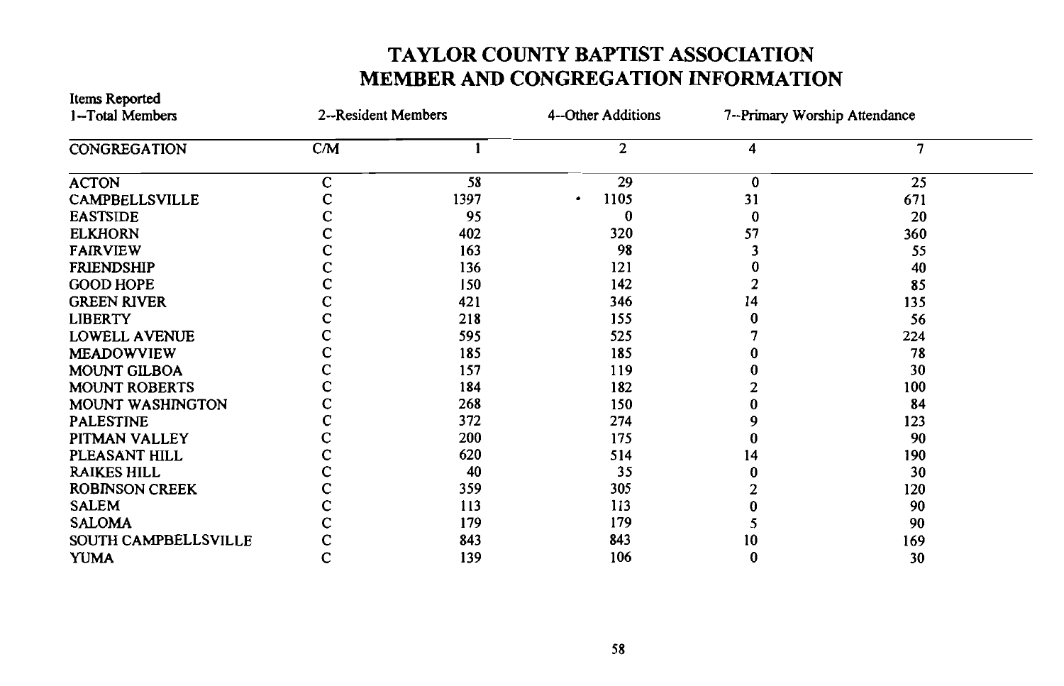# TAYLOR COUNTY BAPTIST ASSOCIATION
# MEMBER AND CONGREGATION INFORMATION

Items Reported
1--Total Members    2--Resident Members    4--Other Additions    7--Primary Worship Attendance

| CONGREGATION | C/M | 1 | 2 | 4 | 7 |
|---|---|---|---|---|---|
| ACTON | C | 58 | 29 | 0 | 25 |
| CAMPBELLSVILLE | C | 1397 | • 1105 | 31 | 671 |
| EASTSIDE | C | 95 | 0 | 0 | 20 |
| ELKHORN | C | 402 | 320 | 57 | 360 |
| FAIRVIEW | C | 163 | 98 | 3 | 55 |
| FRIENDSHIP | C | 136 | 121 | 0 | 40 |
| GOOD HOPE | C | 150 | 142 | 2 | 85 |
| GREEN RIVER | C | 421 | 346 | 14 | 135 |
| LIBERTY | C | 218 | 155 | 0 | 56 |
| LOWELL AVENUE | C | 595 | 525 | 7 | 224 |
| MEADOWVIEW | C | 185 | 185 | 0 | 78 |
| MOUNT GILBOA | C | 157 | 119 | 0 | 30 |
| MOUNT ROBERTS | C | 184 | 182 | 2 | 100 |
| MOUNT WASHINGTON | C | 268 | 150 | 0 | 84 |
| PALESTINE | C | 372 | 274 | 9 | 123 |
| PITMAN VALLEY | C | 200 | 175 | 0 | 90 |
| PLEASANT HILL | C | 620 | 514 | 14 | 190 |
| RAIKES HILL | C | 40 | 35 | 0 | 30 |
| ROBINSON CREEK | C | 359 | 305 | 2 | 120 |
| SALEM | C | 113 | 113 | 0 | 90 |
| SALOMA | C | 179 | 179 | 5 | 90 |
| SOUTH CAMPBELLSVILLE | C | 843 | 843 | 10 | 169 |
| YUMA | C | 139 | 106 | 0 | 30 |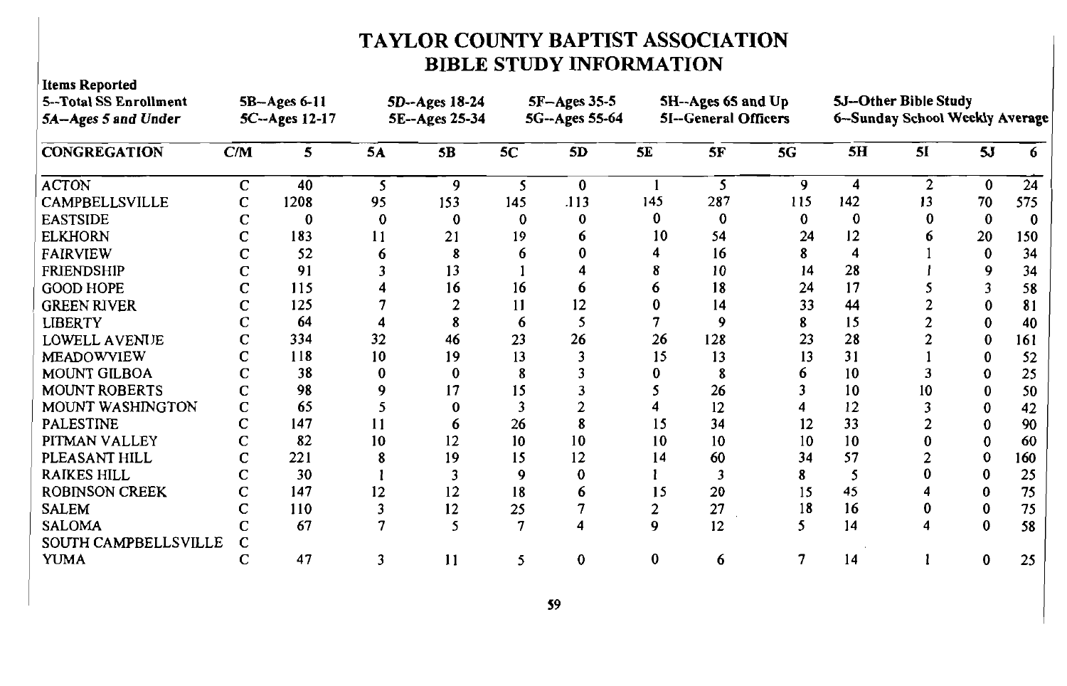# TAYLOR COUNTY BAPTIST ASSOCIATION
## BIBLE STUDY INFORMATION

**Items Reported**

| | | | | | |
|---|---|---|---|---|---|
| 5--Total SS Enrollment | 5B--Ages 6-11 | 5D--Ages 18-24 | 5F--Ages 35-5 | 5H--Ages 65 and Up | 5J--Other Bible Study |
| *5A--Ages 5 and Under* | 5C--Ages 12-17 | 5E--Ages 25-34 | 5G--Ages 55-64 | 5I--General Officers | 6--Sunday School Weekly Average |

| CONGREGATION | C/M | 5 | 5A | 5B | 5C | 5D | 5E | 5F | 5G | 5H | 5I | 5J | 6 |
|---|---|---|---|---|---|---|---|---|---|---|---|---|---|
| ACTON | C | 40 | 5 | 9 | 5 | 0 | 1 | 5 | 9 | 4 | 2 | 0 | 24 |
| CAMPBELLSVILLE | C | 1208 | 95 | 153 | 145 | .113 | 145 | 287 | 115 | 142 | 13 | 70 | 575 |
| EASTSIDE | C | 0 | 0 | 0 | 0 | 0 | 0 | 0 | 0 | 0 | 0 | 0 | 0 |
| ELKHORN | C | 183 | 11 | 21 | 19 | 6 | 10 | 54 | 24 | 12 | 6 | 20 | 150 |
| FAIRVIEW | C | 52 | 6 | 8 | 6 | 0 | 4 | 16 | 8 | 4 | 1 | 0 | 34 |
| FRIENDSHIP | C | 91 | 3 | 13 | 1 | 4 | 8 | 10 | 14 | 28 | 1 | 9 | 34 |
| GOOD HOPE | C | 115 | 4 | 16 | 16 | 6 | 6 | 18 | 24 | 17 | 5 | 3 | 58 |
| GREEN RIVER | C | 125 | 7 | 2 | 11 | 12 | 0 | 14 | 33 | 44 | 2 | 0 | 81 |
| LIBERTY | C | 64 | 4 | 8 | 6 | 5 | 7 | 9 | 8 | 15 | 2 | 0 | 40 |
| LOWELL AVENUE | C | 334 | 32 | 46 | 23 | 26 | 26 | 128 | 23 | 28 | 2 | 0 | 161 |
| MEADOWVIEW | C | 118 | 10 | 19 | 13 | 3 | 15 | 13 | 13 | 31 | 1 | 0 | 52 |
| MOUNT GILBOA | C | 38 | 0 | 0 | 8 | 3 | 0 | 8 | 6 | 10 | 3 | 0 | 25 |
| MOUNT ROBERTS | C | 98 | 9 | 17 | 15 | 3 | 5 | 26 | 3 | 10 | 10 | 0 | 50 |
| MOUNT WASHINGTON | C | 65 | 5 | 0 | 3 | 2 | 4 | 12 | 4 | 12 | 3 | 0 | 42 |
| PALESTINE | C | 147 | 11 | 6 | 26 | 8 | 15 | 34 | 12 | 33 | 2 | 0 | 90 |
| PITMAN VALLEY | C | 82 | 10 | 12 | 10 | 10 | 10 | 10 | 10 | 10 | 0 | 0 | 60 |
| PLEASANT HILL | C | 221 | 8 | 19 | 15 | 12 | 14 | 60 | 34 | 57 | 2 | 0 | 160 |
| RAIKES HILL | C | 30 | 1 | 3 | 9 | 0 | 1 | 3 | 8 | 5 | 0 | 0 | 25 |
| ROBINSON CREEK | C | 147 | 12 | 12 | 18 | 6 | 15 | 20 | 15 | 45 | 4 | 0 | 75 |
| SALEM | C | 110 | 3 | 12 | 25 | 7 | 2 | 27 | 18 | 16 | 0 | 0 | 75 |
| SALOMA | C | 67 | 7 | 5 | 7 | 4 | 9 | 12 | 5 | 14 | 4 | 0 | 58 |
| SOUTH CAMPBELLSVILLE | C | | | | | | | | | | | | |
| YUMA | C | 47 | 3 | 11 | 5 | 0 | 0 | 6 | 7 | 14 | 1 | 0 | 25 |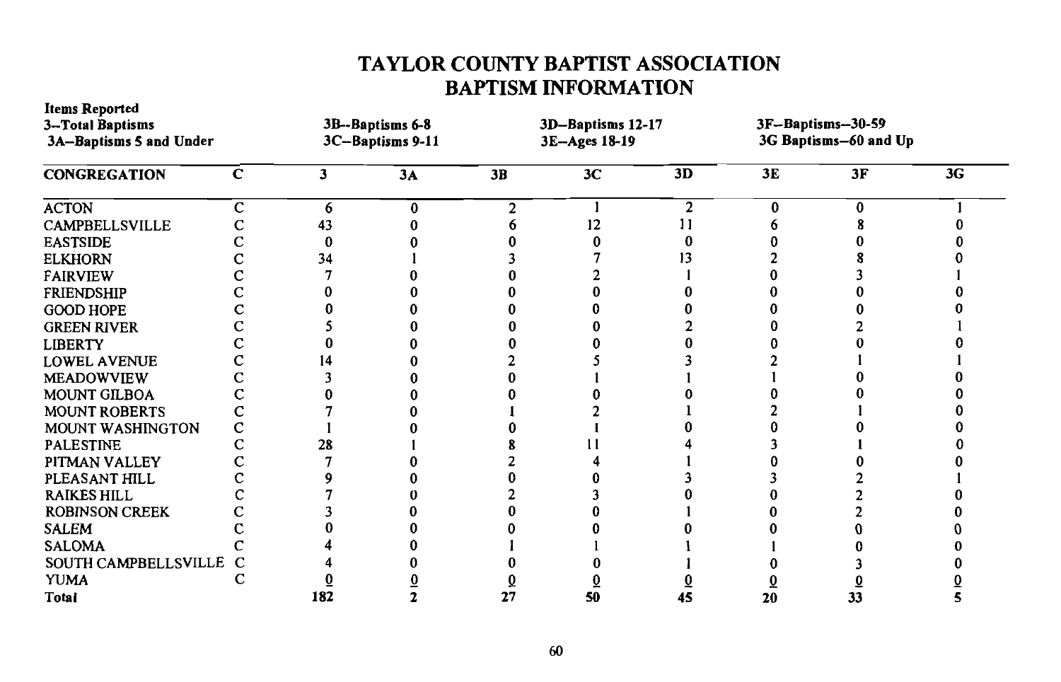# TAYLOR COUNTY BAPTIST ASSOCIATION
## BAPTISM INFORMATION

**Items Reported**
**3--Total Baptisms**
**3A--Baptisms 5 and Under**
**3B--Baptisms 6-8**
**3C--Baptisms 9-11**
**3D--Baptisms 12-17**
**3E--Ages 18-19**
**3F--Baptisms--30-59**
**3G Baptisms--60 and Up**

| CONGREGATION | C | 3 | 3A | 3B | 3C | 3D | 3E | 3F | 3G |
|---|---|---|---|---|---|---|---|---|---|
| ACTON | C | 6 | 0 | 2 | 1 | 2 | 0 | 0 | 1 |
| CAMPBELLSVILLE | C | 43 | 0 | 6 | 12 | 11 | 6 | 8 | 0 |
| EASTSIDE | C | 0 | 0 | 0 | 0 | 0 | 0 | 0 | 0 |
| ELKHORN | C | 34 | 1 | 3 | 7 | 13 | 2 | 8 | 0 |
| FAIRVIEW | C | 7 | 0 | 0 | 2 | 1 | 0 | 3 | 1 |
| FRIENDSHIP | C | 0 | 0 | 0 | 0 | 0 | 0 | 0 | 0 |
| GOOD HOPE | C | 0 | 0 | 0 | 0 | 0 | 0 | 0 | 0 |
| GREEN RIVER | C | 5 | 0 | 0 | 0 | 2 | 0 | 2 | 1 |
| LIBERTY | C | 0 | 0 | 0 | 0 | 0 | 0 | 0 | 0 |
| LOWEL AVENUE | C | 14 | 0 | 2 | 5 | 3 | 2 | 1 | 1 |
| MEADOWVIEW | C | 3 | 0 | 0 | 1 | 1 | 1 | 0 | 0 |
| MOUNT GILBOA | C | 0 | 0 | 0 | 0 | 0 | 0 | 0 | 0 |
| MOUNT ROBERTS | C | 7 | 0 | 1 | 2 | 1 | 2 | 1 | 0 |
| MOUNT WASHINGTON | C | 1 | 0 | 0 | 1 | 0 | 0 | 0 | 0 |
| PALESTINE | C | 28 | 1 | 8 | 11 | 4 | 3 | 1 | 0 |
| PITMAN VALLEY | C | 7 | 0 | 2 | 4 | 1 | 0 | 0 | 0 |
| PLEASANT HILL | C | 9 | 0 | 0 | 0 | 3 | 3 | 2 | 1 |
| RAIKES HILL | C | 7 | 0 | 2 | 3 | 0 | 0 | 2 | 0 |
| ROBINSON CREEK | C | 3 | 0 | 0 | 0 | 1 | 0 | 2 | 0 |
| SALEM | C | 0 | 0 | 0 | 0 | 0 | 0 | 0 | 0 |
| SALOMA | C | 4 | 0 | 1 | 1 | 1 | 1 | 0 | 0 |
| SOUTH CAMPBELLSVILLE | C | 4 | 0 | 0 | 0 | 1 | 0 | 3 | 0 |
| YUMA | C | 0 | 0 | 0 | 0 | 0 | 0 | 0 | 0 |
| **Total** | | **182** | **2** | **27** | **50** | **45** | **20** | **33** | **5** |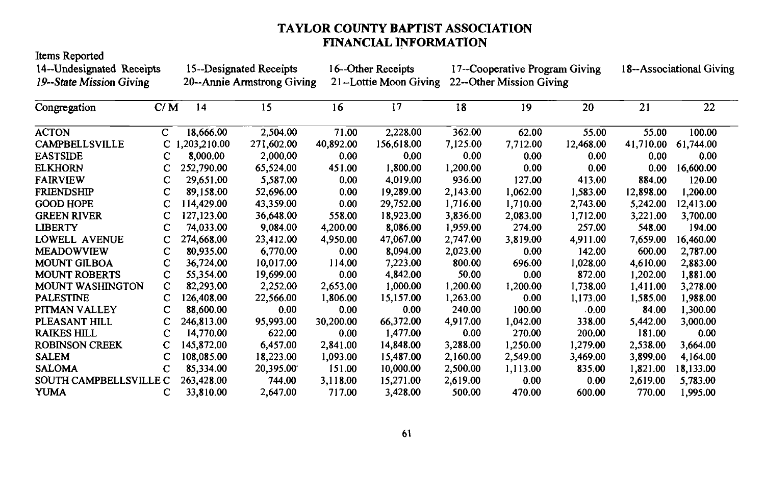# TAYLOR COUNTY BAPTIST ASSOCIATION
## FINANCIAL INFORMATION

Items Reported

14--Undesignated Receipts　15--Designated Receipts　16--Other Receipts　17--Cooperative Program Giving　18--Associational Giving

*19--State Mission Giving*　20--Annie Armstrong Giving　21--Lottie Moon Giving　22--Other Mission Giving

| Congregation | C/M | 14 | 15 | 16 | 17 | 18 | 19 | 20 | 21 | 22 |
|---|---|---|---|---|---|---|---|---|---|---|
| ACTON | C | 18,666.00 | 2,504.00 | 71.00 | 2,228.00 | 362.00 | 62.00 | 55.00 | 55.00 | 100.00 |
| CAMPBELLSVILLE | C | 1,203,210.00 | 271,602.00 | 40,892.00 | 156,618.00 | 7,125.00 | 7,712.00 | 12,468.00 | 41,710.00 | 61,744.00 |
| EASTSIDE | C | 8,000.00 | 2,000.00 | 0.00 | 0.00 | 0.00 | 0.00 | 0.00 | 0.00 | 0.00 |
| ELKHORN | C | 252,790.00 | 65,524.00 | 451.00 | 1,800.00 | 1,200.00 | 0.00 | 0.00 | 0.00 | 16,600.00 |
| FAIRVIEW | C | 29,651.00 | 5,587.00 | 0.00 | 4,019.00 | 936.00 | 127.00 | 413.00 | 884.00 | 120.00 |
| FRIENDSHIP | C | 89,158.00 | 52,696.00 | 0.00 | 19,289.00 | 2,143.00 | 1,062.00 | 1,583.00 | 12,898.00 | 1,200.00 |
| GOOD HOPE | C | 114,429.00 | 43,359.00 | 0.00 | 29,752.00 | 1,716.00 | 1,710.00 | 2,743.00 | 5,242.00 | 12,413.00 |
| GREEN RIVER | C | 127,123.00 | 36,648.00 | 558.00 | 18,923.00 | 3,836.00 | 2,083.00 | 1,712.00 | 3,221.00 | 3,700.00 |
| LIBERTY | C | 74,033.00 | 9,084.00 | 4,200.00 | 8,086.00 | 1,959.00 | 274.00 | 257.00 | 548.00 | 194.00 |
| LOWELL AVENUE | C | 274,668.00 | 23,412.00 | 4,950.00 | 47,067.00 | 2,747.00 | 3,819.00 | 4,911.00 | 7,659.00 | 16,460.00 |
| MEADOWVIEW | C | 80,935.00 | 6,770.00 | 0.00 | 8,094.00 | 2,023.00 | 0.00 | 142.00 | 600.00 | 2,787.00 |
| MOUNT GILBOA | C | 36,724.00 | 10,017.00 | 114.00 | 7,223.00 | 800.00 | 696.00 | 1,028.00 | 4,610.00 | 2,883.00 |
| MOUNT ROBERTS | C | 55,354.00 | 19,699.00 | 0.00 | 4,842.00 | 50.00 | 0.00 | 872.00 | 1,202.00 | 1,881.00 |
| MOUNT WASHINGTON | C | 82,293.00 | 2,252.00 | 2,653.00 | 1,000.00 | 1,200.00 | 1,200.00 | 1,738.00 | 1,411.00 | 3,278.00 |
| PALESTINE | C | 126,408.00 | 22,566.00 | 1,806.00 | 15,157.00 | 1,263.00 | 0.00 | 1,173.00 | 1,585.00 | 1,988.00 |
| PITMAN VALLEY | C | 88,600.00 | 0.00 | 0.00 | 0.00 | 240.00 | 100.00 | 0.00 | 84.00 | 1,300.00 |
| PLEASANT HILL | C | 246,813.00 | 95,993.00 | 30,200.00 | 66,372.00 | 4,917.00 | 1,042.00 | 338.00 | 5,442.00 | 3,000.00 |
| RAIKES HILL | C | 14,770.00 | 622.00 | 0.00 | 1,477.00 | 0.00 | 270.00 | 200.00 | 181.00 | 0.00 |
| ROBINSON CREEK | C | 145,872.00 | 6,457.00 | 2,841.00 | 14,848.00 | 3,288.00 | 1,250.00 | 1,279.00 | 2,538.00 | 3,664.00 |
| SALEM | C | 108,085.00 | 18,223.00 | 1,093.00 | 15,487.00 | 2,160.00 | 2,549.00 | 3,469.00 | 3,899.00 | 4,164.00 |
| SALOMA | C | 85,334.00 | 20,395.00 | 151.00 | 10,000.00 | 2,500.00 | 1,113.00 | 835.00 | 1,821.00 | 18,133.00 |
| SOUTH CAMPBELLSVILLE | C | 263,428.00 | 744.00 | 3,118.00 | 15,271.00 | 2,619.00 | 0.00 | 0.00 | 2,619.00 | 5,783.00 |
| YUMA | C | 33,810.00 | 2,647.00 | 717.00 | 3,428.00 | 500.00 | 470.00 | 600.00 | 770.00 | 1,995.00 |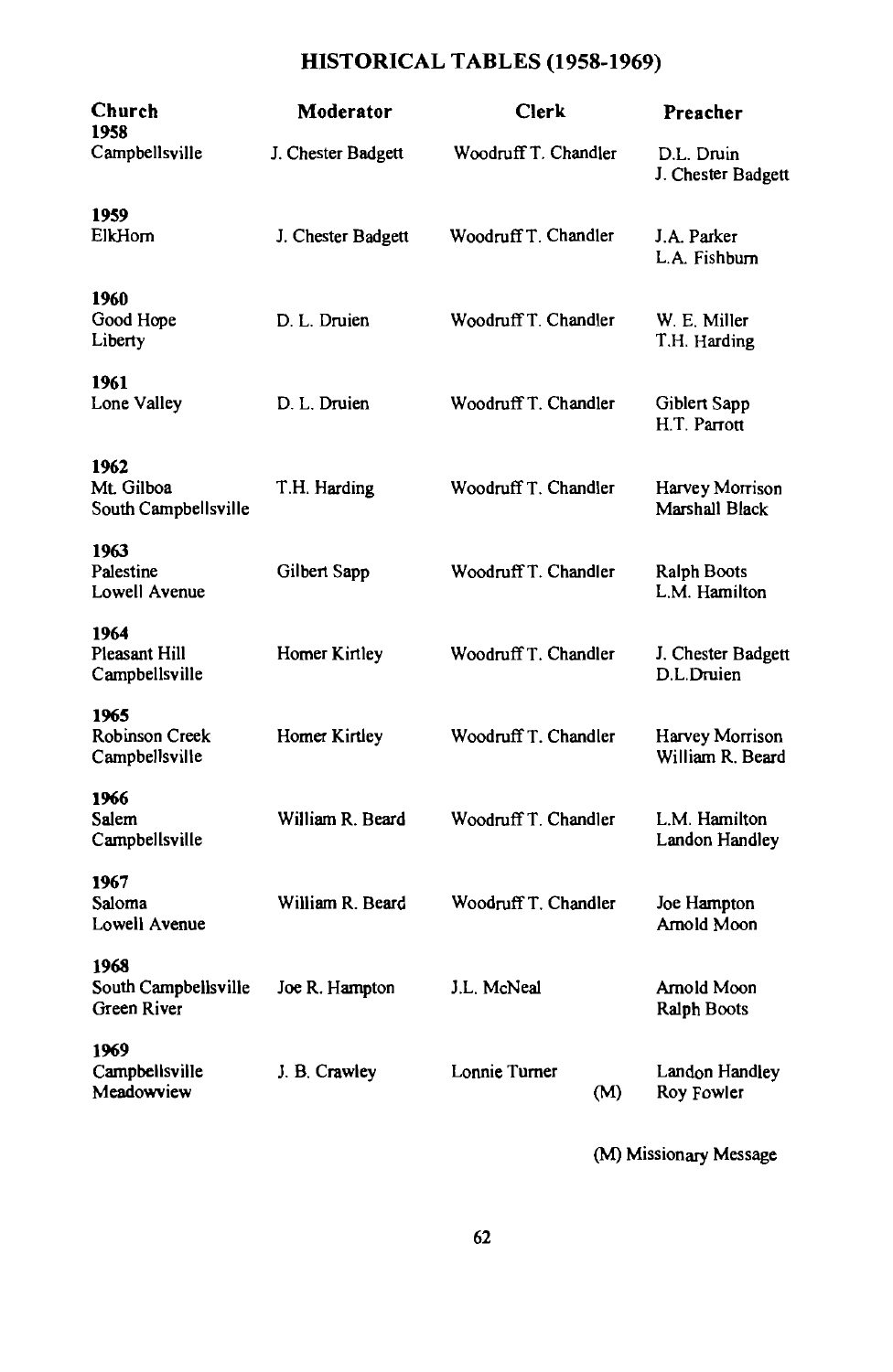# HISTORICAL TABLES (1958-1969)

| Church | Moderator | Clerk | Preacher |
|---|---|---|---|
| **1958** | | | |
| Campbellsville | J. Chester Badgett | Woodruff T. Chandler | D.L. Druin<br>J. Chester Badgett |
| **1959** | | | |
| ElkHorn | J. Chester Badgett | Woodruff T. Chandler | J.A. Parker<br>L.A. Fishburn |
| **1960** | | | |
| Good Hope<br>Liberty | D. L. Druien | Woodruff T. Chandler | W. E. Miller<br>T.H. Harding |
| **1961** | | | |
| Lone Valley | D. L. Druien | Woodruff T. Chandler | Giblert Sapp<br>H.T. Parrott |
| **1962** | | | |
| Mt. Gilboa<br>South Campbellsville | T.H. Harding | Woodruff T. Chandler | Harvey Morrison<br>Marshall Black |
| **1963** | | | |
| Palestine<br>Lowell Avenue | Gilbert Sapp | Woodruff T. Chandler | Ralph Boots<br>L.M. Hamilton |
| **1964** | | | |
| Pleasant Hill<br>Campbellsville | Homer Kirtley | Woodruff T. Chandler | J. Chester Badgett<br>D.L.Druien |
| **1965** | | | |
| Robinson Creek<br>Campbellsville | Homer Kirtley | Woodruff T. Chandler | Harvey Morrison<br>William R. Beard |
| **1966** | | | |
| Salem<br>Campbellsville | William R. Beard | Woodruff T. Chandler | L.M. Hamilton<br>Landon Handley |
| **1967** | | | |
| Saloma<br>Lowell Avenue | William R. Beard | Woodruff T. Chandler | Joe Hampton<br>Arnold Moon |
| **1968** | | | |
| South Campbellsville<br>Green River | Joe R. Hampton | J.L. McNeal | Arnold Moon<br>Ralph Boots |
| **1969** | | | |
| Campbellsville<br>Meadowview | J. B. Crawley | Lonnie Turner | Landon Handley<br>(M) Roy Fowler |

(M) Missionary Message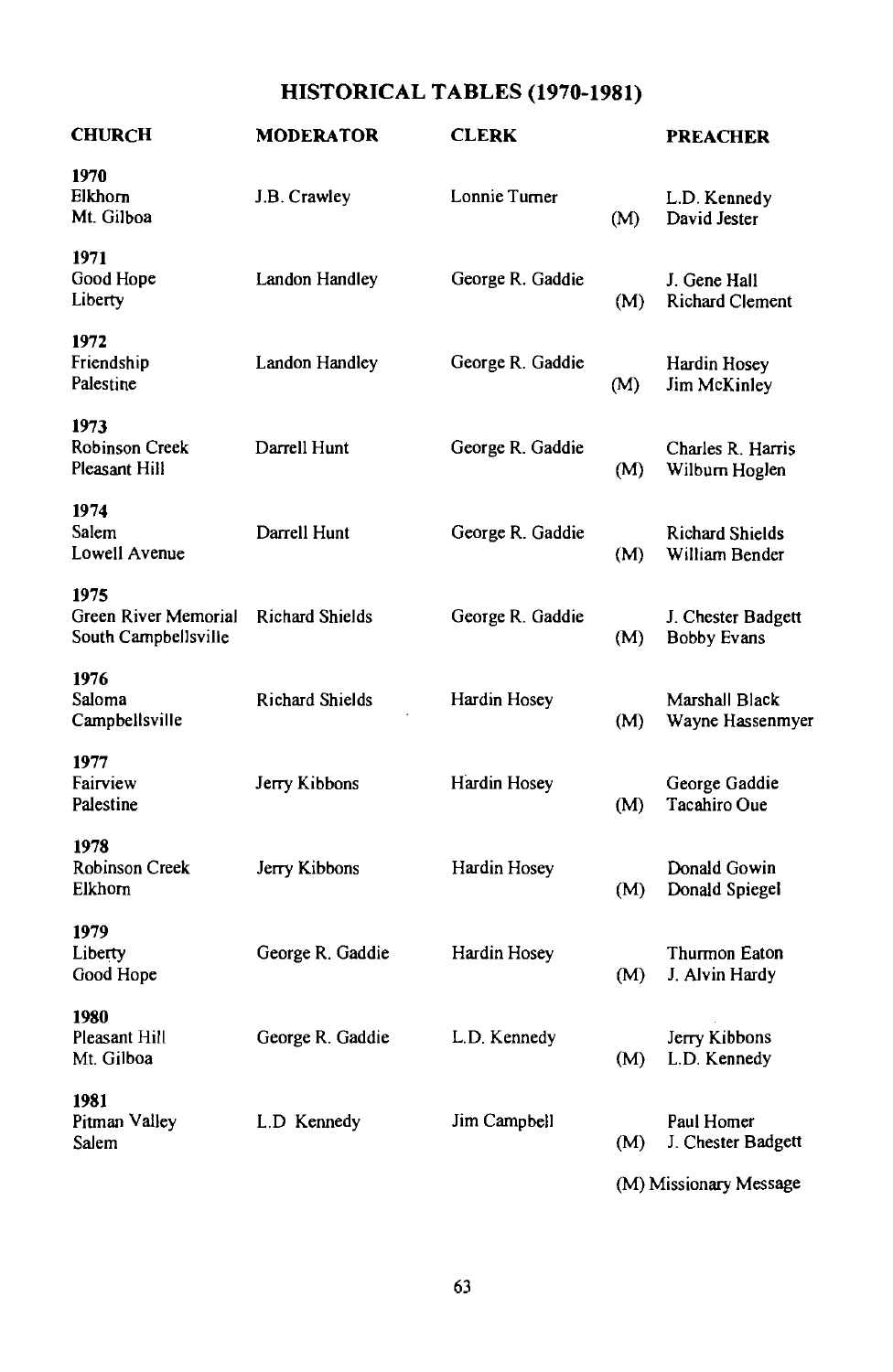# HISTORICAL TABLES (1970-1981)

| CHURCH | MODERATOR | CLERK | | PREACHER |
|---|---|---|---|---|
| **1970** | | | | |
| Elkhorn | J.B. Crawley | Lonnie Turner | | L.D. Kennedy |
| Mt. Gilboa | | | (M) | David Jester |
| **1971** | | | | |
| Good Hope | Landon Handley | George R. Gaddie | | J. Gene Hall |
| Liberty | | | (M) | Richard Clement |
| **1972** | | | | |
| Friendship | Landon Handley | George R. Gaddie | | Hardin Hosey |
| Palestine | | | (M) | Jim McKinley |
| **1973** | | | | |
| Robinson Creek | Darrell Hunt | George R. Gaddie | | Charles R. Harris |
| Pleasant Hill | | | (M) | Wilburn Hoglen |
| **1974** | | | | |
| Salem | Darrell Hunt | George R. Gaddie | | Richard Shields |
| Lowell Avenue | | | (M) | William Bender |
| **1975** | | | | |
| Green River Memorial | Richard Shields | George R. Gaddie | | J. Chester Badgett |
| South Campbellsville | | | (M) | Bobby Evans |
| **1976** | | | | |
| Saloma | Richard Shields | Hardin Hosey | | Marshall Black |
| Campbellsville | | | (M) | Wayne Hassenmyer |
| **1977** | | | | |
| Fairview | Jerry Kibbons | Hardin Hosey | | George Gaddie |
| Palestine | | | (M) | Tacahiro Oue |
| **1978** | | | | |
| Robinson Creek | Jerry Kibbons | Hardin Hosey | | Donald Gowin |
| Elkhorn | | | (M) | Donald Spiegel |
| **1979** | | | | |
| Liberty | George R. Gaddie | Hardin Hosey | | Thurmon Eaton |
| Good Hope | | | (M) | J. Alvin Hardy |
| **1980** | | | | |
| Pleasant Hill | George R. Gaddie | L.D. Kennedy | | Jerry Kibbons |
| Mt. Gilboa | | | (M) | L.D. Kennedy |
| **1981** | | | | |
| Pitman Valley | L.D Kennedy | Jim Campbell | | Paul Homer |
| Salem | | | (M) | J. Chester Badgett |

(M) Missionary Message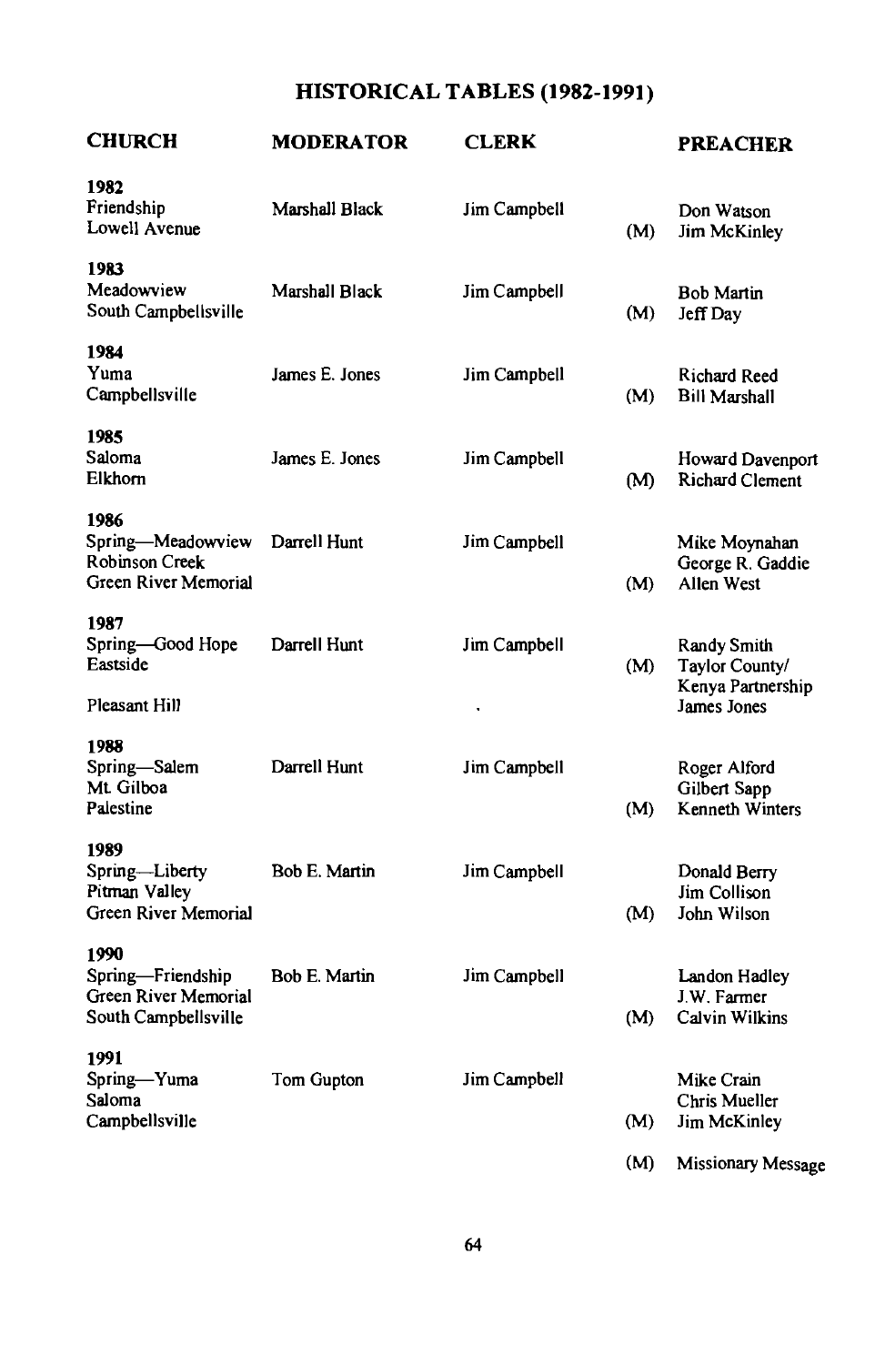## HISTORICAL TABLES (1982-1991)

| CHURCH | MODERATOR | CLERK | | PREACHER |
|---|---|---|---|---|
| **1982** | | | | |
| Friendship | Marshall Black | Jim Campbell | | Don Watson |
| Lowell Avenue | | | (M) | Jim McKinley |
| **1983** | | | | |
| Meadowview | Marshall Black | Jim Campbell | | Bob Martin |
| South Campbellsville | | | (M) | Jeff Day |
| **1984** | | | | |
| Yuma | James E. Jones | Jim Campbell | | Richard Reed |
| Campbellsville | | | (M) | Bill Marshall |
| **1985** | | | | |
| Saloma | James E. Jones | Jim Campbell | | Howard Davenport |
| Elkhorn | | | (M) | Richard Clement |
| **1986** | | | | |
| Spring—Meadowview | Darrell Hunt | Jim Campbell | | Mike Moynahan |
| Robinson Creek | | | | George R. Gaddie |
| Green River Memorial | | | (M) | Allen West |
| **1987** | | | | |
| Spring—Good Hope | Darrell Hunt | Jim Campbell | | Randy Smith |
| Eastside | | | (M) | Taylor County/ Kenya Partnership |
| Pleasant Hill | | | | James Jones |
| **1988** | | | | |
| Spring—Salem | Darrell Hunt | Jim Campbell | | Roger Alford |
| Mt. Gilboa | | | | Gilbert Sapp |
| Palestine | | | (M) | Kenneth Winters |
| **1989** | | | | |
| Spring—Liberty | Bob E. Martin | Jim Campbell | | Donald Berry |
| Pitman Valley | | | | Jim Collison |
| Green River Memorial | | | (M) | John Wilson |
| **1990** | | | | |
| Spring—Friendship | Bob E. Martin | Jim Campbell | | Landon Hadley |
| Green River Memorial | | | | J.W. Farmer |
| South Campbellsville | | | (M) | Calvin Wilkins |
| **1991** | | | | |
| Spring—Yuma | Tom Gupton | Jim Campbell | | Mike Crain |
| Saloma | | | | Chris Mueller |
| Campbellsville | | | (M) | Jim McKinley |

(M) Missionary Message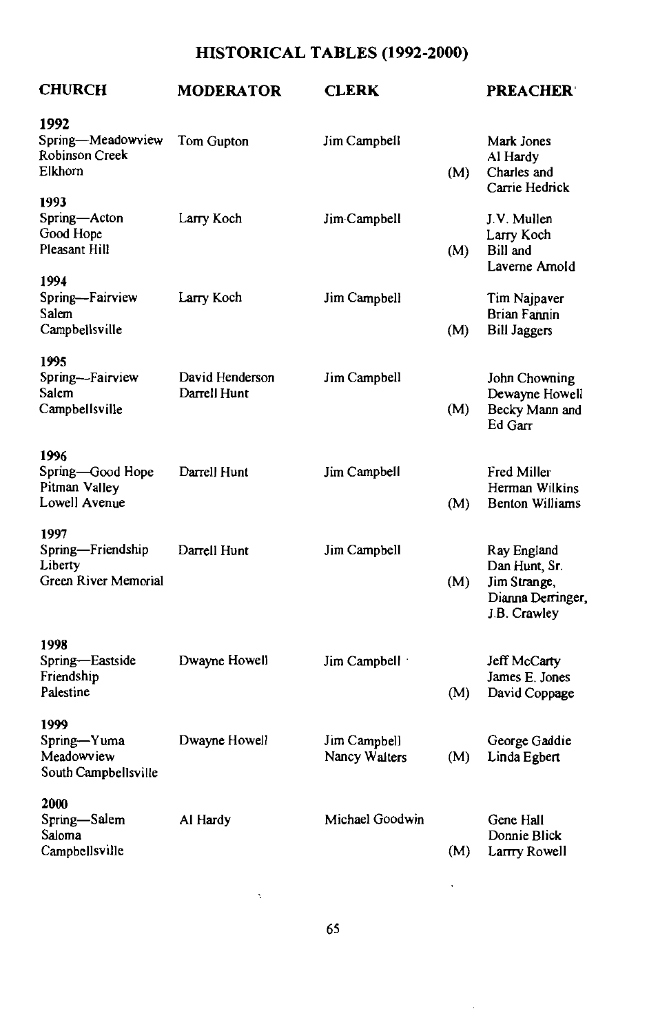## HISTORICAL TABLES (1992-2000)

| CHURCH | MODERATOR | CLERK | | PREACHER |
|---|---|---|---|---|
| **1992** | | | | |
| Spring—Meadowview | Tom Gupton | Jim Campbell | | Mark Jones |
| Robinson Creek | | | | Al Hardy |
| Elkhorn | | | (M) | Charles and Carrie Hedrick |
| **1993** | | | | |
| Spring—Acton | Larry Koch | Jim Campbell | | J.V. Mullen |
| Good Hope | | | | Larry Koch |
| Pleasant Hill | | | (M) | Bill and Laverne Arnold |
| **1994** | | | | |
| Spring—Fairview | Larry Koch | Jim Campbell | | Tim Najpaver |
| Salem | | | | Brian Fannin |
| Campbellsville | | | (M) | Bill Jaggers |
| **1995** | | | | |
| Spring—Fairview | David Henderson | Jim Campbell | | John Chowning |
| Salem | Darrell Hunt | | | Dewayne Howell |
| Campbellsville | | | (M) | Becky Mann and Ed Garr |
| **1996** | | | | |
| Spring—Good Hope | Darrell Hunt | Jim Campbell | | Fred Miller |
| Pitman Valley | | | | Herman Wilkins |
| Lowell Avenue | | | (M) | Benton Williams |
| **1997** | | | | |
| Spring—Friendship | Darrell Hunt | Jim Campbell | | Ray England |
| Liberty | | | | Dan Hunt, Sr. |
| Green River Memorial | | | (M) | Jim Strange, Dianna Derringer, J.B. Crawley |
| **1998** | | | | |
| Spring—Eastside | Dwayne Howell | Jim Campbell | | Jeff McCarty |
| Friendship | | | | James E. Jones |
| Palestine | | | (M) | David Coppage |
| **1999** | | | | |
| Spring—Yuma | Dwayne Howell | Jim Campbell | | George Gaddie |
| Meadowview | | Nancy Walters | (M) | Linda Egbert |
| South Campbellsville | | | | |
| **2000** | | | | |
| Spring—Salem | Al Hardy | Michael Goodwin | | Gene Hall |
| Saloma | | | | Donnie Blick |
| Campbellsville | | | (M) | Larrry Rowell |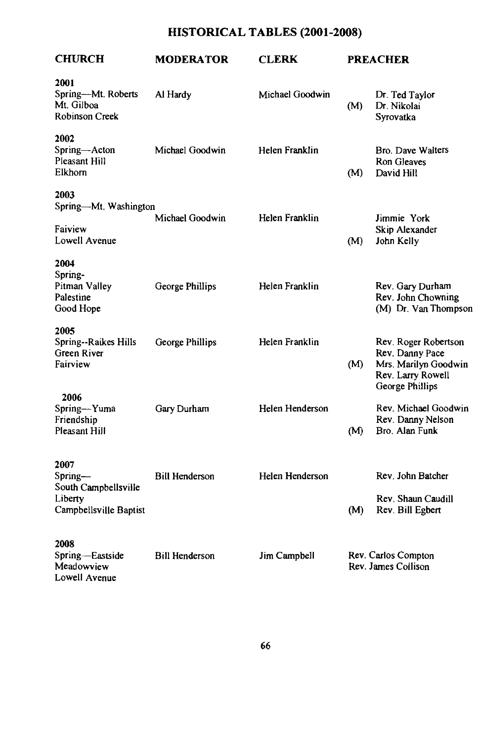# HISTORICAL TABLES (2001-2008)

| CHURCH | MODERATOR | CLERK | | PREACHER |
|---|---|---|---|---|
| **2001** | | | | |
| Spring—Mt. Roberts | Al Hardy | Michael Goodwin | | Dr. Ted Taylor |
| Mt. Gilboa | | | (M) | Dr. Nikolai Syrovatka |
| Robinson Creek | | | | |
| **2002** | | | | |
| Spring—Acton | Michael Goodwin | Helen Franklin | | Bro. Dave Walters |
| Pleasant Hill | | | | Ron Gleaves |
| Elkhorn | | | (M) | David Hill |
| **2003** | | | | |
| Spring—Mt. Washington | Michael Goodwin | Helen Franklin | | Jimmie York |
| Faiview | | | | Skip Alexander |
| Lowell Avenue | | | (M) | John Kelly |
| **2004** | | | | |
| Spring-Pitman Valley | George Phillips | Helen Franklin | | Rev. Gary Durham |
| Palestine | | | | Rev. John Chowning |
| Good Hope | | | | (M) Dr. Van Thompson |
| **2005** | | | | |
| Spring--Raikes Hills | George Phillips | Helen Franklin | | Rev. Roger Robertson |
| Green River | | | | Rev. Danny Pace |
| Fairview | | | (M) | Mrs. Marilyn Goodwin |
| | | | | Rev. Larry Rowell |
| | | | | George Phillips |
| **2006** | | | | |
| Spring—Yuma | Gary Durham | Helen Henderson | | Rev. Michael Goodwin |
| Friendship | | | | Rev. Danny Nelson |
| Pleasant Hill | | | (M) | Bro. Alan Funk |
| **2007** | | | | |
| Spring—South Campbellsville | Bill Henderson | Helen Henderson | | Rev. John Batcher |
| Liberty | | | | Rev. Shaun Caudill |
| Campbellsville Baptist | | | (M) | Rev. Bill Egbert |
| **2008** | | | | |
| Spring—Eastside | Bill Henderson | Jim Campbell | | Rev. Carlos Compton |
| Meadowview | | | | Rev. James Collison |
| Lowell Avenue | | | | |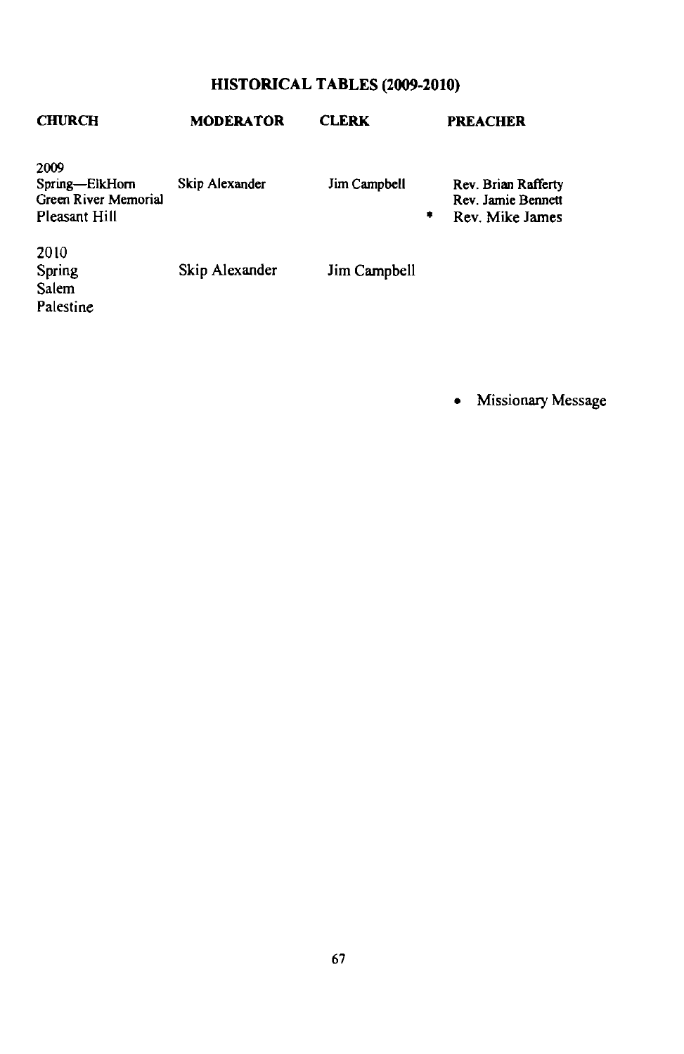# HISTORICAL TABLES (2009-2010)

| CHURCH | MODERATOR | CLERK | | PREACHER |
|---|---|---|---|---|
| 2009 | | | | |
| Spring—ElkHorn | Skip Alexander | Jim Campbell | | Rev. Brian Rafferty |
| Green River Memorial | | | | Rev. Jamie Bennett |
| Pleasant Hill | | | * | Rev. Mike James |
| 2010 | | | | |
| Spring | Skip Alexander | Jim Campbell | | |
| Salem | | | | |
| Palestine | | | | |

- Missionary Message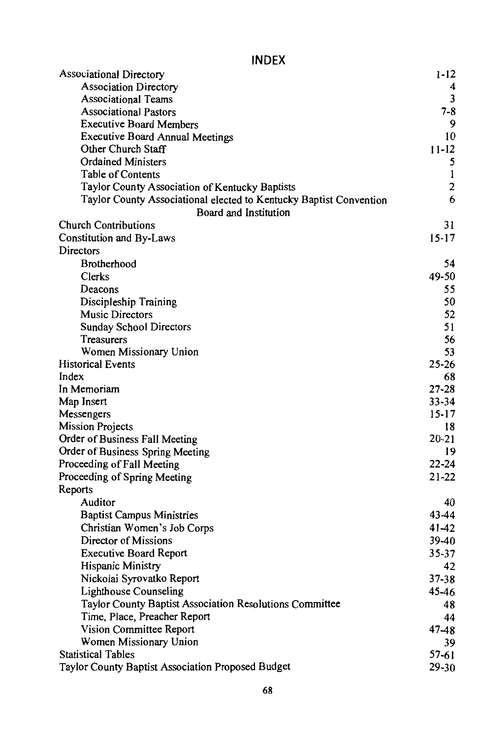# INDEX

| | |
|---|---|
| Associational Directory | 1-12 |
| Association Directory | 4 |
| Associational Teams | 3 |
| Associational Pastors | 7-8 |
| Executive Board Members | 9 |
| Executive Board Annual Meetings | 10 |
| Other Church Staff | 11-12 |
| Ordained Ministers | 5 |
| Table of Contents | 1 |
| Taylor County Association of Kentucky Baptists | 2 |
| Taylor County Associational elected to Kentucky Baptist Convention Board and Institution | 6 |
| Church Contributions | 31 |
| Constitution and By-Laws | 15-17 |
| Directors | |
| Brotherhood | 54 |
| Clerks | 49-50 |
| Deacons | 55 |
| Discipleship Training | 50 |
| Music Directors | 52 |
| Sunday School Directors | 51 |
| Treasurers | 56 |
| Women Missionary Union | 53 |
| Historical Events | 25-26 |
| Index | 68 |
| In Memoriam | 27-28 |
| Map Insert | 33-34 |
| Messengers | 15-17 |
| Mission Projects | 18 |
| Order of Business Fall Meeting | 20-21 |
| Order of Business Spring Meeting | 19 |
| Proceeding of Fall Meeting | 22-24 |
| Proceeding of Spring Meeting | 21-22 |
| Reports | |
| Auditor | 40 |
| Baptist Campus Ministries | 43-44 |
| Christian Women's Job Corps | 41-42 |
| Director of Missions | 39-40 |
| Executive Board Report | 35-37 |
| Hispanic Ministry | 42 |
| Nickolai Syrovatko Report | 37-38 |
| Lighthouse Counseling | 45-46 |
| Taylor County Baptist Association Resolutions Committee | 48 |
| Time, Place, Preacher Report | 44 |
| Vision Committee Report | 47-48 |
| Women Missionary Union | 39 |
| Statistical Tables | 57-61 |
| Taylor County Baptist Association Proposed Budget | 29-30 |